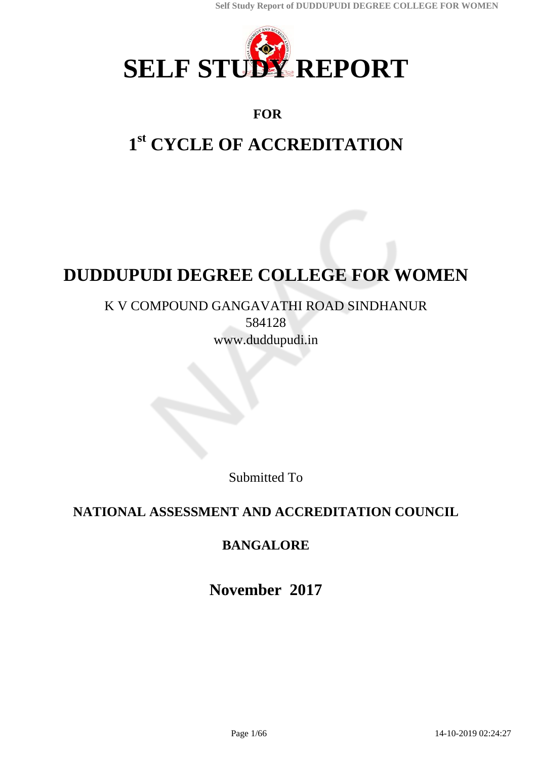# SELF STUDY REPORT

**FOR**

## 1st CYCLE OF ACCREDITATION

## DUDDUPUDI DEGREE COLLEGE FOR WOMEN

K V COMPOUND GANGAVATHI ROAD SINDHANUR
584128
www.duddupudi.in

Submitted To

**NATIONAL ASSESSMENT AND ACCREDITATION COUNCIL**

**BANGALORE**

**November 2017**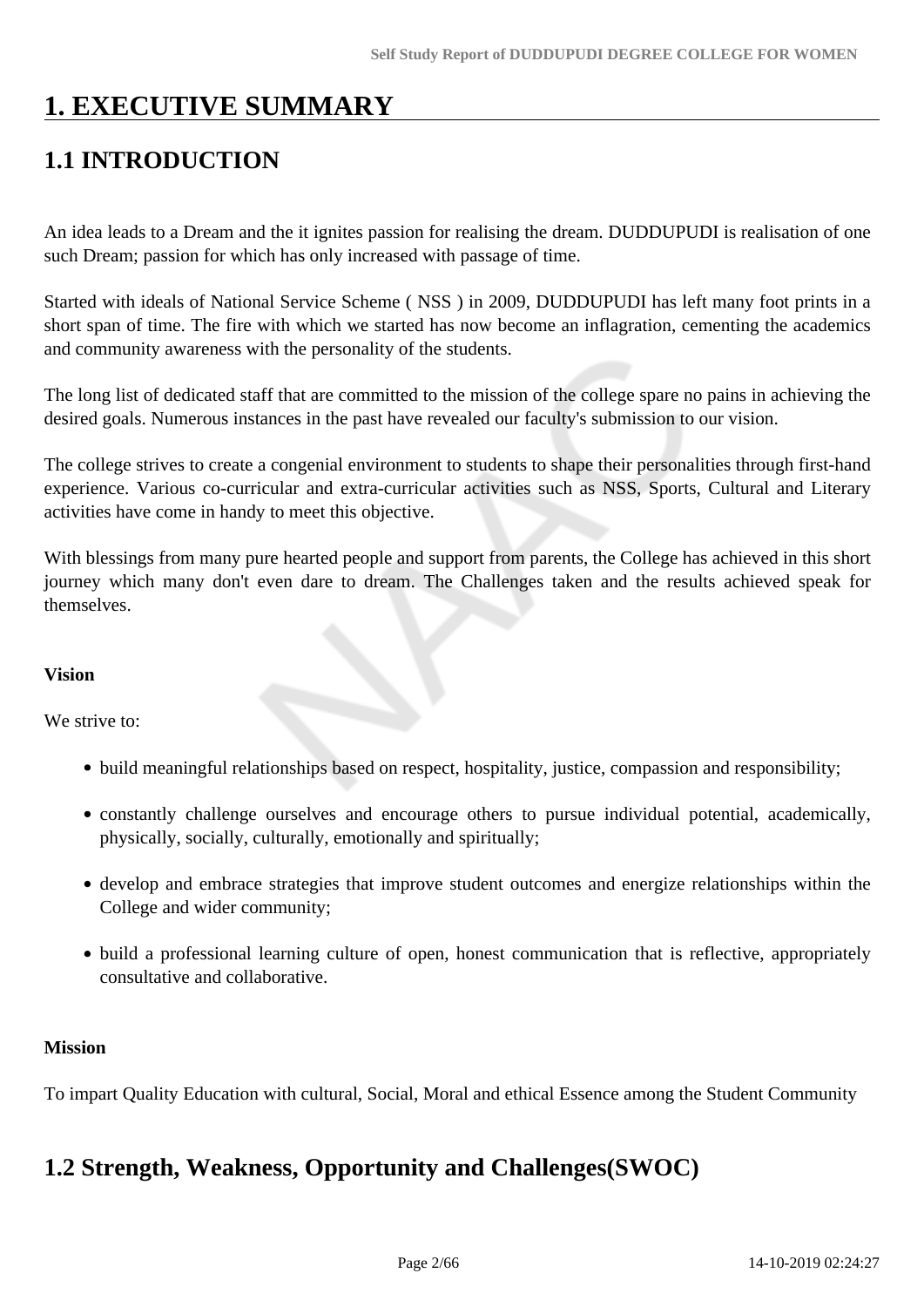# 1. EXECUTIVE SUMMARY

## 1.1 INTRODUCTION

An idea leads to a Dream and the it ignites passion for realising the dream. DUDDUPUDI is realisation of one such Dream; passion for which has only increased with passage of time.

Started with ideals of National Service Scheme ( NSS ) in 2009, DUDDUPUDI has left many foot prints in a short span of time. The fire with which we started has now become an inflagration, cementing the academics and community awareness with the personality of the students.

The long list of dedicated staff that are committed to the mission of the college spare no pains in achieving the desired goals. Numerous instances in the past have revealed our faculty's submission to our vision.

The college strives to create a congenial environment to students to shape their personalities through first-hand experience. Various co-curricular and extra-curricular activities such as NSS, Sports, Cultural and Literary activities have come in handy to meet this objective.

With blessings from many pure hearted people and support from parents, the College has achieved in this short journey which many don't even dare to dream. The Challenges taken and the results achieved speak for themselves.

**Vision**

We strive to:

- build meaningful relationships based on respect, hospitality, justice, compassion and responsibility;
- constantly challenge ourselves and encourage others to pursue individual potential, academically, physically, socially, culturally, emotionally and spiritually;
- develop and embrace strategies that improve student outcomes and energize relationships within the College and wider community;
- build a professional learning culture of open, honest communication that is reflective, appropriately consultative and collaborative.

**Mission**

To impart Quality Education with cultural, Social, Moral and ethical Essence among the Student Community

## 1.2 Strength, Weakness, Opportunity and Challenges(SWOC)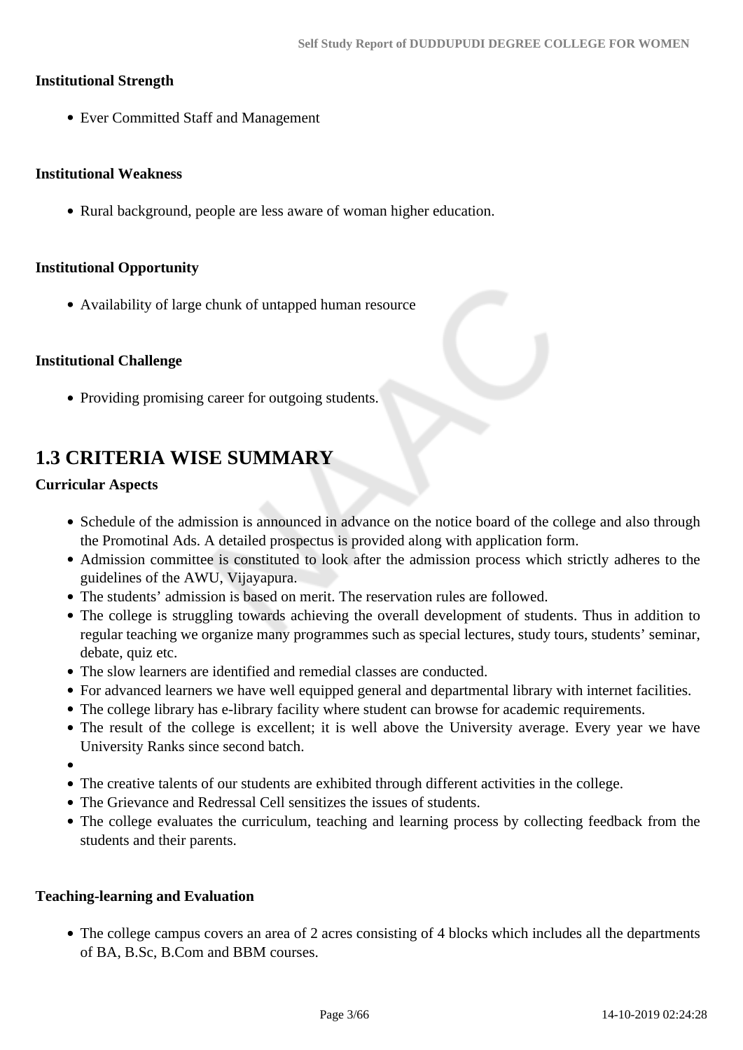**Institutional Strength**

- Ever Committed Staff and Management

**Institutional Weakness**

- Rural background, people are less aware of woman higher education.

**Institutional Opportunity**

- Availability of large chunk of untapped human resource

**Institutional Challenge**

- Providing promising career for outgoing students.

## 1.3 CRITERIA WISE SUMMARY

**Curricular Aspects**

- Schedule of the admission is announced in advance on the notice board of the college and also through the Promotinal Ads. A detailed prospectus is provided along with application form.
- Admission committee is constituted to look after the admission process which strictly adheres to the guidelines of the AWU, Vijayapura.
- The students' admission is based on merit. The reservation rules are followed.
- The college is struggling towards achieving the overall development of students. Thus in addition to regular teaching we organize many programmes such as special lectures, study tours, students' seminar, debate, quiz etc.
- The slow learners are identified and remedial classes are conducted.
- For advanced learners we have well equipped general and departmental library with internet facilities.
- The college library has e-library facility where student can browse for academic requirements.
- The result of the college is excellent; it is well above the University average. Every year we have University Ranks since second batch.
- 
- The creative talents of our students are exhibited through different activities in the college.
- The Grievance and Redressal Cell sensitizes the issues of students.
- The college evaluates the curriculum, teaching and learning process by collecting feedback from the students and their parents.

**Teaching-learning and Evaluation**

- The college campus covers an area of 2 acres consisting of 4 blocks which includes all the departments of BA, B.Sc, B.Com and BBM courses.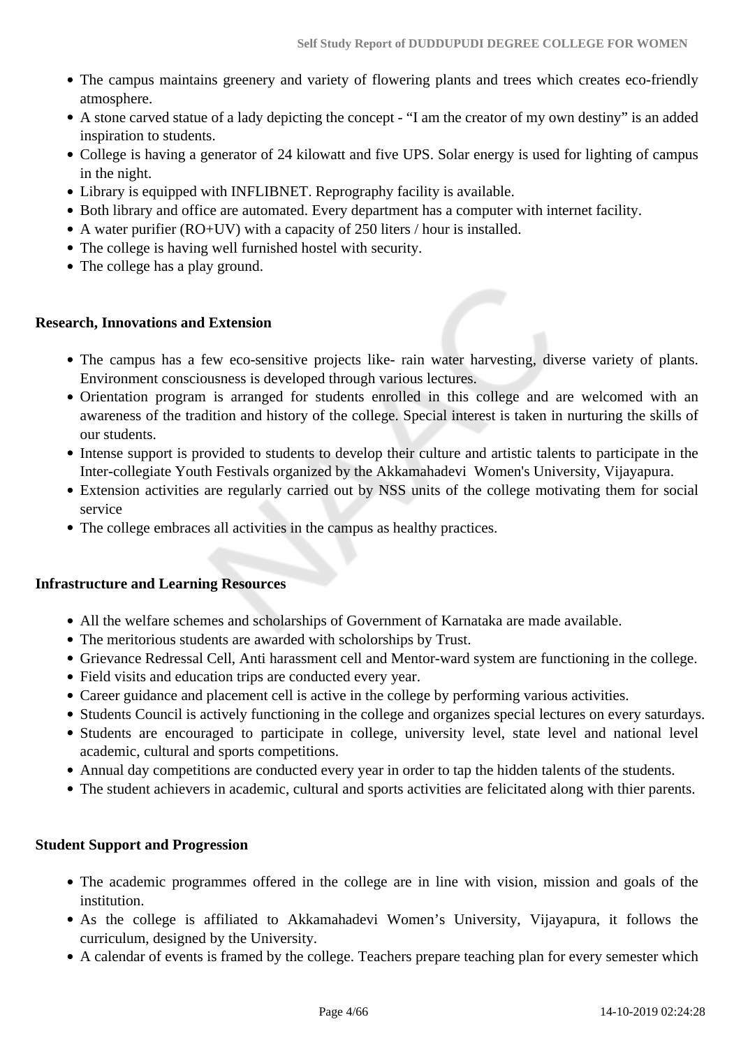- The campus maintains greenery and variety of flowering plants and trees which creates eco-friendly atmosphere.
- A stone carved statue of a lady depicting the concept - “I am the creator of my own destiny” is an added inspiration to students.
- College is having a generator of 24 kilowatt and five UPS. Solar energy is used for lighting of campus in the night.
- Library is equipped with INFLIBNET. Reprography facility is available.
- Both library and office are automated. Every department has a computer with internet facility.
- A water purifier (RO+UV) with a capacity of 250 liters / hour is installed.
- The college is having well furnished hostel with security.
- The college has a play ground.

**Research, Innovations and Extension**

- The campus has a few eco-sensitive projects like- rain water harvesting, diverse variety of plants. Environment consciousness is developed through various lectures.
- Orientation program is arranged for students enrolled in this college and are welcomed with an awareness of the tradition and history of the college. Special interest is taken in nurturing the skills of our students.
- Intense support is provided to students to develop their culture and artistic talents to participate in the Inter-collegiate Youth Festivals organized by the Akkamahadevi Women's University, Vijayapura.
- Extension activities are regularly carried out by NSS units of the college motivating them for social service
- The college embraces all activities in the campus as healthy practices.

**Infrastructure and Learning Resources**

- All the welfare schemes and scholarships of Government of Karnataka are made available.
- The meritorious students are awarded with scholorships by Trust.
- Grievance Redressal Cell, Anti harassment cell and Mentor-ward system are functioning in the college.
- Field visits and education trips are conducted every year.
- Career guidance and placement cell is active in the college by performing various activities.
- Students Council is actively functioning in the college and organizes special lectures on every saturdays.
- Students are encouraged to participate in college, university level, state level and national level academic, cultural and sports competitions.
- Annual day competitions are conducted every year in order to tap the hidden talents of the students.
- The student achievers in academic, cultural and sports activities are felicitated along with thier parents.

**Student Support and Progression**

- The academic programmes offered in the college are in line with vision, mission and goals of the institution.
- As the college is affiliated to Akkamahadevi Women’s University, Vijayapura, it follows the curriculum, designed by the University.
- A calendar of events is framed by the college. Teachers prepare teaching plan for every semester which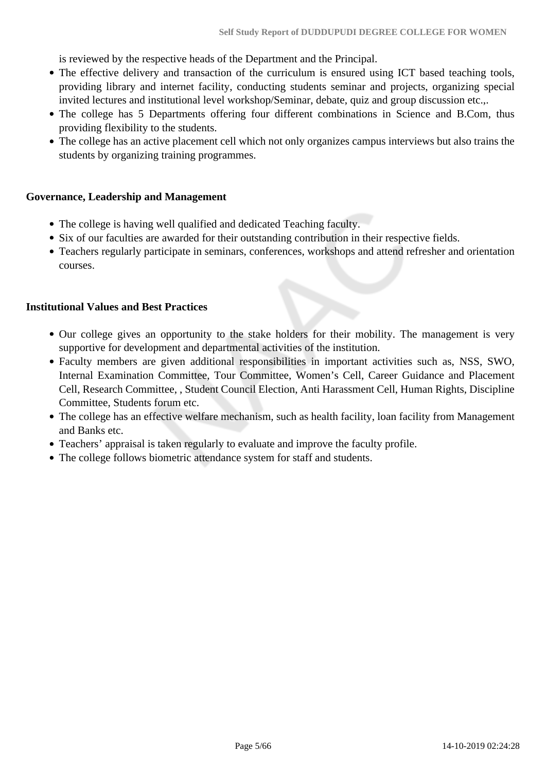is reviewed by the respective heads of the Department and the Principal.

- The effective delivery and transaction of the curriculum is ensured using ICT based teaching tools, providing library and internet facility, conducting students seminar and projects, organizing special invited lectures and institutional level workshop/Seminar, debate, quiz and group discussion etc.,.
- The college has 5 Departments offering four different combinations in Science and B.Com, thus providing flexibility to the students.
- The college has an active placement cell which not only organizes campus interviews but also trains the students by organizing training programmes.

**Governance, Leadership and Management**

- The college is having well qualified and dedicated Teaching faculty.
- Six of our faculties are awarded for their outstanding contribution in their respective fields.
- Teachers regularly participate in seminars, conferences, workshops and attend refresher and orientation courses.

**Institutional Values and Best Practices**

- Our college gives an opportunity to the stake holders for their mobility. The management is very supportive for development and departmental activities of the institution.
- Faculty members are given additional responsibilities in important activities such as, NSS, SWO, Internal Examination Committee, Tour Committee, Women's Cell, Career Guidance and Placement Cell, Research Committee, , Student Council Election, Anti Harassment Cell, Human Rights, Discipline Committee, Students forum etc.
- The college has an effective welfare mechanism, such as health facility, loan facility from Management and Banks etc.
- Teachers' appraisal is taken regularly to evaluate and improve the faculty profile.
- The college follows biometric attendance system for staff and students.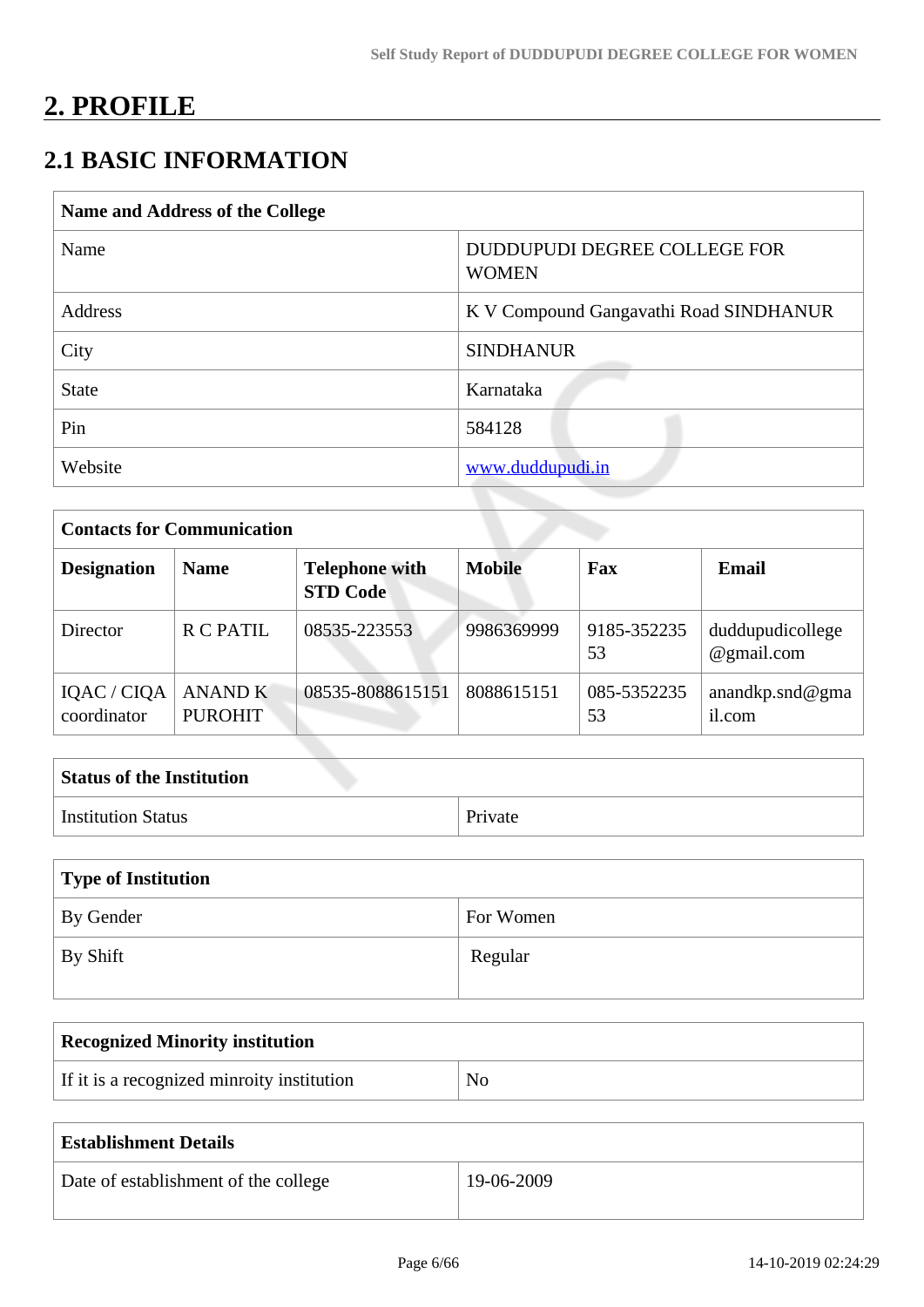# 2. PROFILE

## 2.1 BASIC INFORMATION

| Name and Address of the College | |
|---|---|
| Name | DUDDUPUDI DEGREE COLLEGE FOR WOMEN |
| Address | K V Compound Gangavathi Road SINDHANUR |
| City | SINDHANUR |
| State | Karnataka |
| Pin | 584128 |
| Website | www.duddupudi.in |

| Contacts for Communication | | | | | |
|---|---|---|---|---|---|
| **Designation** | **Name** | **Telephone with STD Code** | **Mobile** | **Fax** | **Email** |
| Director | R C PATIL | 08535-223553 | 9986369999 | 9185-35223553 | duddupudicollege@gmail.com |
| IQAC / CIQA coordinator | ANAND K PUROHIT | 08535-8088615151 | 8088615151 | 085-535223553 | anandkp.snd@gmail.com |

| Status of the Institution | |
|---|---|
| Institution Status | Private |

| Type of Institution | |
|---|---|
| By Gender | For Women |
| By Shift | Regular |

| Recognized Minority institution | |
|---|---|
| If it is a recognized minroity institution | No |

| Establishment Details | |
|---|---|
| Date of establishment of the college | 19-06-2009 |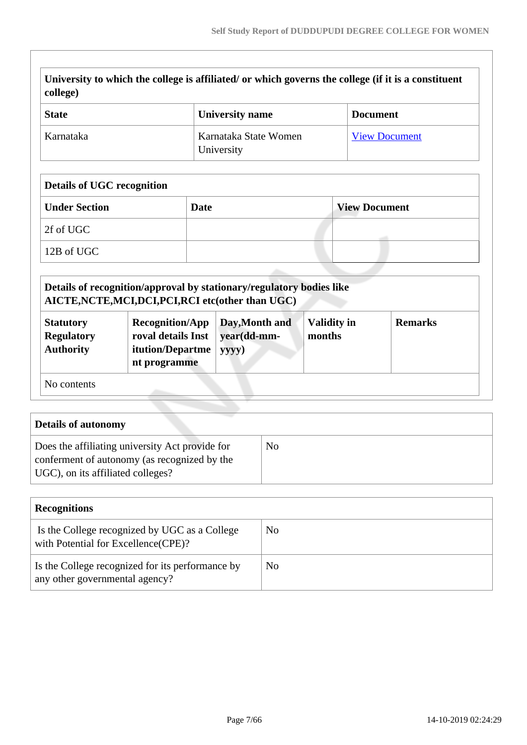| University to which the college is affiliated/ or which governs the college (if it is a constituent college) | | |
|---|---|---|
| **State** | **University name** | **Document** |
| Karnataka | Karnataka State Women University | View Document |

| Details of UGC recognition | | |
|---|---|---|
| **Under Section** | **Date** | **View Document** |
| 2f of UGC | | |
| 12B of UGC | | |

| Details of recognition/approval by stationary/regulatory bodies like AICTE,NCTE,MCI,DCI,PCI,RCI etc(other than UGC) | | | | |
|---|---|---|---|---|
| **Statutory Regulatory Authority** | **Recognition/Approval details Institution/Department programme** | **Day,Month and year(dd-mm-yyyy)** | **Validity in months** | **Remarks** |
| No contents | | | | |

| Details of autonomy | |
|---|---|
| Does the affiliating university Act provide for conferment of autonomy (as recognized by the UGC), on its affiliated colleges? | No |

| Recognitions | |
|---|---|
| Is the College recognized by UGC as a College with Potential for Excellence(CPE)? | No |
| Is the College recognized for its performance by any other governmental agency? | No |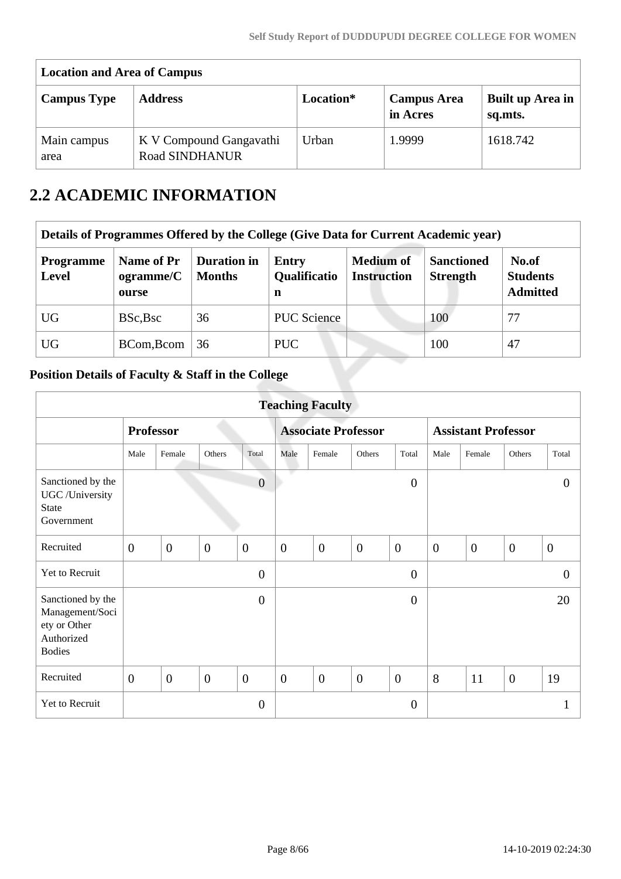| Location and Area of Campus | | | | |
|---|---|---|---|---|
| **Campus Type** | **Address** | **Location*** | **Campus Area in Acres** | **Built up Area in sq.mts.** |
| Main campus area | K V Compound Gangavathi Road SINDHANUR | Urban | 1.9999 | 1618.742 |

# 2.2 ACADEMIC INFORMATION

| Details of Programmes Offered by the College (Give Data for Current Academic year) | | | | | | |
|---|---|---|---|---|---|---|
| **Programme Level** | **Name of Programme/Course** | **Duration in Months** | **Entry Qualification** | **Medium of Instruction** | **Sanctioned Strength** | **No.of Students Admitted** |
| UG | BSc,Bsc | 36 | PUC Science | | 100 | 77 |
| UG | BCom,Bcom | 36 | PUC | | 100 | 47 |

**Position Details of Faculty & Staff in the College**

| Teaching Faculty | | | | | | | | | | | | |
|---|---|---|---|---|---|---|---|---|---|---|---|---|
| | **Professor** | | | | **Associate Professor** | | | | **Assistant Professor** | | | |
| | Male | Female | Others | Total | Male | Female | Others | Total | Male | Female | Others | Total |
| Sanctioned by the UGC /University State Government | | | | 0 | | | | 0 | | | | 0 |
| Recruited | 0 | 0 | 0 | 0 | 0 | 0 | 0 | 0 | 0 | 0 | 0 | 0 |
| Yet to Recruit | | | | 0 | | | | 0 | | | | 0 |
| Sanctioned by the Management/Society or Other Authorized Bodies | | | | 0 | | | | 0 | | | | 20 |
| Recruited | 0 | 0 | 0 | 0 | 0 | 0 | 0 | 0 | 8 | 11 | 0 | 19 |
| Yet to Recruit | | | | 0 | | | | 0 | | | | 1 |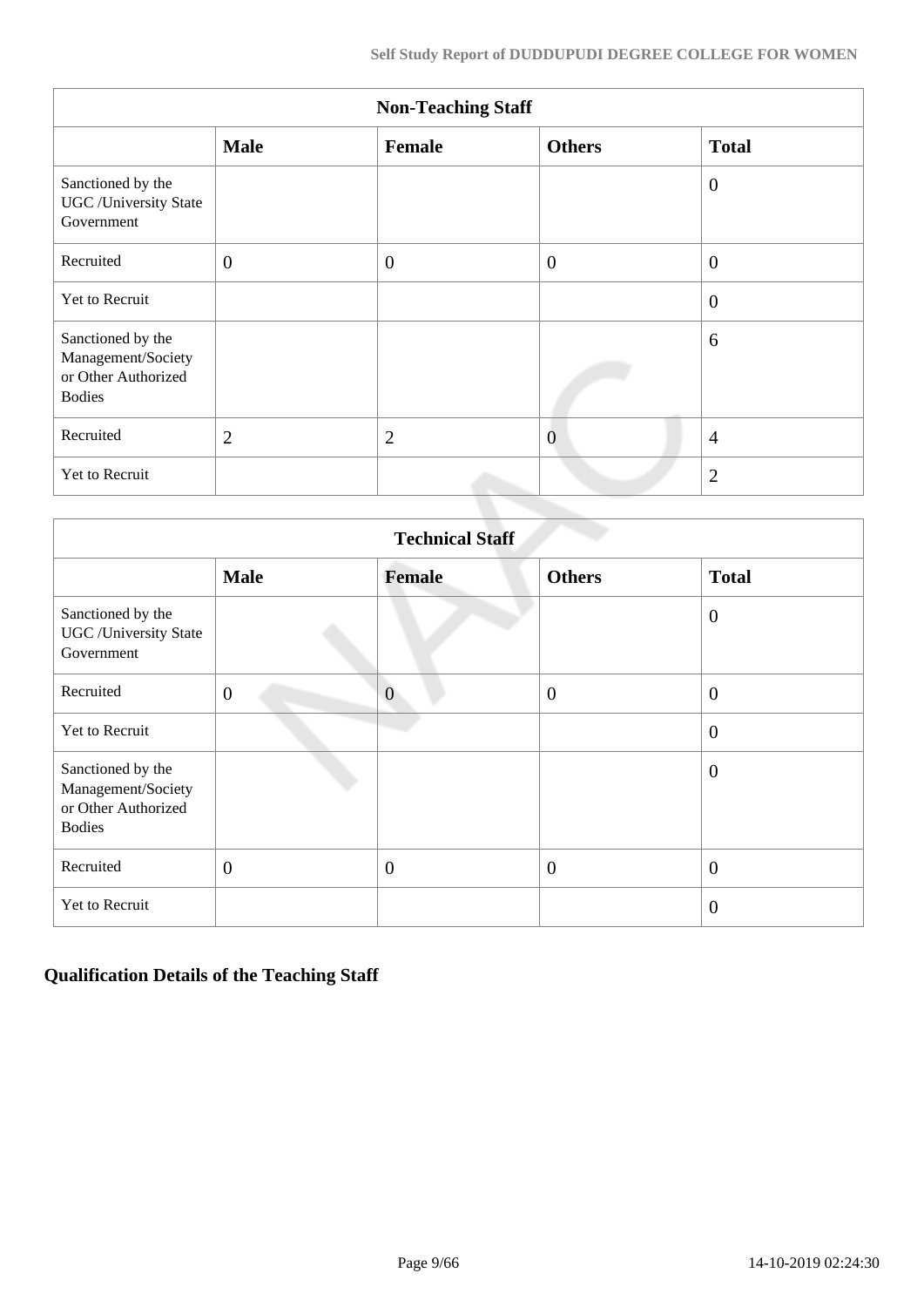| Non-Teaching Staff | | | | |
|---|---|---|---|---|
| | **Male** | **Female** | **Others** | **Total** |
| Sanctioned by the UGC /University State Government | | | | 0 |
| Recruited | 0 | 0 | 0 | 0 |
| Yet to Recruit | | | | 0 |
| Sanctioned by the Management/Society or Other Authorized Bodies | | | | 6 |
| Recruited | 2 | 2 | 0 | 4 |
| Yet to Recruit | | | | 2 |

| Technical Staff | | | | |
|---|---|---|---|---|
| | **Male** | **Female** | **Others** | **Total** |
| Sanctioned by the UGC /University State Government | | | | 0 |
| Recruited | 0 | 0 | 0 | 0 |
| Yet to Recruit | | | | 0 |
| Sanctioned by the Management/Society or Other Authorized Bodies | | | | 0 |
| Recruited | 0 | 0 | 0 | 0 |
| Yet to Recruit | | | | 0 |

## Qualification Details of the Teaching Staff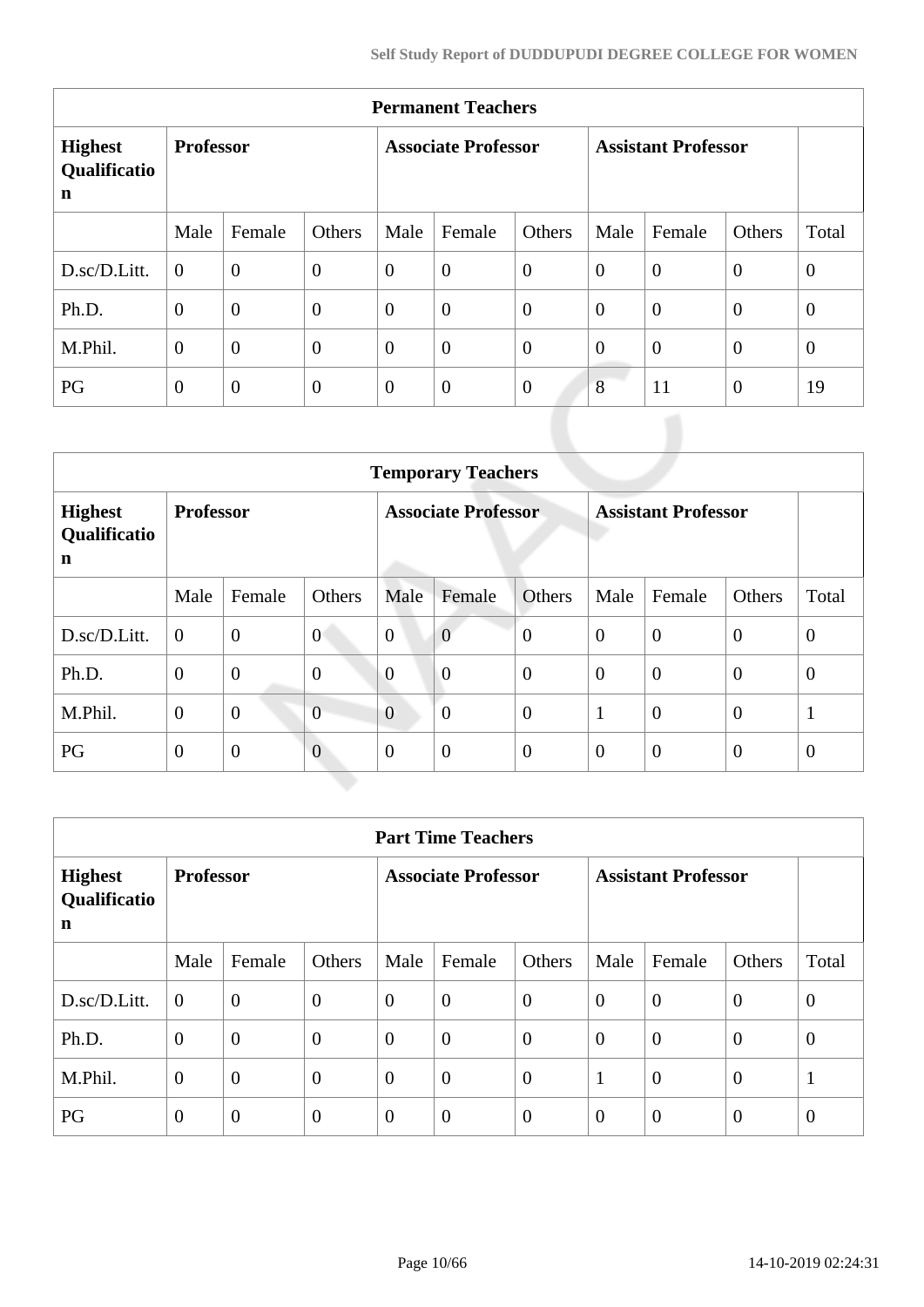| Permanent Teachers | | | | | | | | | | |
|---|---|---|---|---|---|---|---|---|---|---|
| **Highest Qualification** | **Professor** | | | **Associate Professor** | | | **Assistant Professor** | | | |
| | Male | Female | Others | Male | Female | Others | Male | Female | Others | Total |
| D.sc/D.Litt. | 0 | 0 | 0 | 0 | 0 | 0 | 0 | 0 | 0 | 0 |
| Ph.D. | 0 | 0 | 0 | 0 | 0 | 0 | 0 | 0 | 0 | 0 |
| M.Phil. | 0 | 0 | 0 | 0 | 0 | 0 | 0 | 0 | 0 | 0 |
| PG | 0 | 0 | 0 | 0 | 0 | 0 | 8 | 11 | 0 | 19 |

| Temporary Teachers | | | | | | | | | | |
|---|---|---|---|---|---|---|---|---|---|---|
| **Highest Qualification** | **Professor** | | | **Associate Professor** | | | **Assistant Professor** | | | |
| | Male | Female | Others | Male | Female | Others | Male | Female | Others | Total |
| D.sc/D.Litt. | 0 | 0 | 0 | 0 | 0 | 0 | 0 | 0 | 0 | 0 |
| Ph.D. | 0 | 0 | 0 | 0 | 0 | 0 | 0 | 0 | 0 | 0 |
| M.Phil. | 0 | 0 | 0 | 0 | 0 | 0 | 1 | 0 | 0 | 1 |
| PG | 0 | 0 | 0 | 0 | 0 | 0 | 0 | 0 | 0 | 0 |

| Part Time Teachers | | | | | | | | | | |
|---|---|---|---|---|---|---|---|---|---|---|
| **Highest Qualification** | **Professor** | | | **Associate Professor** | | | **Assistant Professor** | | | |
| | Male | Female | Others | Male | Female | Others | Male | Female | Others | Total |
| D.sc/D.Litt. | 0 | 0 | 0 | 0 | 0 | 0 | 0 | 0 | 0 | 0 |
| Ph.D. | 0 | 0 | 0 | 0 | 0 | 0 | 0 | 0 | 0 | 0 |
| M.Phil. | 0 | 0 | 0 | 0 | 0 | 0 | 1 | 0 | 0 | 1 |
| PG | 0 | 0 | 0 | 0 | 0 | 0 | 0 | 0 | 0 | 0 |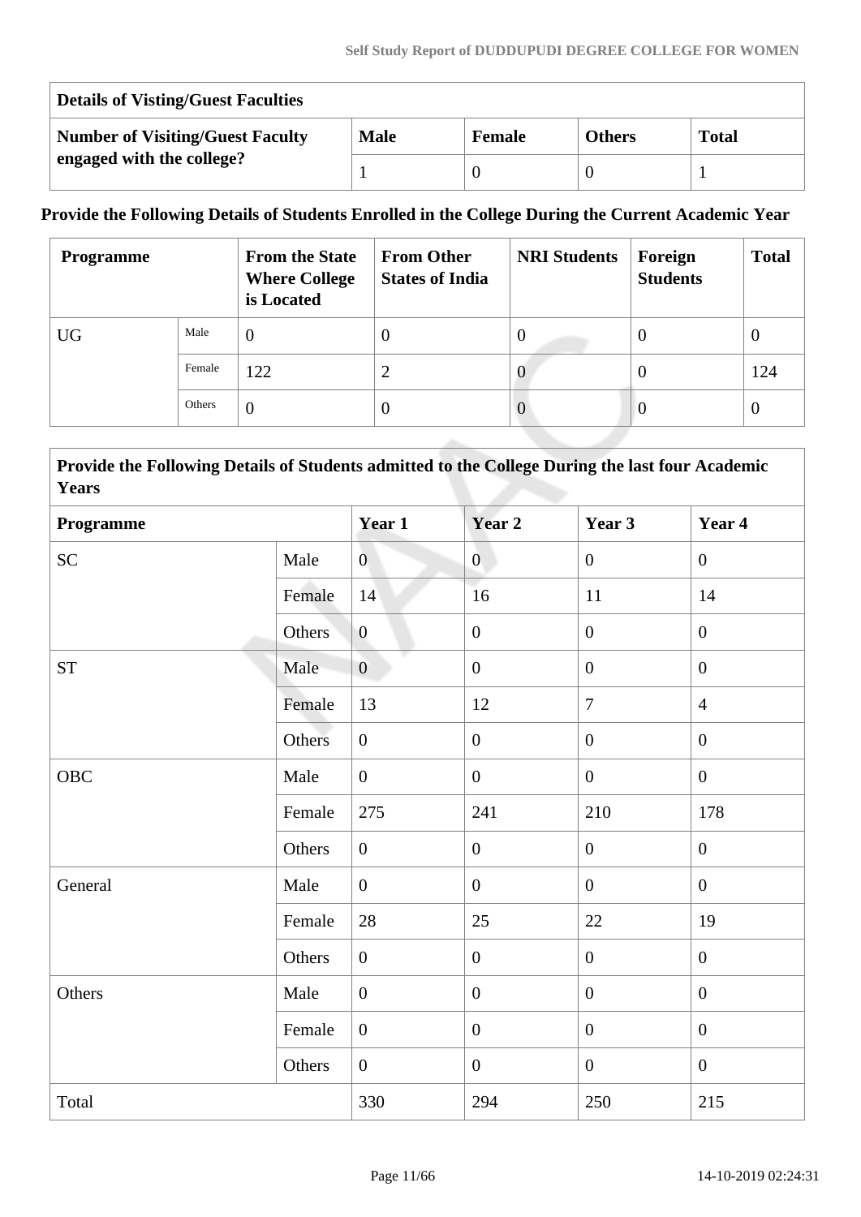| Details of Visting/Guest Faculties | | | | |
|---|---|---|---|---|
| **Number of Visiting/Guest Faculty engaged with the college?** | **Male** | **Female** | **Others** | **Total** |
| | 1 | 0 | 0 | 1 |

**Provide the Following Details of Students Enrolled in the College During the Current Academic Year**

| Programme | | From the State Where College is Located | From Other States of India | NRI Students | Foreign Students | Total |
|---|---|---|---|---|---|---|
| UG | Male | 0 | 0 | 0 | 0 | 0 |
| | Female | 122 | 2 | 0 | 0 | 124 |
| | Others | 0 | 0 | 0 | 0 | 0 |

**Provide the Following Details of Students admitted to the College During the last four Academic Years**

| Programme | | Year 1 | Year 2 | Year 3 | Year 4 |
|---|---|---|---|---|---|
| SC | Male | 0 | 0 | 0 | 0 |
| | Female | 14 | 16 | 11 | 14 |
| | Others | 0 | 0 | 0 | 0 |
| ST | Male | 0 | 0 | 0 | 0 |
| | Female | 13 | 12 | 7 | 4 |
| | Others | 0 | 0 | 0 | 0 |
| OBC | Male | 0 | 0 | 0 | 0 |
| | Female | 275 | 241 | 210 | 178 |
| | Others | 0 | 0 | 0 | 0 |
| General | Male | 0 | 0 | 0 | 0 |
| | Female | 28 | 25 | 22 | 19 |
| | Others | 0 | 0 | 0 | 0 |
| Others | Male | 0 | 0 | 0 | 0 |
| | Female | 0 | 0 | 0 | 0 |
| | Others | 0 | 0 | 0 | 0 |
| Total | | 330 | 294 | 250 | 215 |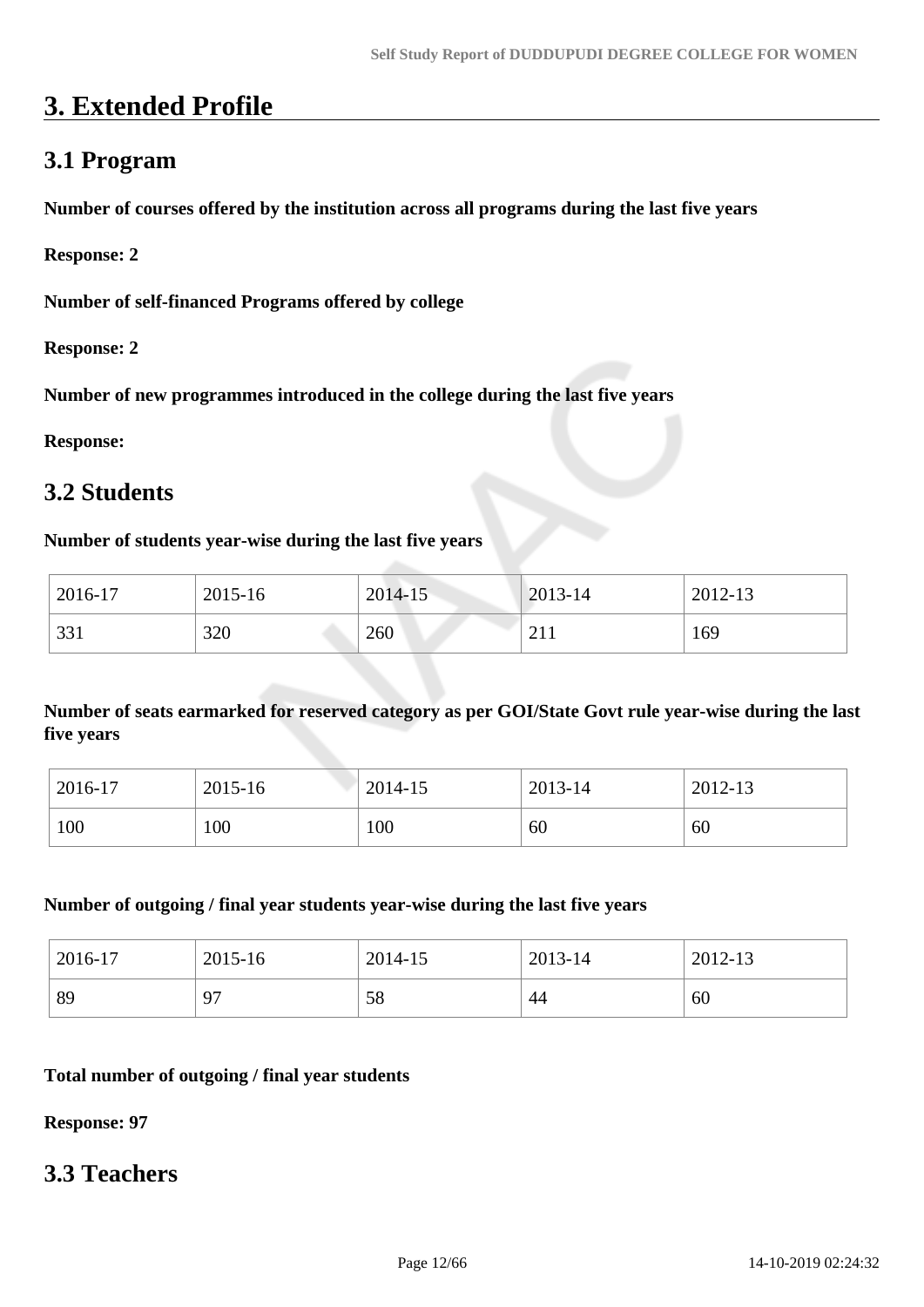# 3. Extended Profile

## 3.1 Program

**Number of courses offered by the institution across all programs during the last five years**

**Response: 2**

**Number of self-financed Programs offered by college**

**Response: 2**

**Number of new programmes introduced in the college during the last five years**

**Response:**

## 3.2 Students

**Number of students year-wise during the last five years**

| 2016-17 | 2015-16 | 2014-15 | 2013-14 | 2012-13 |
|---|---|---|---|---|
| 331 | 320 | 260 | 211 | 169 |

**Number of seats earmarked for reserved category as per GOI/State Govt rule year-wise during the last five years**

| 2016-17 | 2015-16 | 2014-15 | 2013-14 | 2012-13 |
|---|---|---|---|---|
| 100 | 100 | 100 | 60 | 60 |

**Number of outgoing / final year students year-wise during the last five years**

| 2016-17 | 2015-16 | 2014-15 | 2013-14 | 2012-13 |
|---|---|---|---|---|
| 89 | 97 | 58 | 44 | 60 |

**Total number of outgoing / final year students**

**Response: 97**

## 3.3 Teachers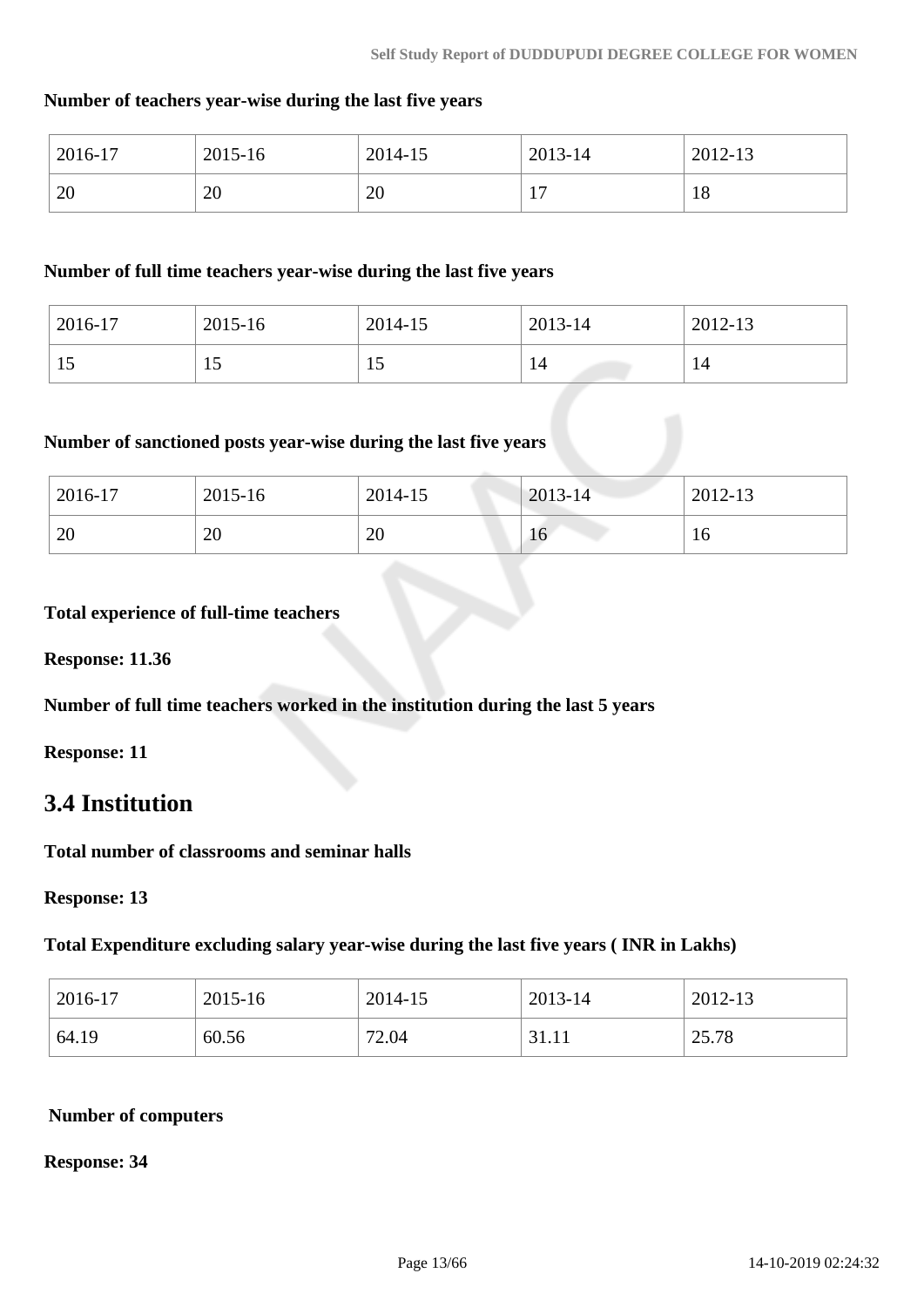**Number of teachers year-wise during the last five years**

| 2016-17 | 2015-16 | 2014-15 | 2013-14 | 2012-13 |
|---|---|---|---|---|
| 20 | 20 | 20 | 17 | 18 |

**Number of full time teachers year-wise during the last five years**

| 2016-17 | 2015-16 | 2014-15 | 2013-14 | 2012-13 |
|---|---|---|---|---|
| 15 | 15 | 15 | 14 | 14 |

**Number of sanctioned posts year-wise during the last five years**

| 2016-17 | 2015-16 | 2014-15 | 2013-14 | 2012-13 |
|---|---|---|---|---|
| 20 | 20 | 20 | 16 | 16 |

**Total experience of full-time teachers**

**Response: 11.36**

**Number of full time teachers worked in the institution during the last 5 years**

**Response: 11**

## 3.4 Institution

**Total number of classrooms and seminar halls**

**Response: 13**

**Total Expenditure excluding salary year-wise during the last five years ( INR in Lakhs)**

| 2016-17 | 2015-16 | 2014-15 | 2013-14 | 2012-13 |
|---|---|---|---|---|
| 64.19 | 60.56 | 72.04 | 31.11 | 25.78 |

**Number of computers**

**Response: 34**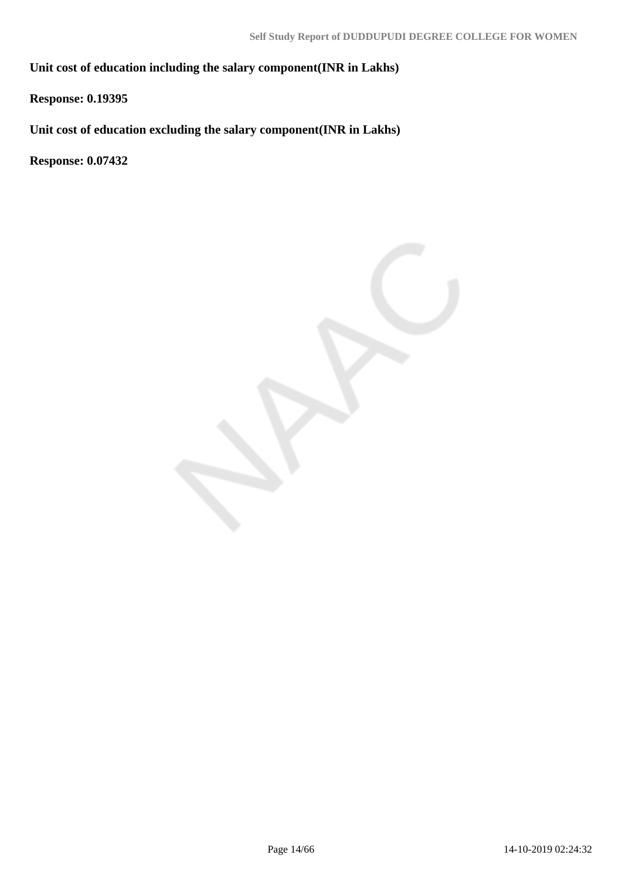**Unit cost of education including the salary component(INR in Lakhs)**

**Response: 0.19395**

**Unit cost of education excluding the salary component(INR in Lakhs)**

**Response: 0.07432**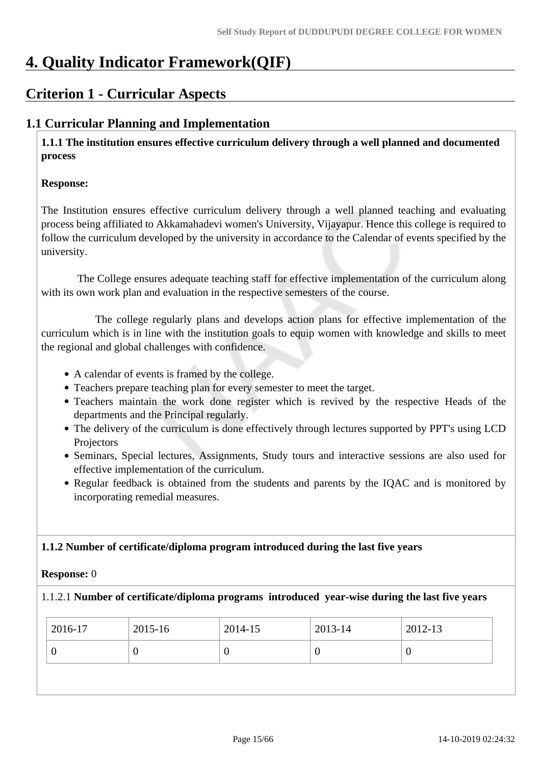# 4. Quality Indicator Framework(QIF)

## Criterion 1 - Curricular Aspects

### 1.1 Curricular Planning and Implementation

**1.1.1 The institution ensures effective curriculum delivery through a well planned and documented process**

**Response:**

The Institution ensures effective curriculum delivery through a well planned teaching and evaluating process being affiliated to Akkamahadevi women's University, Vijayapur. Hence this college is required to follow the curriculum developed by the university in accordance to the Calendar of events specified by the university.

The College ensures adequate teaching staff for effective implementation of the curriculum along with its own work plan and evaluation in the respective semesters of the course.

The college regularly plans and develops action plans for effective implementation of the curriculum which is in line with the institution goals to equip women with knowledge and skills to meet the regional and global challenges with confidence.

- A calendar of events is framed by the college.
- Teachers prepare teaching plan for every semester to meet the target.
- Teachers maintain the work done register which is revived by the respective Heads of the departments and the Principal regularly.
- The delivery of the curriculum is done effectively through lectures supported by PPT's using LCD Projectors
- Seminars, Special lectures, Assignments, Study tours and interactive sessions are also used for effective implementation of the curriculum.
- Regular feedback is obtained from the students and parents by the IQAC and is monitored by incorporating remedial measures.

**1.1.2 Number of certificate/diploma program introduced during the last five years**

**Response:** 0

1.1.2.1 **Number of certificate/diploma programs introduced year-wise during the last five years**

| 2016-17 | 2015-16 | 2014-15 | 2013-14 | 2012-13 |
|---|---|---|---|---|
| 0 | 0 | 0 | 0 | 0 |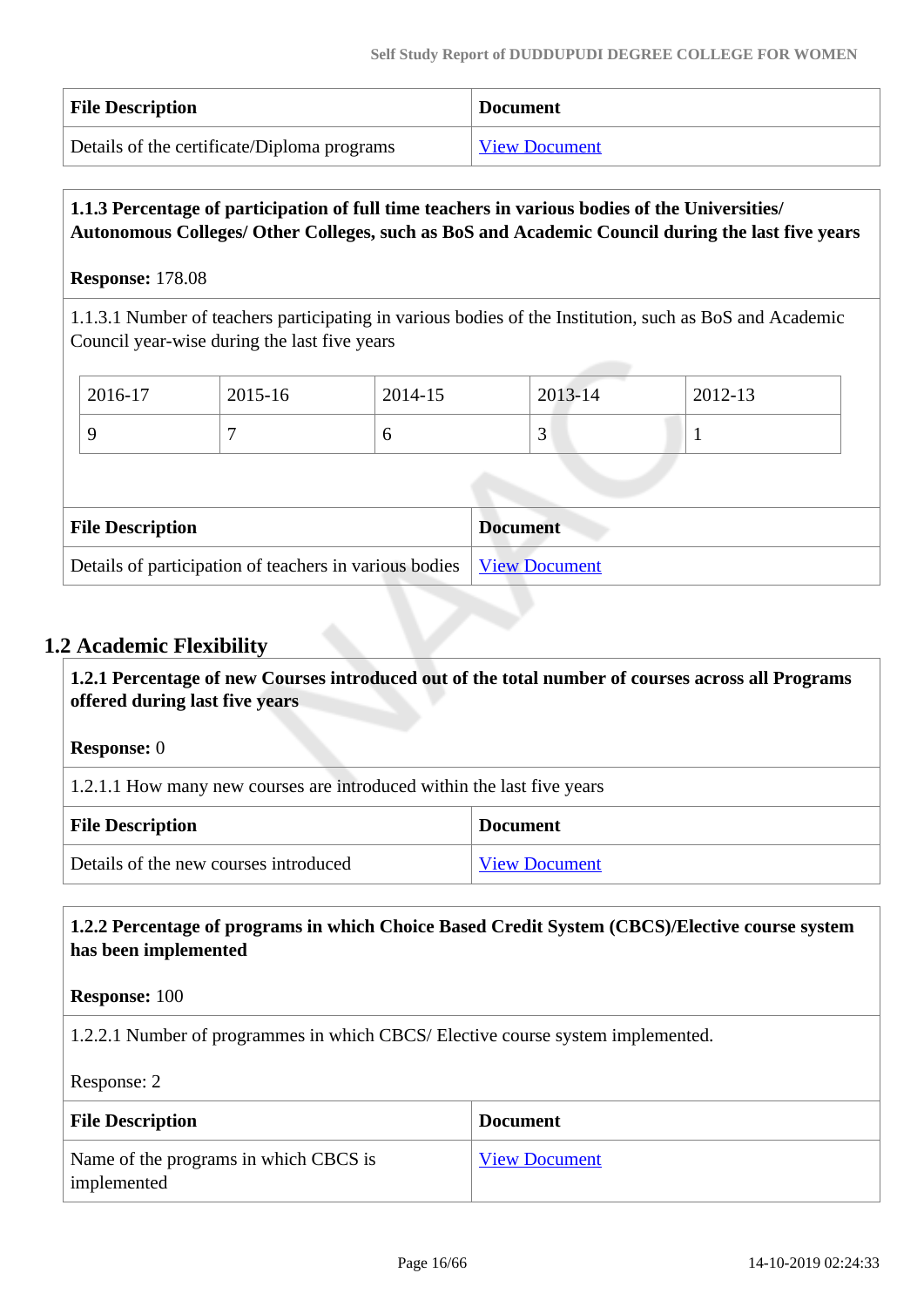| File Description | Document |
|---|---|
| Details of the certificate/Diploma programs | View Document |

**1.1.3 Percentage of participation of full time teachers in various bodies of the Universities/ Autonomous Colleges/ Other Colleges, such as BoS and Academic Council during the last five years**

**Response:** 178.08

1.1.3.1 Number of teachers participating in various bodies of the Institution, such as BoS and Academic Council year-wise during the last five years

| 2016-17 | 2015-16 | 2014-15 | 2013-14 | 2012-13 |
|---|---|---|---|---|
| 9 | 7 | 6 | 3 | 1 |

| File Description | Document |
|---|---|
| Details of participation of teachers in various bodies | View Document |

## 1.2 Academic Flexibility

**1.2.1 Percentage of new Courses introduced out of the total number of courses across all Programs offered during last five years**

**Response:** 0

1.2.1.1 How many new courses are introduced within the last five years

| File Description | Document |
|---|---|
| Details of the new courses introduced | View Document |

**1.2.2 Percentage of programs in which Choice Based Credit System (CBCS)/Elective course system has been implemented**

**Response:** 100

1.2.2.1 Number of programmes in which CBCS/ Elective course system implemented.

Response: 2

| File Description | Document |
|---|---|
| Name of the programs in which CBCS is implemented | View Document |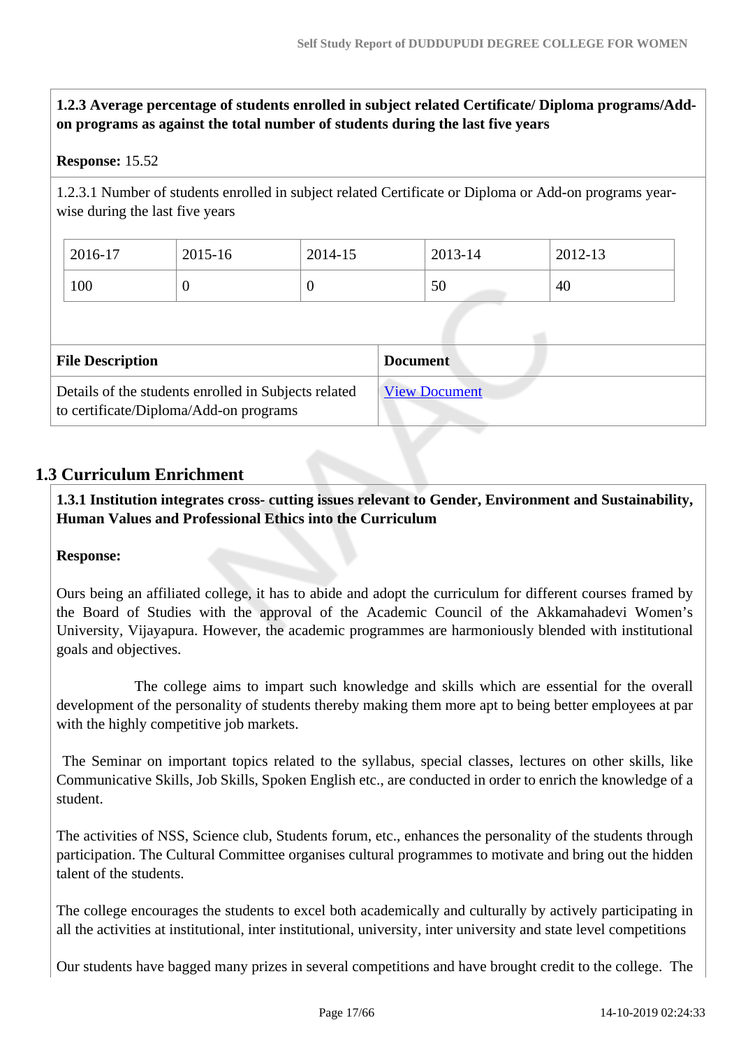**1.2.3 Average percentage of students enrolled in subject related Certificate/ Diploma programs/Add-on programs as against the total number of students during the last five years**

**Response:** 15.52

1.2.3.1 Number of students enrolled in subject related Certificate or Diploma or Add-on programs year-wise during the last five years

| 2016-17 | 2015-16 | 2014-15 | 2013-14 | 2012-13 |
|---|---|---|---|---|
| 100 | 0 | 0 | 50 | 40 |

| File Description | Document |
|---|---|
| Details of the students enrolled in Subjects related to certificate/Diploma/Add-on programs | View Document |

## 1.3 Curriculum Enrichment

**1.3.1 Institution integrates cross- cutting issues relevant to Gender, Environment and Sustainability, Human Values and Professional Ethics into the Curriculum**

**Response:**

Ours being an affiliated college, it has to abide and adopt the curriculum for different courses framed by the Board of Studies with the approval of the Academic Council of the Akkamahadevi Women's University, Vijayapura. However, the academic programmes are harmoniously blended with institutional goals and objectives.

The college aims to impart such knowledge and skills which are essential for the overall development of the personality of students thereby making them more apt to being better employees at par with the highly competitive job markets.

The Seminar on important topics related to the syllabus, special classes, lectures on other skills, like Communicative Skills, Job Skills, Spoken English etc., are conducted in order to enrich the knowledge of a student.

The activities of NSS, Science club, Students forum, etc., enhances the personality of the students through participation. The Cultural Committee organises cultural programmes to motivate and bring out the hidden talent of the students.

The college encourages the students to excel both academically and culturally by actively participating in all the activities at institutional, inter institutional, university, inter university and state level competitions

Our students have bagged many prizes in several competitions and have brought credit to the college. The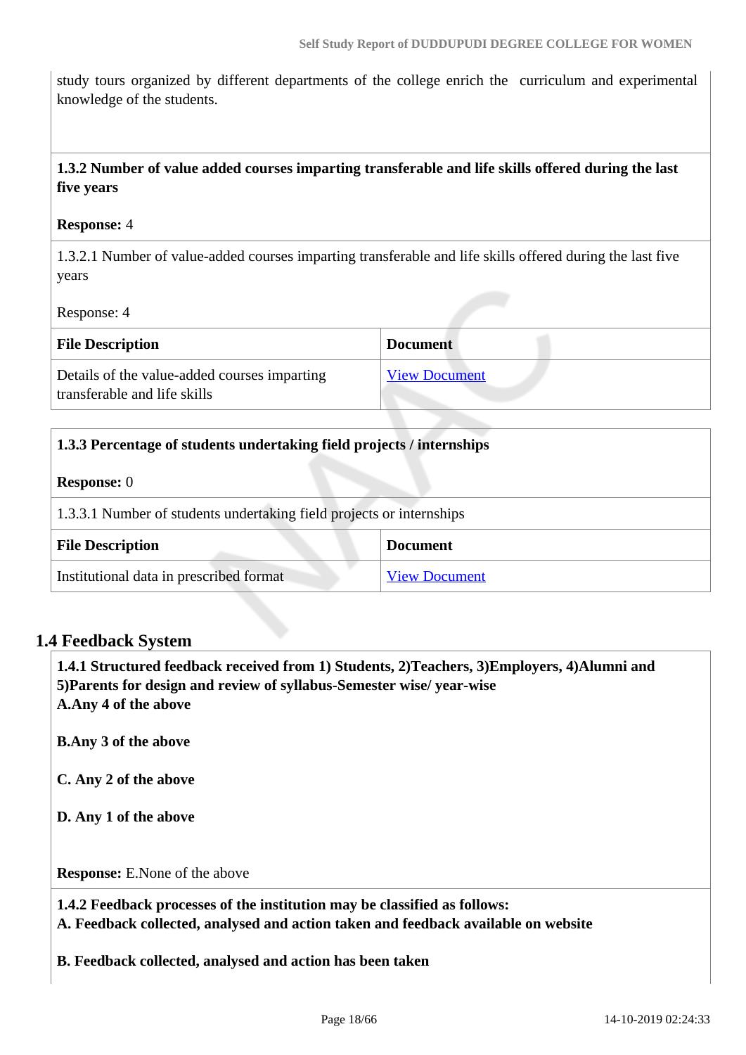study tours organized by different departments of the college enrich the curriculum and experimental knowledge of the students.

**1.3.2 Number of value added courses imparting transferable and life skills offered during the last five years**

**Response:** 4

1.3.2.1 Number of value-added courses imparting transferable and life skills offered during the last five years

Response: 4

| File Description | Document |
|---|---|
| Details of the value-added courses imparting transferable and life skills | View Document |

**1.3.3 Percentage of students undertaking field projects / internships**

**Response:** 0

1.3.3.1 Number of students undertaking field projects or internships

| File Description | Document |
|---|---|
| Institutional data in prescribed format | View Document |

## 1.4 Feedback System

**1.4.1 Structured feedback received from 1) Students, 2)Teachers, 3)Employers, 4)Alumni and 5)Parents for design and review of syllabus-Semester wise/ year-wise**
**A.Any 4 of the above**

**B.Any 3 of the above**

**C. Any 2 of the above**

**D. Any 1 of the above**

**Response:** E.None of the above

**1.4.2 Feedback processes of the institution may be classified as follows:**
**A. Feedback collected, analysed and action taken and feedback available on website**

**B. Feedback collected, analysed and action has been taken**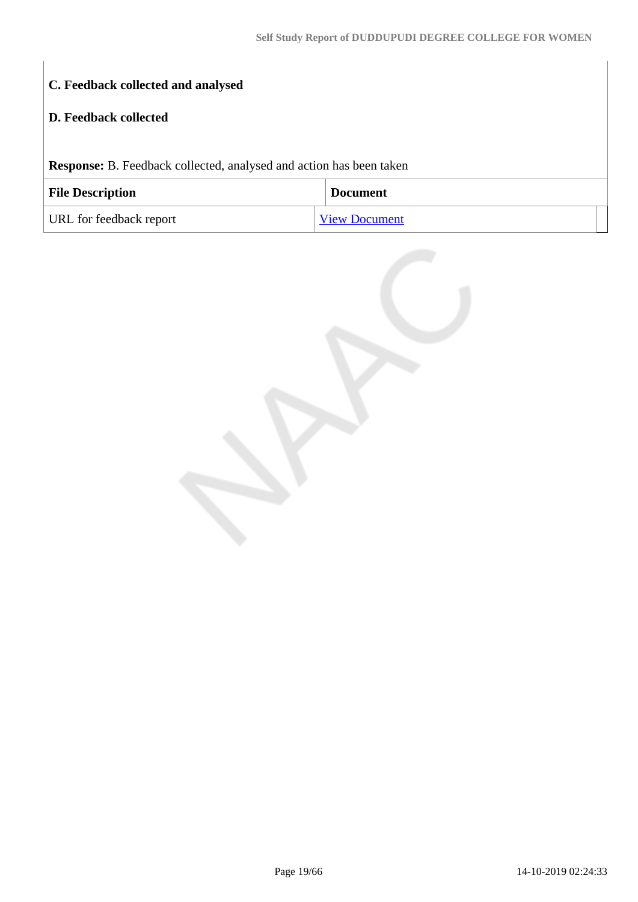**C. Feedback collected and analysed**

**D. Feedback collected**

**Response:** B. Feedback collected, analysed and action has been taken

| File Description | Document |
|---|---|
| URL for feedback report | View Document |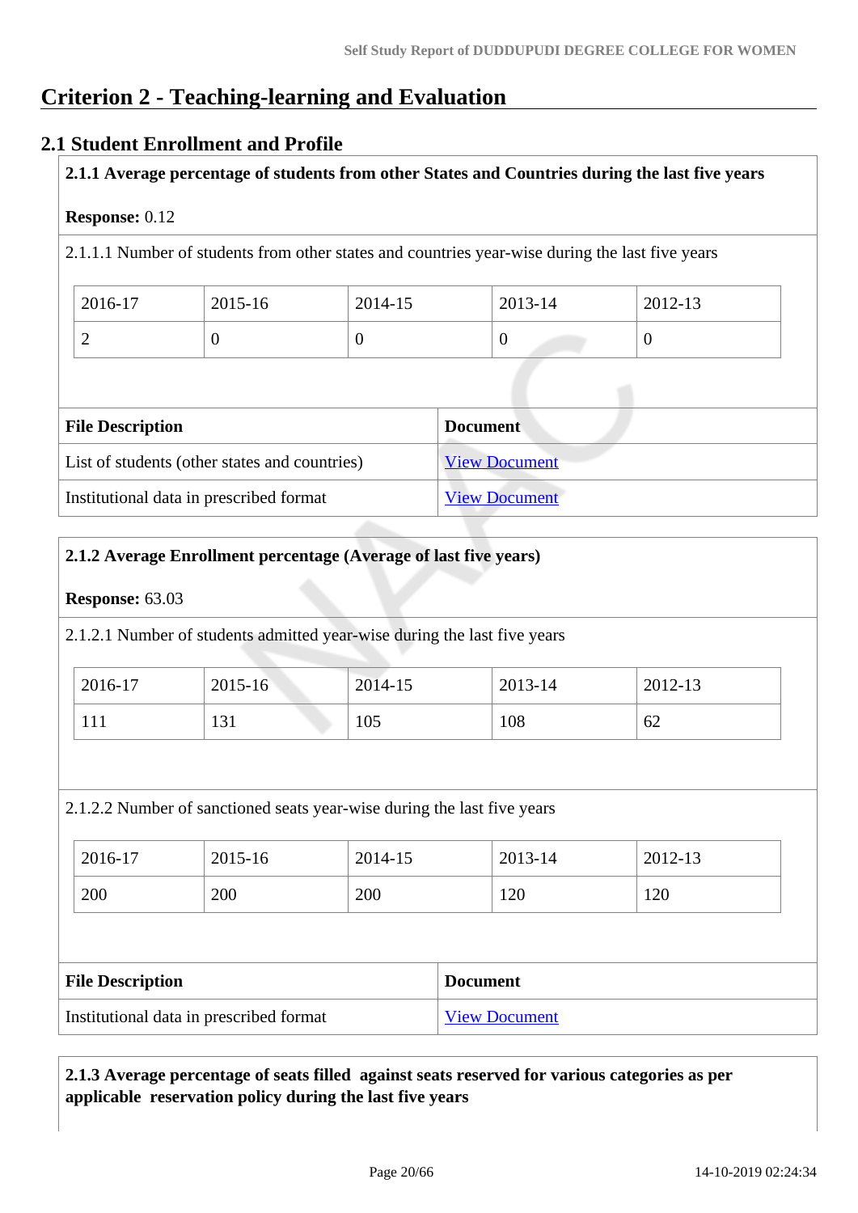# Criterion 2 - Teaching-learning and Evaluation

## 2.1 Student Enrollment and Profile

**2.1.1 Average percentage of students from other States and Countries during the last five years**

**Response:** 0.12

2.1.1.1 Number of students from other states and countries year-wise during the last five years

| 2016-17 | 2015-16 | 2014-15 | 2013-14 | 2012-13 |
|---|---|---|---|---|
| 2 | 0 | 0 | 0 | 0 |

| File Description | Document |
|---|---|
| List of students (other states and countries) | View Document |
| Institutional data in prescribed format | View Document |

**2.1.2 Average Enrollment percentage (Average of last five years)**

**Response:** 63.03

2.1.2.1 Number of students admitted year-wise during the last five years

| 2016-17 | 2015-16 | 2014-15 | 2013-14 | 2012-13 |
|---|---|---|---|---|
| 111 | 131 | 105 | 108 | 62 |

2.1.2.2 Number of sanctioned seats year-wise during the last five years

| 2016-17 | 2015-16 | 2014-15 | 2013-14 | 2012-13 |
|---|---|---|---|---|
| 200 | 200 | 200 | 120 | 120 |

| File Description | Document |
|---|---|
| Institutional data in prescribed format | View Document |

**2.1.3 Average percentage of seats filled against seats reserved for various categories as per applicable reservation policy during the last five years**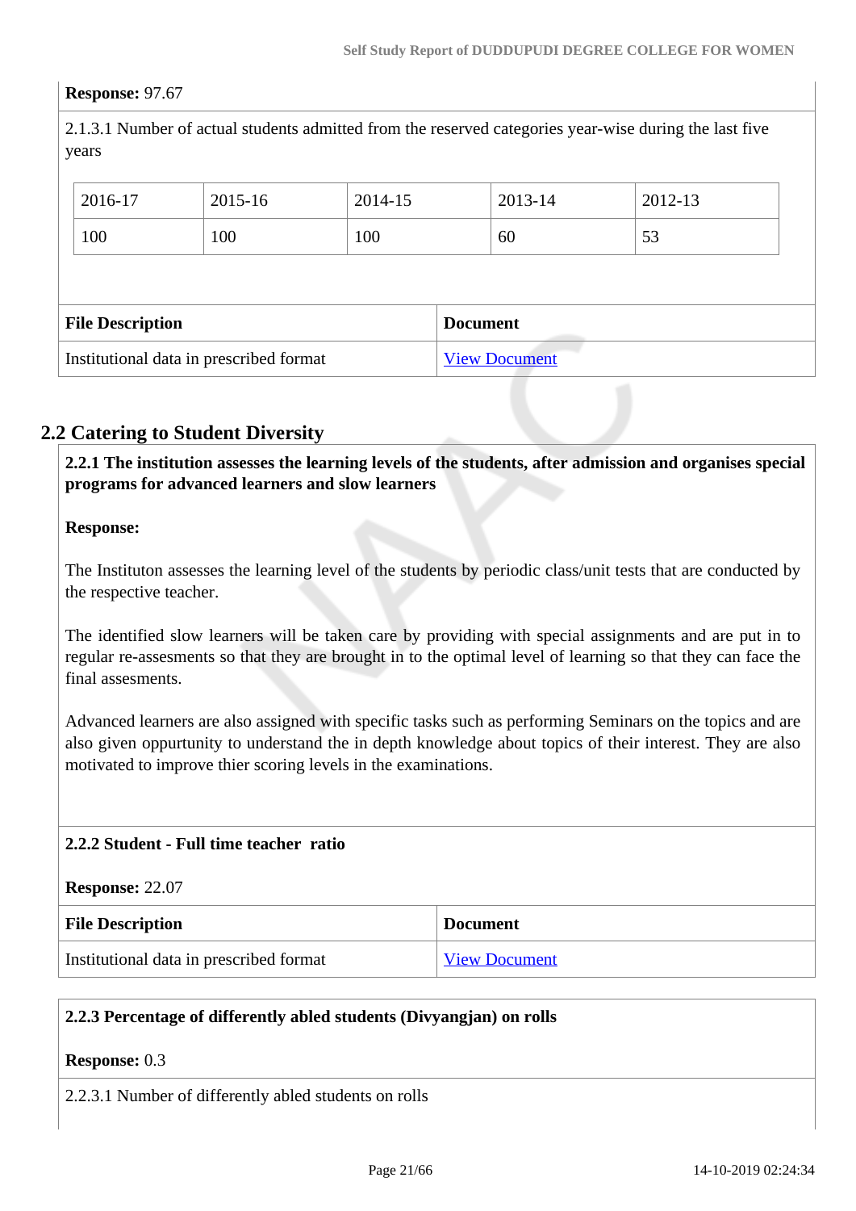**Response:** 97.67

2.1.3.1 Number of actual students admitted from the reserved categories year-wise during the last five years

| 2016-17 | 2015-16 | 2014-15 | 2013-14 | 2012-13 |
|---|---|---|---|---|
| 100 | 100 | 100 | 60 | 53 |

| File Description | Document |
|---|---|
| Institutional data in prescribed format | View Document |

## 2.2 Catering to Student Diversity

**2.2.1 The institution assesses the learning levels of the students, after admission and organises special programs for advanced learners and slow learners**

**Response:**

The Instituton assesses the learning level of the students by periodic class/unit tests that are conducted by the respective teacher.

The identified slow learners will be taken care by providing with special assignments and are put in to regular re-assesments so that they are brought in to the optimal level of learning so that they can face the final assesments.

Advanced learners are also assigned with specific tasks such as performing Seminars on the topics and are also given oppurtunity to understand the in depth knowledge about topics of their interest. They are also motivated to improve thier scoring levels in the examinations.

**2.2.2 Student - Full time teacher ratio**

**Response:** 22.07

| File Description | Document |
|---|---|
| Institutional data in prescribed format | View Document |

**2.2.3 Percentage of differently abled students (Divyangjan) on rolls**

**Response:** 0.3

2.2.3.1 Number of differently abled students on rolls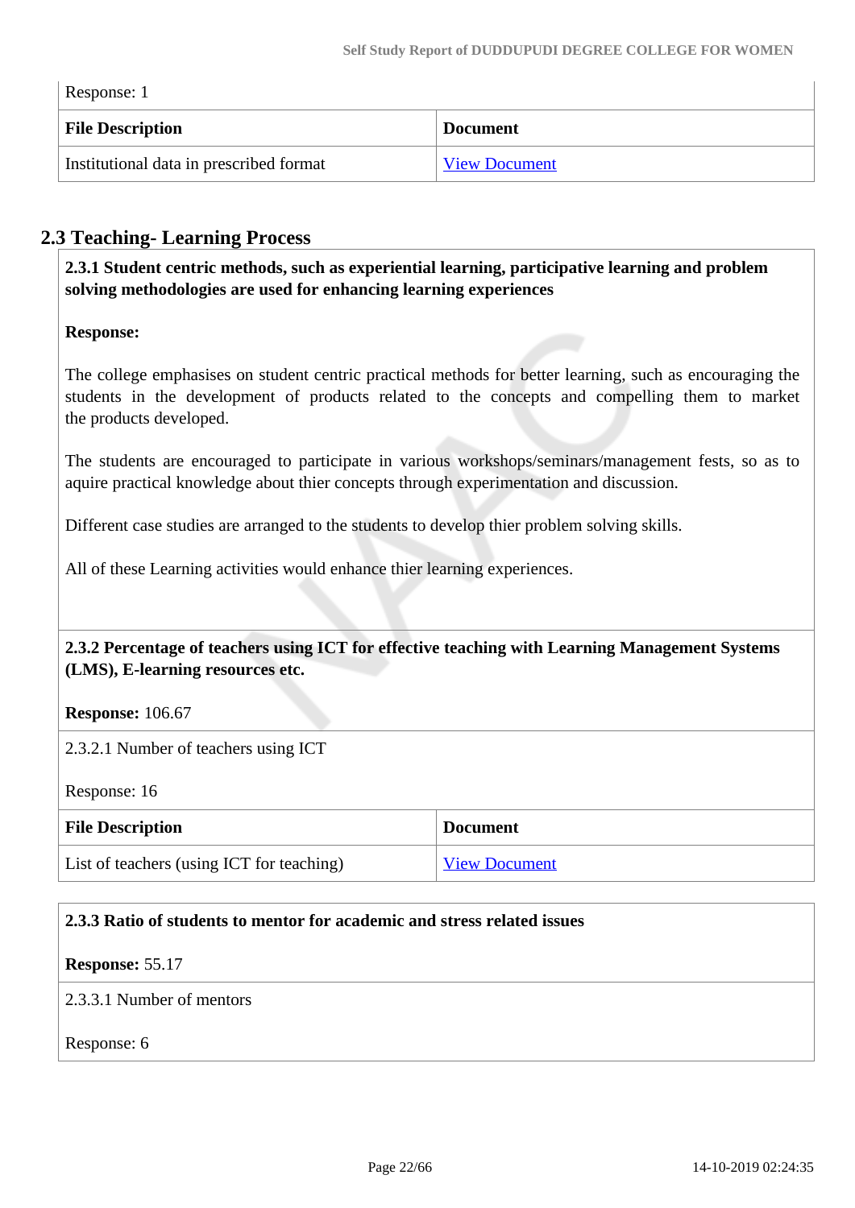Response: 1

| File Description | Document |
|---|---|
| Institutional data in prescribed format | View Document |

## 2.3 Teaching- Learning Process

**2.3.1 Student centric methods, such as experiential learning, participative learning and problem solving methodologies are used for enhancing learning experiences**

**Response:**

The college emphasises on student centric practical methods for better learning, such as encouraging the students in the development of products related to the concepts and compelling them to market the products developed.

The students are encouraged to participate in various workshops/seminars/management fests, so as to aquire practical knowledge about thier concepts through experimentation and discussion.

Different case studies are arranged to the students to develop thier problem solving skills.

All of these Learning activities would enhance thier learning experiences.

**2.3.2 Percentage of teachers using ICT for effective teaching with Learning Management Systems (LMS), E-learning resources etc.**

**Response:** 106.67

2.3.2.1 Number of teachers using ICT

Response: 16

| File Description | Document |
|---|---|
| List of teachers (using ICT for teaching) | View Document |

**2.3.3 Ratio of students to mentor for academic and stress related issues**

**Response:** 55.17

2.3.3.1 Number of mentors

Response: 6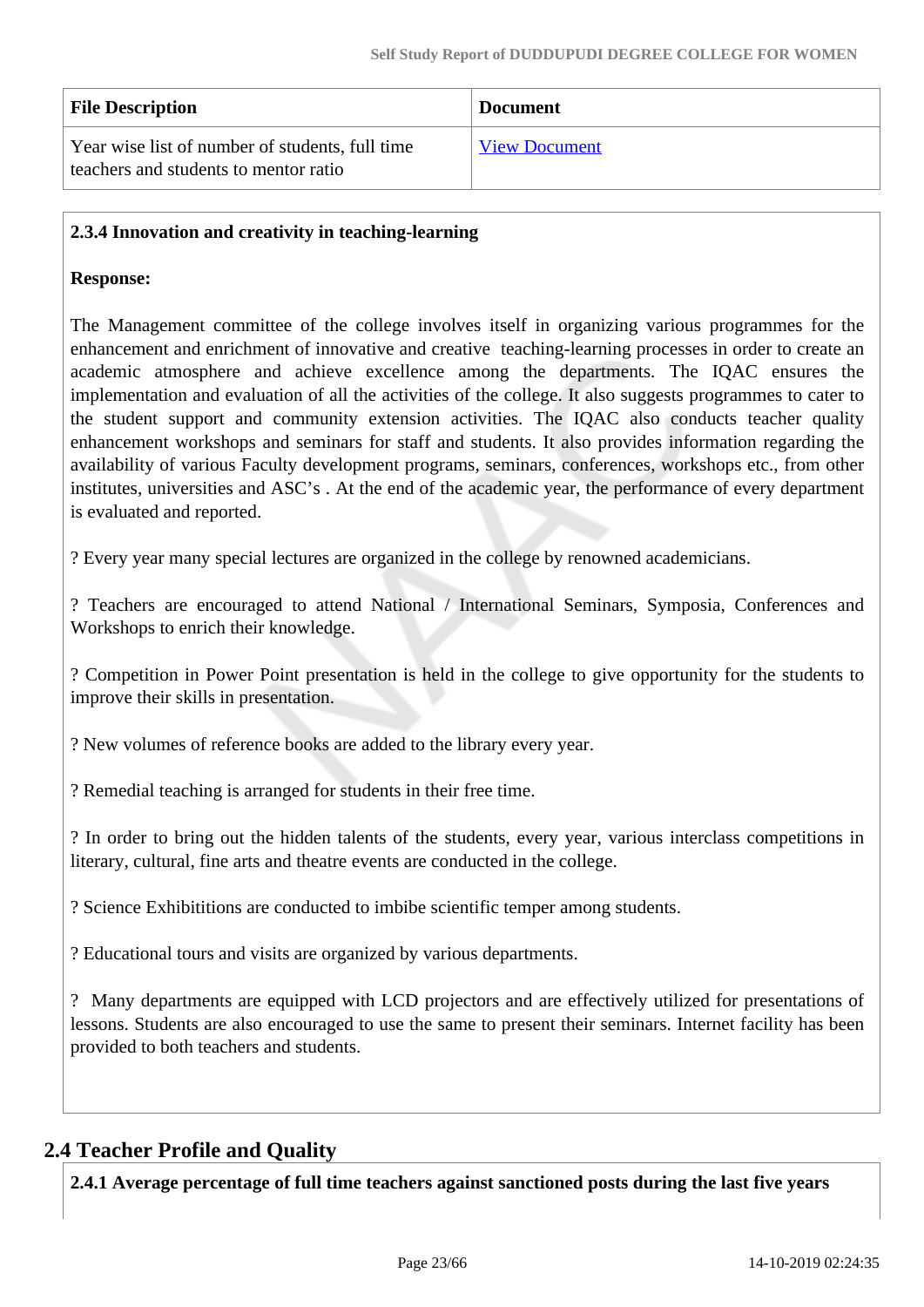| File Description | Document |
|---|---|
| Year wise list of number of students, full time teachers and students to mentor ratio | View Document |

**2.3.4 Innovation and creativity in teaching-learning**

**Response:**

The Management committee of the college involves itself in organizing various programmes for the enhancement and enrichment of innovative and creative teaching-learning processes in order to create an academic atmosphere and achieve excellence among the departments. The IQAC ensures the implementation and evaluation of all the activities of the college. It also suggests programmes to cater to the student support and community extension activities. The IQAC also conducts teacher quality enhancement workshops and seminars for staff and students. It also provides information regarding the availability of various Faculty development programs, seminars, conferences, workshops etc., from other institutes, universities and ASC's . At the end of the academic year, the performance of every department is evaluated and reported.

? Every year many special lectures are organized in the college by renowned academicians.

? Teachers are encouraged to attend National / International Seminars, Symposia, Conferences and Workshops to enrich their knowledge.

? Competition in Power Point presentation is held in the college to give opportunity for the students to improve their skills in presentation.

? New volumes of reference books are added to the library every year.

? Remedial teaching is arranged for students in their free time.

? In order to bring out the hidden talents of the students, every year, various interclass competitions in literary, cultural, fine arts and theatre events are conducted in the college.

? Science Exhibititions are conducted to imbibe scientific temper among students.

? Educational tours and visits are organized by various departments.

? Many departments are equipped with LCD projectors and are effectively utilized for presentations of lessons. Students are also encouraged to use the same to present their seminars. Internet facility has been provided to both teachers and students.

## 2.4 Teacher Profile and Quality

**2.4.1 Average percentage of full time teachers against sanctioned posts during the last five years**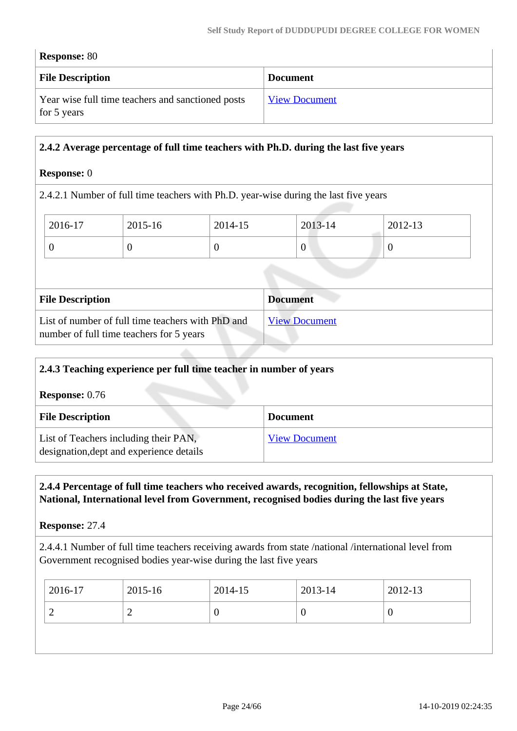**Response:** 80

| File Description | Document |
|---|---|
| Year wise full time teachers and sanctioned posts for 5 years | View Document |

**2.4.2 Average percentage of full time teachers with Ph.D. during the last five years**

**Response:** 0

2.4.2.1 Number of full time teachers with Ph.D. year-wise during the last five years

| 2016-17 | 2015-16 | 2014-15 | 2013-14 | 2012-13 |
|---|---|---|---|---|
| 0 | 0 | 0 | 0 | 0 |

| File Description | Document |
|---|---|
| List of number of full time teachers with PhD and number of full time teachers for 5 years | View Document |

**2.4.3 Teaching experience per full time teacher in number of years**

**Response:** 0.76

| File Description | Document |
|---|---|
| List of Teachers including their PAN, designation,dept and experience details | View Document |

**2.4.4 Percentage of full time teachers who received awards, recognition, fellowships at State, National, International level from Government, recognised bodies during the last five years**

**Response:** 27.4

2.4.4.1 Number of full time teachers receiving awards from state /national /international level from Government recognised bodies year-wise during the last five years

| 2016-17 | 2015-16 | 2014-15 | 2013-14 | 2012-13 |
|---|---|---|---|---|
| 2 | 2 | 0 | 0 | 0 |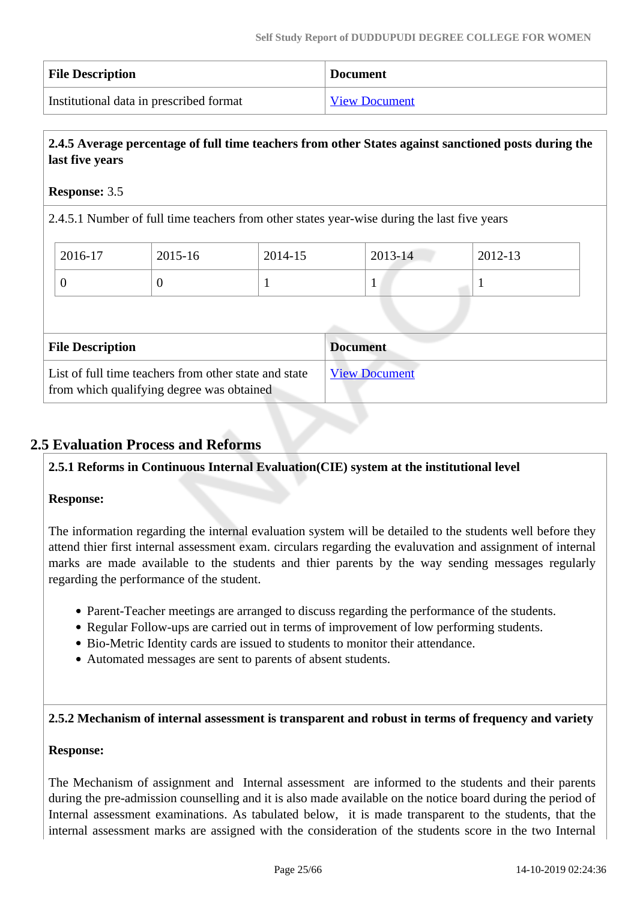| File Description | Document |
|---|---|
| Institutional data in prescribed format | View Document |

**2.4.5 Average percentage of full time teachers from other States against sanctioned posts during the last five years**

**Response:** 3.5

2.4.5.1 Number of full time teachers from other states year-wise during the last five years

| 2016-17 | 2015-16 | 2014-15 | 2013-14 | 2012-13 |
|---|---|---|---|---|
| 0 | 0 | 1 | 1 | 1 |

| File Description | Document |
|---|---|
| List of full time teachers from other state and state from which qualifying degree was obtained | View Document |

## 2.5 Evaluation Process and Reforms

**2.5.1 Reforms in Continuous Internal Evaluation(CIE) system at the institutional level**

**Response:**

The information regarding the internal evaluation system will be detailed to the students well before they attend thier first internal assessment exam. circulars regarding the evaluvation and assignment of internal marks are made available to the students and thier parents by the way sending messages regularly regarding the performance of the student.

- Parent-Teacher meetings are arranged to discuss regarding the performance of the students.
- Regular Follow-ups are carried out in terms of improvement of low performing students.
- Bio-Metric Identity cards are issued to students to monitor their attendance.
- Automated messages are sent to parents of absent students.

**2.5.2 Mechanism of internal assessment is transparent and robust in terms of frequency and variety**

**Response:**

The Mechanism of assignment and Internal assessment are informed to the students and their parents during the pre-admission counselling and it is also made available on the notice board during the period of Internal assessment examinations. As tabulated below, it is made transparent to the students, that the internal assessment marks are assigned with the consideration of the students score in the two Internal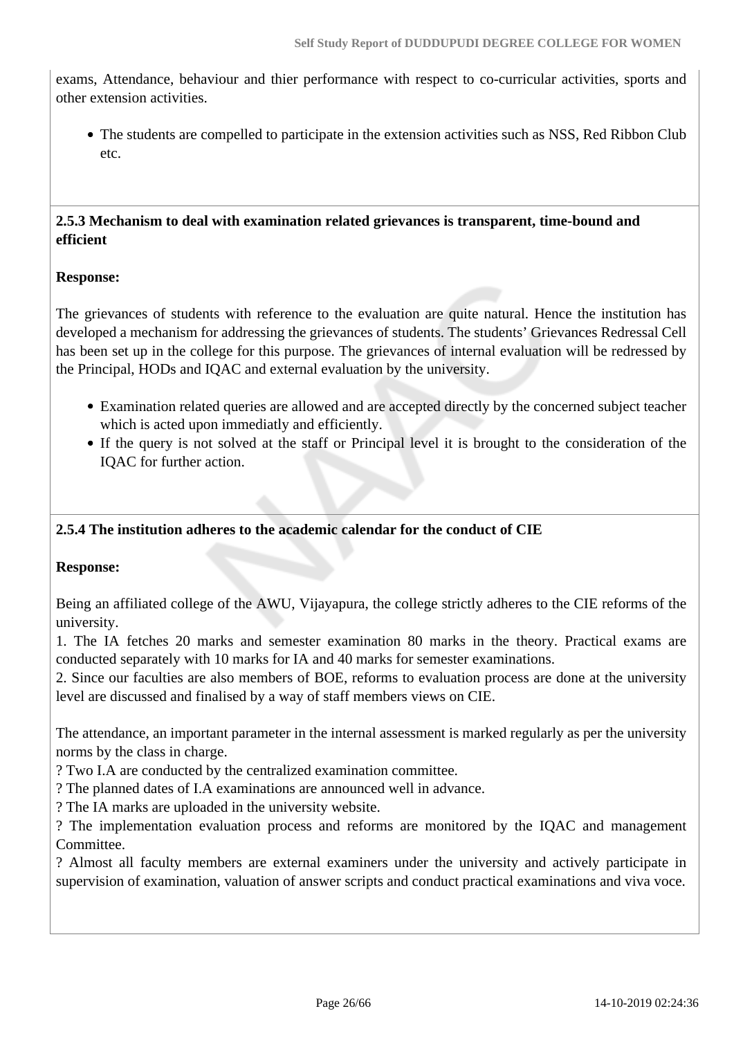exams, Attendance, behaviour and thier performance with respect to co-curricular activities, sports and other extension activities.

- The students are compelled to participate in the extension activities such as NSS, Red Ribbon Club etc.

**2.5.3 Mechanism to deal with examination related grievances is transparent, time-bound and efficient**

**Response:**

The grievances of students with reference to the evaluation are quite natural. Hence the institution has developed a mechanism for addressing the grievances of students. The students' Grievances Redressal Cell has been set up in the college for this purpose. The grievances of internal evaluation will be redressed by the Principal, HODs and IQAC and external evaluation by the university.

- Examination related queries are allowed and are accepted directly by the concerned subject teacher which is acted upon immediatly and efficiently.
- If the query is not solved at the staff or Principal level it is brought to the consideration of the IQAC for further action.

**2.5.4 The institution adheres to the academic calendar for the conduct of CIE**

**Response:**

Being an affiliated college of the AWU, Vijayapura, the college strictly adheres to the CIE reforms of the university.

1. The IA fetches 20 marks and semester examination 80 marks in the theory. Practical exams are conducted separately with 10 marks for IA and 40 marks for semester examinations.
2. Since our faculties are also members of BOE, reforms to evaluation process are done at the university level are discussed and finalised by a way of staff members views on CIE.

The attendance, an important parameter in the internal assessment is marked regularly as per the university norms by the class in charge.

? Two I.A are conducted by the centralized examination committee.

? The planned dates of I.A examinations are announced well in advance.

? The IA marks are uploaded in the university website.

? The implementation evaluation process and reforms are monitored by the IQAC and management Committee.

? Almost all faculty members are external examiners under the university and actively participate in supervision of examination, valuation of answer scripts and conduct practical examinations and viva voce.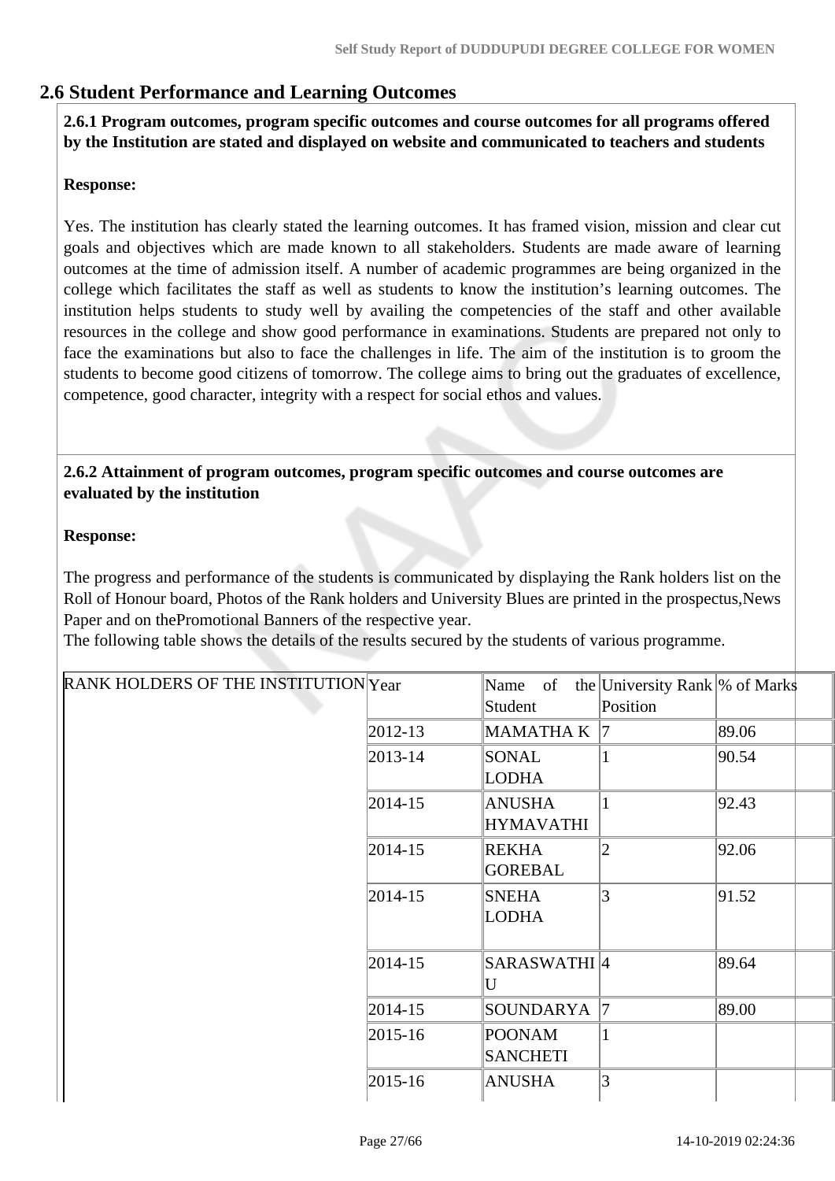## 2.6 Student Performance and Learning Outcomes

**2.6.1 Program outcomes, program specific outcomes and course outcomes for all programs offered by the Institution are stated and displayed on website and communicated to teachers and students**

**Response:**

Yes. The institution has clearly stated the learning outcomes. It has framed vision, mission and clear cut goals and objectives which are made known to all stakeholders. Students are made aware of learning outcomes at the time of admission itself. A number of academic programmes are being organized in the college which facilitates the staff as well as students to know the institution's learning outcomes. The institution helps students to study well by availing the competencies of the staff and other available resources in the college and show good performance in examinations. Students are prepared not only to face the examinations but also to face the challenges in life. The aim of the institution is to groom the students to become good citizens of tomorrow. The college aims to bring out the graduates of excellence, competence, good character, integrity with a respect for social ethos and values.

**2.6.2 Attainment of program outcomes, program specific outcomes and course outcomes are evaluated by the institution**

**Response:**

The progress and performance of the students is communicated by displaying the Rank holders list on the Roll of Honour board, Photos of the Rank holders and University Blues are printed in the prospectus,News Paper and on thePromotional Banners of the respective year.
The following table shows the details of the results secured by the students of various programme.

| RANK HOLDERS OF THE INSTITUTION | Year | Name of the Student | University Rank Position | % of Marks | |
|---|---|---|---|---|---|
| | 2012-13 | MAMATHA K | 7 | 89.06 | |
| | 2013-14 | SONAL LODHA | 1 | 90.54 | |
| | 2014-15 | ANUSHA HYMAVATHI | 1 | 92.43 | |
| | 2014-15 | REKHA GOREBAL | 2 | 92.06 | |
| | 2014-15 | SNEHA LODHA | 3 | 91.52 | |
| | 2014-15 | SARASWATHI U | 4 | 89.64 | |
| | 2014-15 | SOUNDARYA | 7 | 89.00 | |
| | 2015-16 | POONAM SANCHETI | 1 | | |
| | 2015-16 | ANUSHA | 3 | | |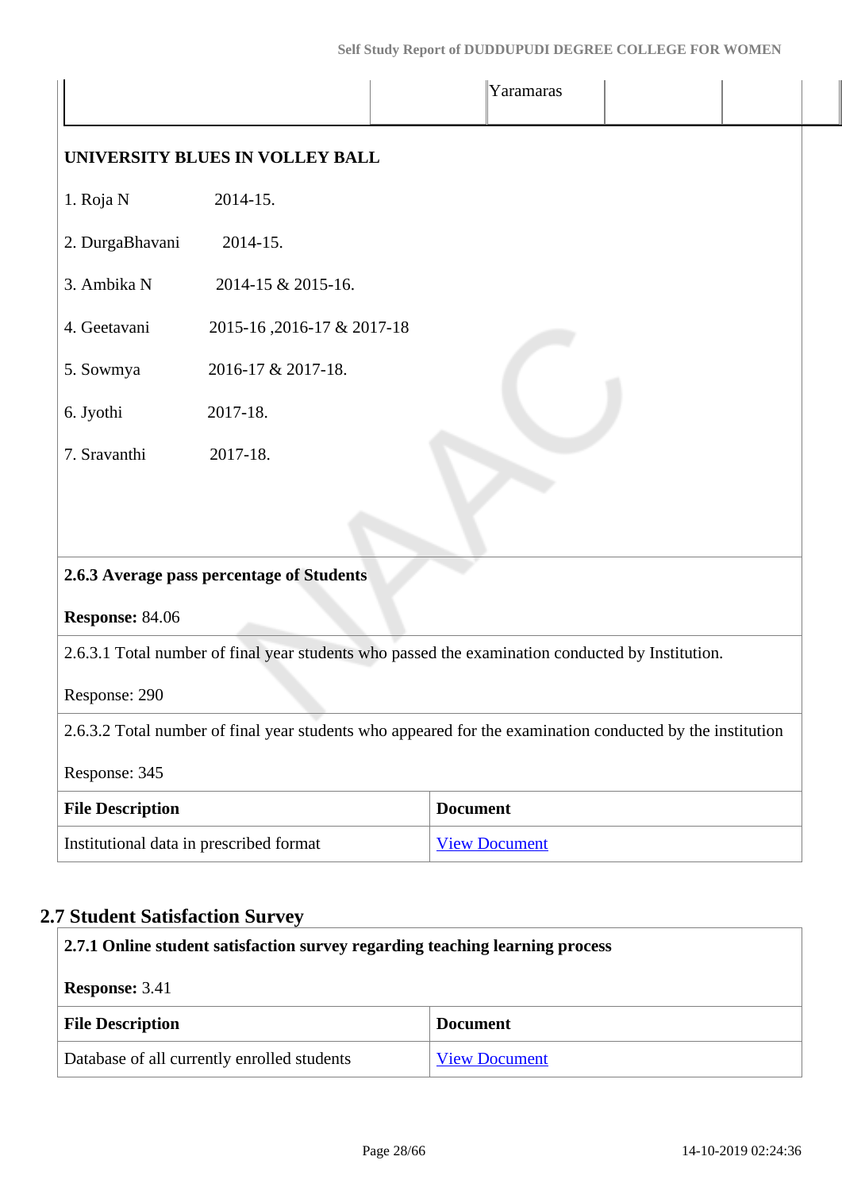| | | Yaramaras | | | |
|---|---|---|---|---|---|

**UNIVERSITY BLUES IN VOLLEY BALL**

1. Roja N 2014-15.
2. DurgaBhavani 2014-15.
3. Ambika N 2014-15 & 2015-16.
4. Geetavani 2015-16 ,2016-17 & 2017-18
5. Sowmya 2016-17 & 2017-18.
6. Jyothi 2017-18.
7. Sravanthi 2017-18.

**2.6.3 Average pass percentage of Students**

**Response:** 84.06

2.6.3.1 Total number of final year students who passed the examination conducted by Institution.

Response: 290

2.6.3.2 Total number of final year students who appeared for the examination conducted by the institution

Response: 345

| File Description | Document |
|---|---|
| Institutional data in prescribed format | View Document |

## 2.7 Student Satisfaction Survey

**2.7.1 Online student satisfaction survey regarding teaching learning process**

**Response:** 3.41

| File Description | Document |
|---|---|
| Database of all currently enrolled students | View Document |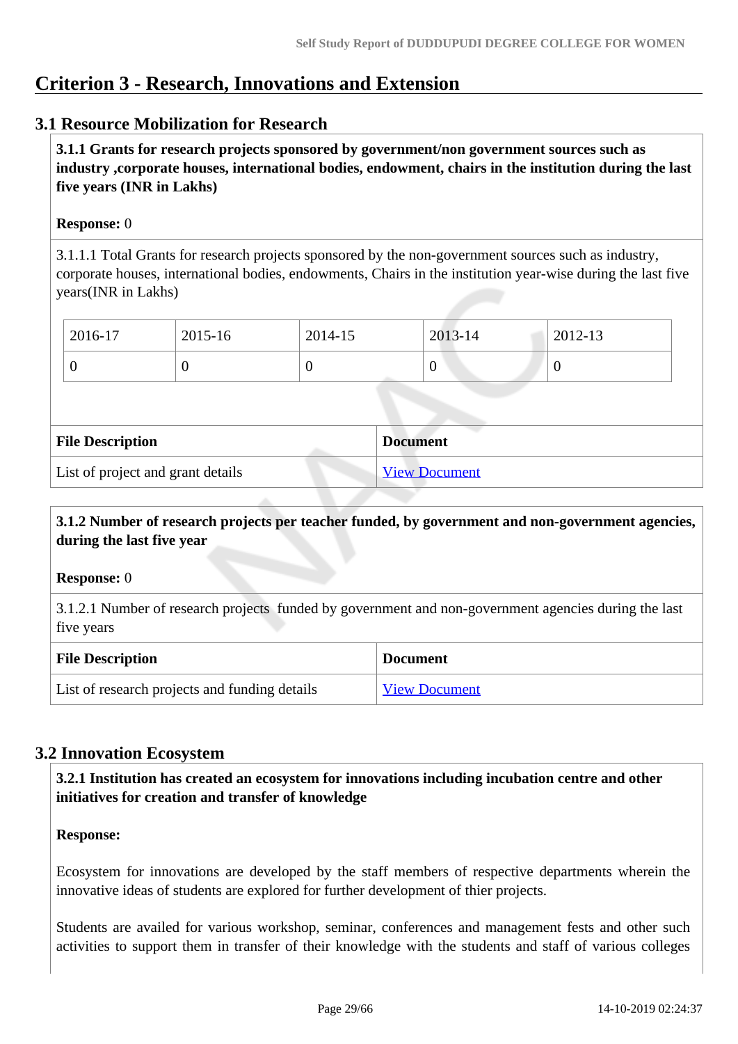# Criterion 3 - Research, Innovations and Extension

## 3.1 Resource Mobilization for Research

**3.1.1 Grants for research projects sponsored by government/non government sources such as industry ,corporate houses, international bodies, endowment, chairs in the institution during the last five years (INR in Lakhs)**

**Response:** 0

3.1.1.1 Total Grants for research projects sponsored by the non-government sources such as industry, corporate houses, international bodies, endowments, Chairs in the institution year-wise during the last five years(INR in Lakhs)

| 2016-17 | 2015-16 | 2014-15 | 2013-14 | 2012-13 |
|---|---|---|---|---|
| 0 | 0 | 0 | 0 | 0 |

| File Description | Document |
|---|---|
| List of project and grant details | View Document |

**3.1.2 Number of research projects per teacher funded, by government and non-government agencies, during the last five year**

**Response:** 0

3.1.2.1 Number of research projects funded by government and non-government agencies during the last five years

| File Description | Document |
|---|---|
| List of research projects and funding details | View Document |

## 3.2 Innovation Ecosystem

**3.2.1 Institution has created an ecosystem for innovations including incubation centre and other initiatives for creation and transfer of knowledge**

**Response:**

Ecosystem for innovations are developed by the staff members of respective departments wherein the innovative ideas of students are explored for further development of thier projects.

Students are availed for various workshop, seminar, conferences and management fests and other such activities to support them in transfer of their knowledge with the students and staff of various colleges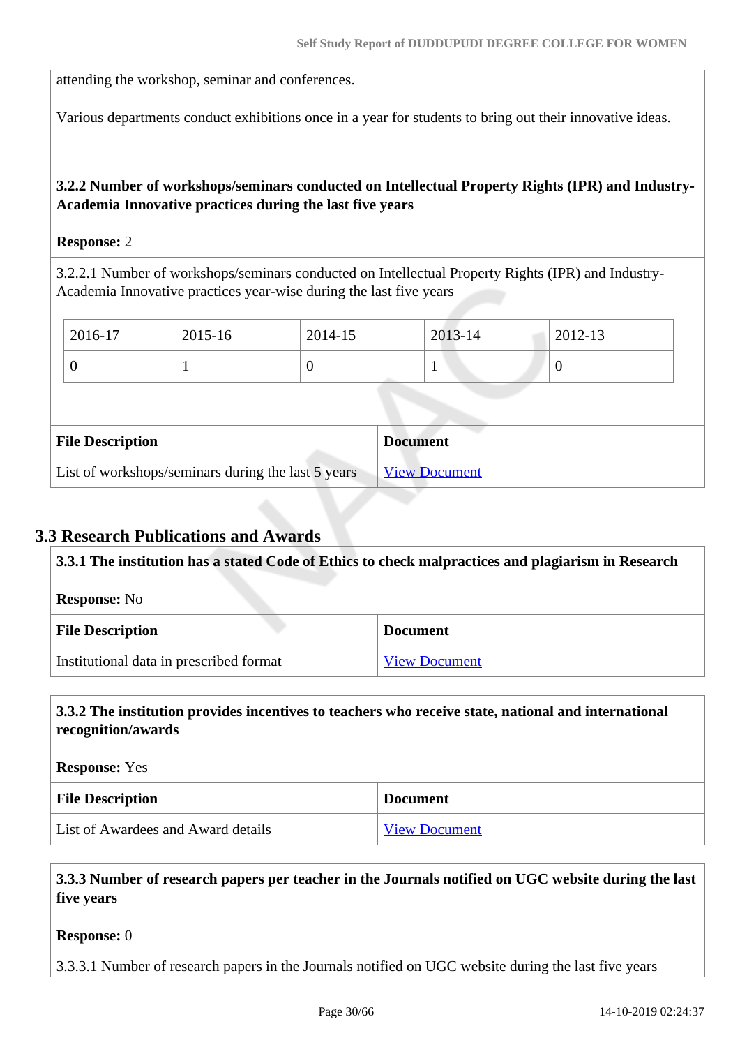attending the workshop, seminar and conferences.

Various departments conduct exhibitions once in a year for students to bring out their innovative ideas.

**3.2.2 Number of workshops/seminars conducted on Intellectual Property Rights (IPR) and Industry-Academia Innovative practices during the last five years**

**Response:** 2

3.2.2.1 Number of workshops/seminars conducted on Intellectual Property Rights (IPR) and Industry-Academia Innovative practices year-wise during the last five years

| 2016-17 | 2015-16 | 2014-15 | 2013-14 | 2012-13 |
|---|---|---|---|---|
| 0 | 1 | 0 | 1 | 0 |

| File Description | Document |
|---|---|
| List of workshops/seminars during the last 5 years | View Document |

## 3.3 Research Publications and Awards

**3.3.1 The institution has a stated Code of Ethics to check malpractices and plagiarism in Research**

**Response:** No

| File Description | Document |
|---|---|
| Institutional data in prescribed format | View Document |

**3.3.2 The institution provides incentives to teachers who receive state, national and international recognition/awards**

**Response:** Yes

| File Description | Document |
|---|---|
| List of Awardees and Award details | View Document |

**3.3.3 Number of research papers per teacher in the Journals notified on UGC website during the last five years**

**Response:** 0

3.3.3.1 Number of research papers in the Journals notified on UGC website during the last five years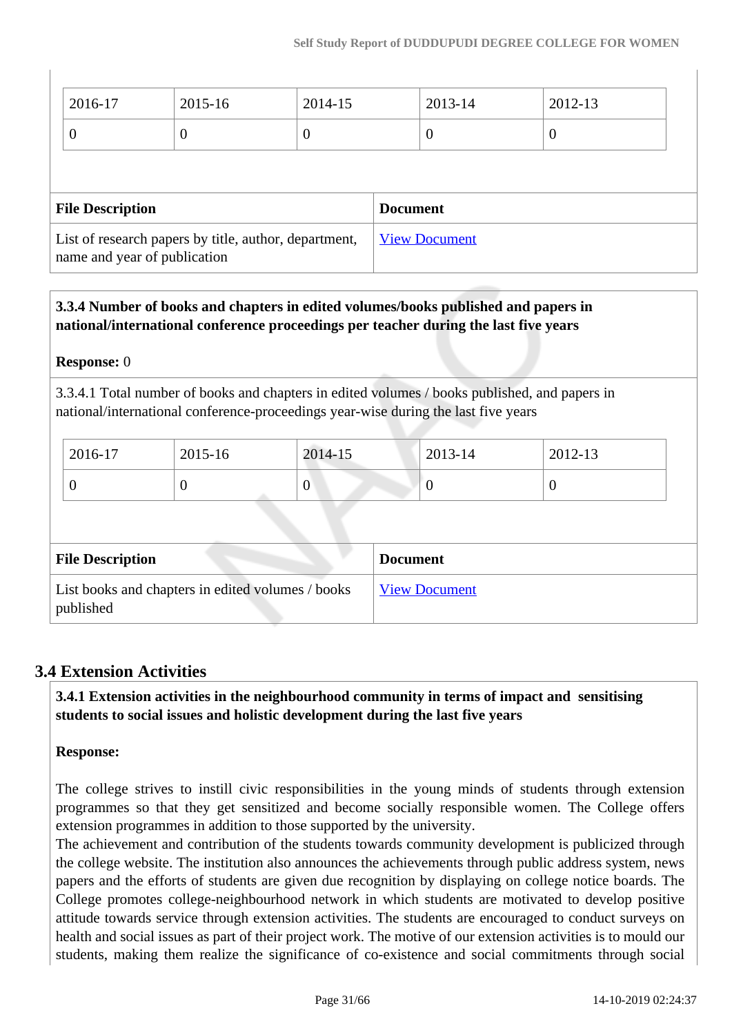| 2016-17 | 2015-16 | 2014-15 | 2013-14 | 2012-13 |
|---|---|---|---|---|
| 0 | 0 | 0 | 0 | 0 |

| File Description | Document |
|---|---|
| List of research papers by title, author, department, name and year of publication | View Document |

**3.3.4 Number of books and chapters in edited volumes/books published and papers in national/international conference proceedings per teacher during the last five years**

**Response:** 0

3.3.4.1 Total number of books and chapters in edited volumes / books published, and papers in national/international conference-proceedings year-wise during the last five years

| 2016-17 | 2015-16 | 2014-15 | 2013-14 | 2012-13 |
|---|---|---|---|---|
| 0 | 0 | 0 | 0 | 0 |

| File Description | Document |
|---|---|
| List books and chapters in edited volumes / books published | View Document |

## 3.4 Extension Activities

**3.4.1 Extension activities in the neighbourhood community in terms of impact and sensitising students to social issues and holistic development during the last five years**

**Response:**

The college strives to instill civic responsibilities in the young minds of students through extension programmes so that they get sensitized and become socially responsible women. The College offers extension programmes in addition to those supported by the university.
The achievement and contribution of the students towards community development is publicized through the college website. The institution also announces the achievements through public address system, news papers and the efforts of students are given due recognition by displaying on college notice boards. The College promotes college-neighbourhood network in which students are motivated to develop positive attitude towards service through extension activities. The students are encouraged to conduct surveys on health and social issues as part of their project work. The motive of our extension activities is to mould our students, making them realize the significance of co-existence and social commitments through social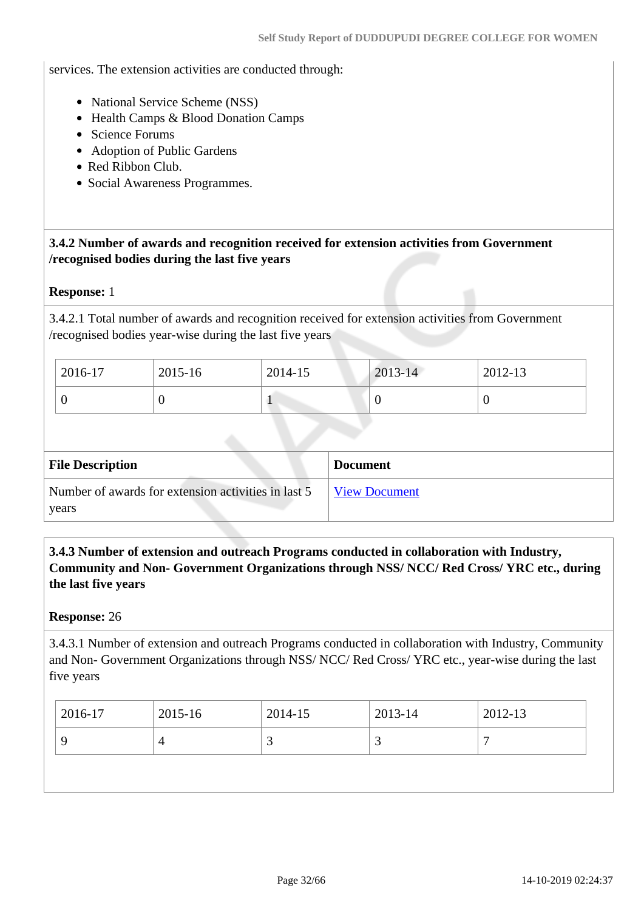services. The extension activities are conducted through:

- National Service Scheme (NSS)
- Health Camps & Blood Donation Camps
- Science Forums
- Adoption of Public Gardens
- Red Ribbon Club.
- Social Awareness Programmes.

**3.4.2 Number of awards and recognition received for extension activities from Government /recognised bodies during the last five years**

**Response:** 1

3.4.2.1 Total number of awards and recognition received for extension activities from Government /recognised bodies year-wise during the last five years

| 2016-17 | 2015-16 | 2014-15 | 2013-14 | 2012-13 |
|---|---|---|---|---|
| 0 | 0 | 1 | 0 | 0 |

| File Description | Document |
|---|---|
| Number of awards for extension activities in last 5 years | View Document |

**3.4.3 Number of extension and outreach Programs conducted in collaboration with Industry, Community and Non- Government Organizations through NSS/ NCC/ Red Cross/ YRC etc., during the last five years**

**Response:** 26

3.4.3.1 Number of extension and outreach Programs conducted in collaboration with Industry, Community and Non- Government Organizations through NSS/ NCC/ Red Cross/ YRC etc., year-wise during the last five years

| 2016-17 | 2015-16 | 2014-15 | 2013-14 | 2012-13 |
|---|---|---|---|---|
| 9 | 4 | 3 | 3 | 7 |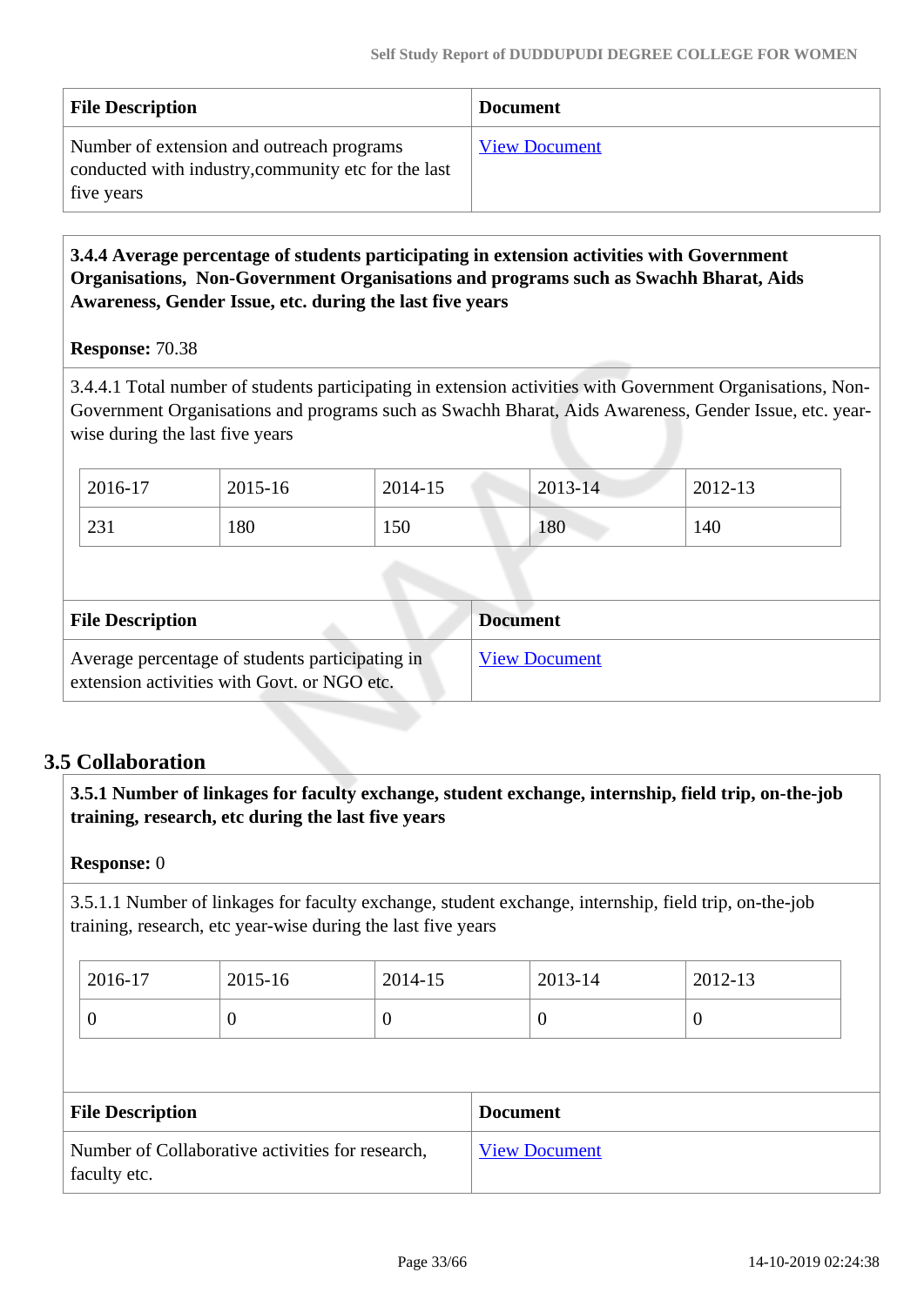| File Description | Document |
|---|---|
| Number of extension and outreach programs conducted with industry,community etc for the last five years | View Document |

**3.4.4 Average percentage of students participating in extension activities with Government Organisations, Non-Government Organisations and programs such as Swachh Bharat, Aids Awareness, Gender Issue, etc. during the last five years**

**Response:** 70.38

3.4.4.1 Total number of students participating in extension activities with Government Organisations, Non-Government Organisations and programs such as Swachh Bharat, Aids Awareness, Gender Issue, etc. year-wise during the last five years

| 2016-17 | 2015-16 | 2014-15 | 2013-14 | 2012-13 |
|---|---|---|---|---|
| 231 | 180 | 150 | 180 | 140 |

| File Description | Document |
|---|---|
| Average percentage of students participating in extension activities with Govt. or NGO etc. | View Document |

## 3.5 Collaboration

**3.5.1 Number of linkages for faculty exchange, student exchange, internship, field trip, on-the-job training, research, etc during the last five years**

**Response:** 0

3.5.1.1 Number of linkages for faculty exchange, student exchange, internship, field trip, on-the-job training, research, etc year-wise during the last five years

| 2016-17 | 2015-16 | 2014-15 | 2013-14 | 2012-13 |
|---|---|---|---|---|
| 0 | 0 | 0 | 0 | 0 |

| File Description | Document |
|---|---|
| Number of Collaborative activities for research, faculty etc. | View Document |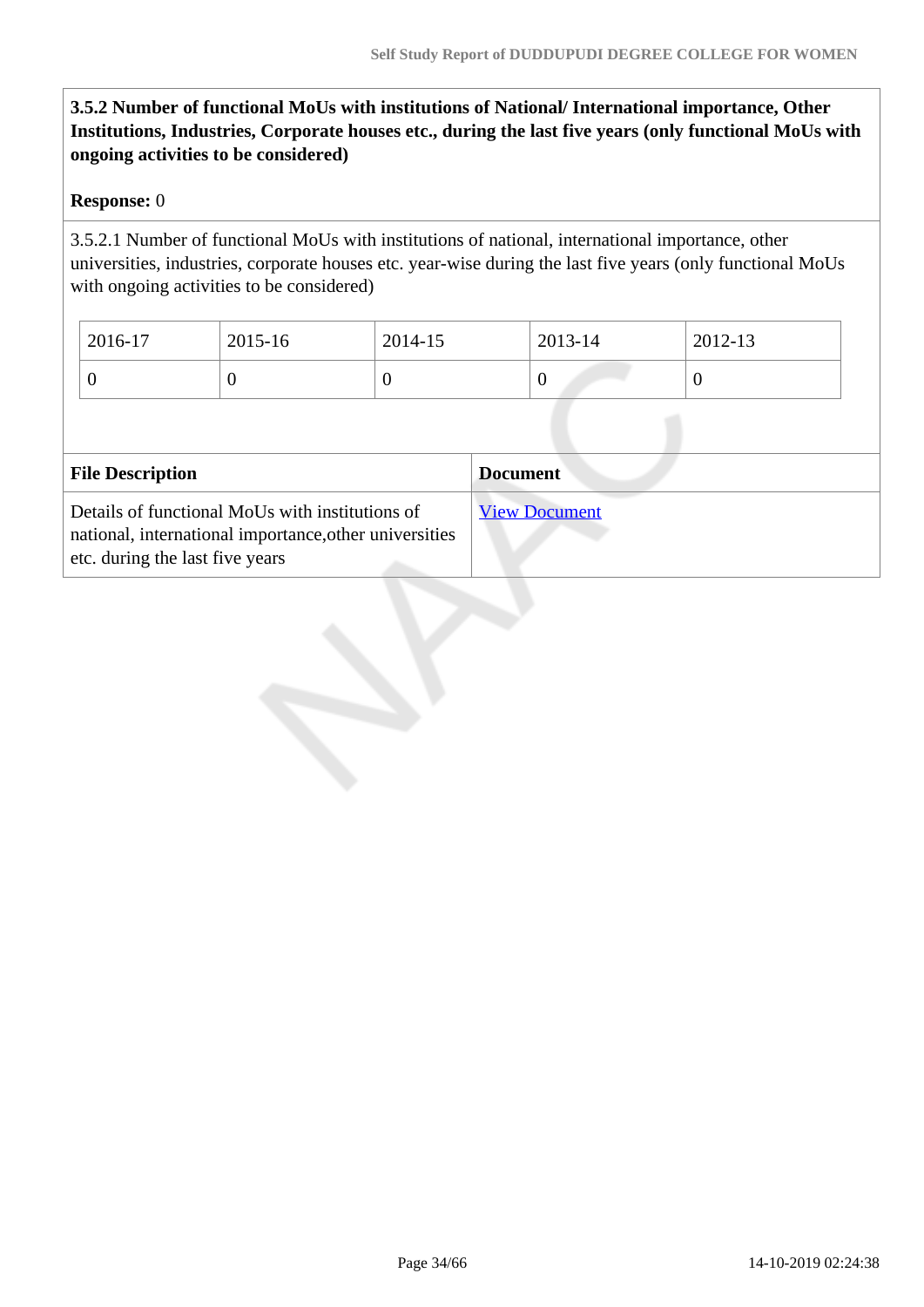**3.5.2 Number of functional MoUs with institutions of National/ International importance, Other Institutions, Industries, Corporate houses etc., during the last five years (only functional MoUs with ongoing activities to be considered)**

**Response:** 0

3.5.2.1 Number of functional MoUs with institutions of national, international importance, other universities, industries, corporate houses etc. year-wise during the last five years (only functional MoUs with ongoing activities to be considered)

| 2016-17 | 2015-16 | 2014-15 | 2013-14 | 2012-13 |
|---|---|---|---|---|
| 0 | 0 | 0 | 0 | 0 |

| File Description | Document |
|---|---|
| Details of functional MoUs with institutions of national, international importance,other universities etc. during the last five years | View Document |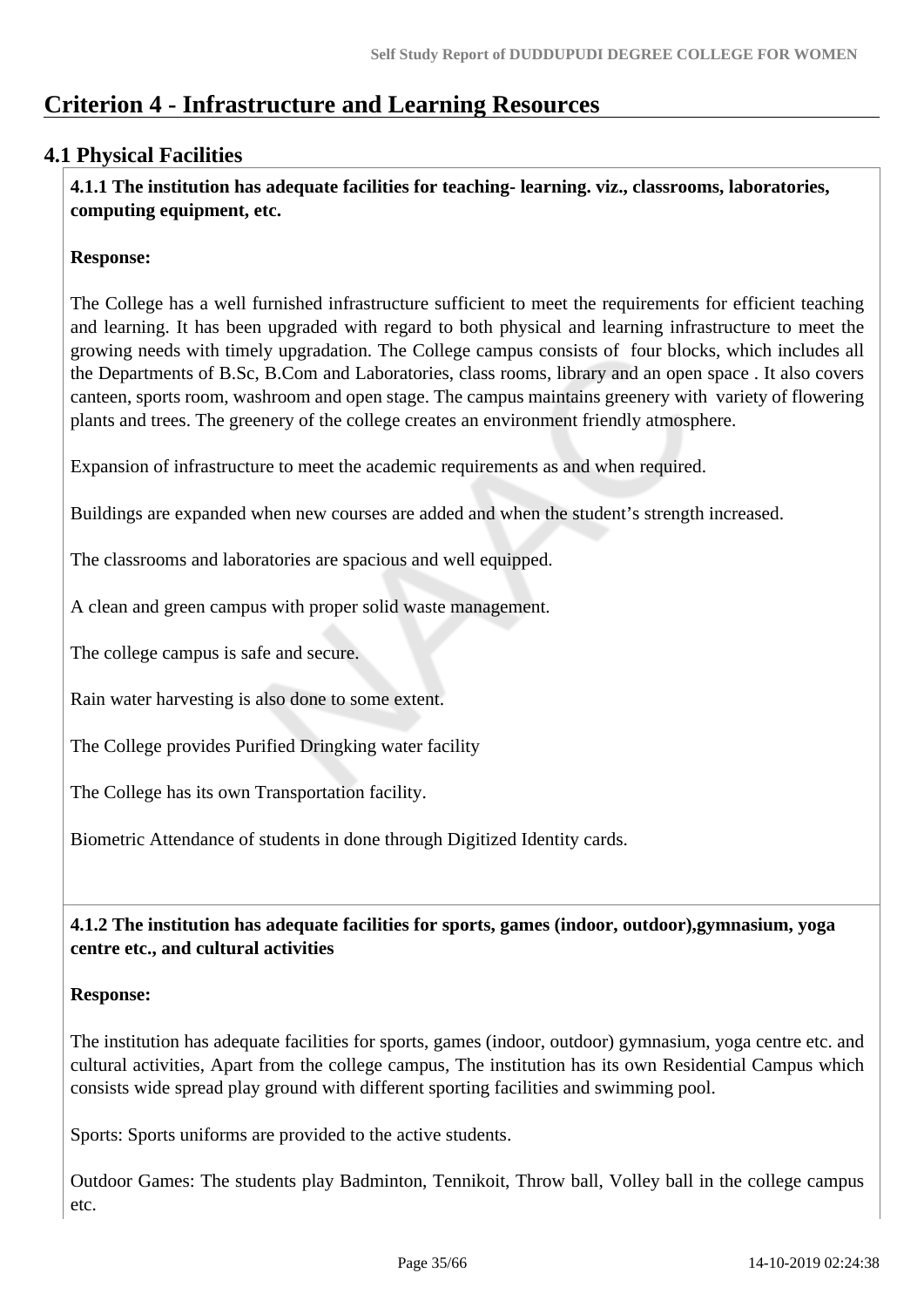# Criterion 4 - Infrastructure and Learning Resources

## 4.1 Physical Facilities

**4.1.1 The institution has adequate facilities for teaching- learning. viz., classrooms, laboratories, computing equipment, etc.**

**Response:**

The College has a well furnished infrastructure sufficient to meet the requirements for efficient teaching and learning. It has been upgraded with regard to both physical and learning infrastructure to meet the growing needs with timely upgradation. The College campus consists of four blocks, which includes all the Departments of B.Sc, B.Com and Laboratories, class rooms, library and an open space . It also covers canteen, sports room, washroom and open stage. The campus maintains greenery with variety of flowering plants and trees. The greenery of the college creates an environment friendly atmosphere.

Expansion of infrastructure to meet the academic requirements as and when required.

Buildings are expanded when new courses are added and when the student's strength increased.

The classrooms and laboratories are spacious and well equipped.

A clean and green campus with proper solid waste management.

The college campus is safe and secure.

Rain water harvesting is also done to some extent.

The College provides Purified Dringking water facility

The College has its own Transportation facility.

Biometric Attendance of students in done through Digitized Identity cards.

**4.1.2 The institution has adequate facilities for sports, games (indoor, outdoor),gymnasium, yoga centre etc., and cultural activities**

**Response:**

The institution has adequate facilities for sports, games (indoor, outdoor) gymnasium, yoga centre etc. and cultural activities, Apart from the college campus, The institution has its own Residential Campus which consists wide spread play ground with different sporting facilities and swimming pool.

Sports: Sports uniforms are provided to the active students.

Outdoor Games: The students play Badminton, Tennikoit, Throw ball, Volley ball in the college campus etc.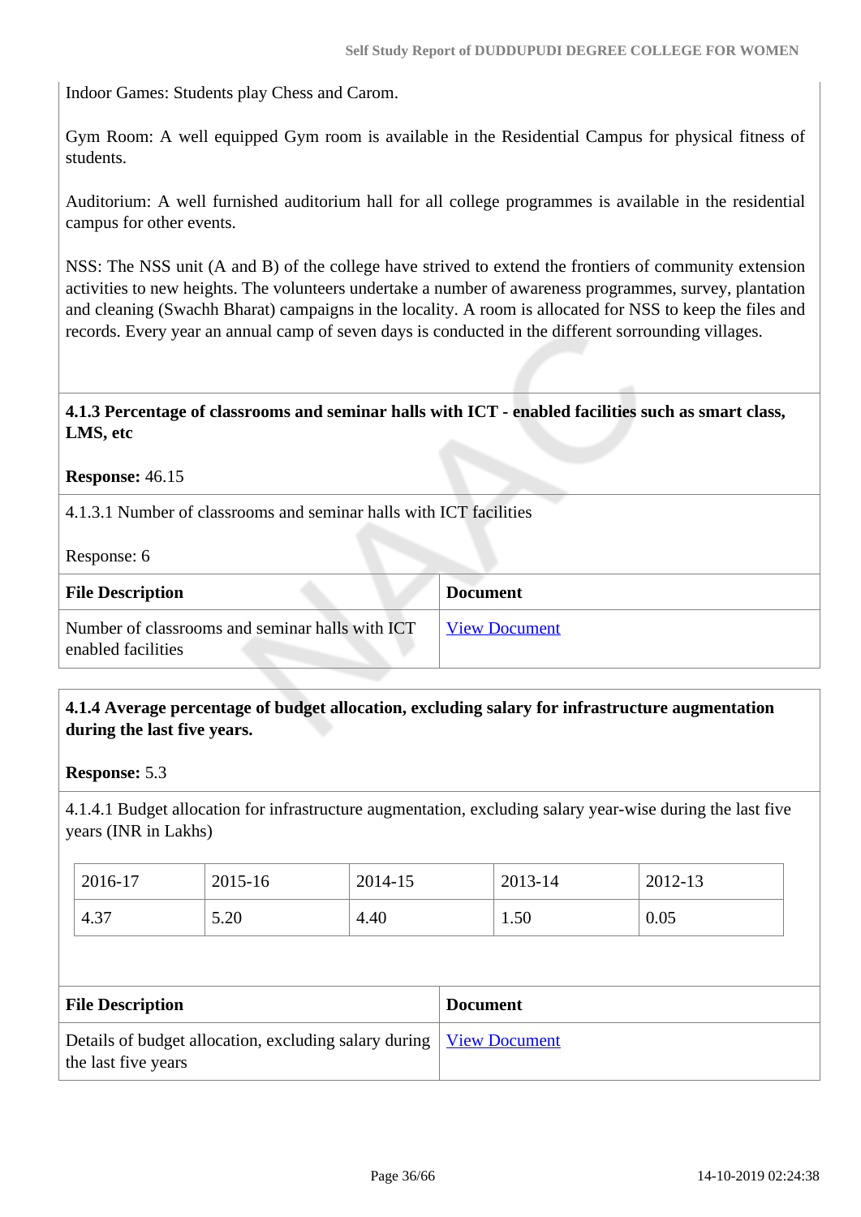Indoor Games: Students play Chess and Carom.

Gym Room: A well equipped Gym room is available in the Residential Campus for physical fitness of students.

Auditorium: A well furnished auditorium hall for all college programmes is available in the residential campus for other events.

NSS: The NSS unit (A and B) of the college have strived to extend the frontiers of community extension activities to new heights. The volunteers undertake a number of awareness programmes, survey, plantation and cleaning (Swachh Bharat) campaigns in the locality. A room is allocated for NSS to keep the files and records. Every year an annual camp of seven days is conducted in the different surrounding villages.

**4.1.3 Percentage of classrooms and seminar halls with ICT - enabled facilities such as smart class, LMS, etc**

**Response:** 46.15

4.1.3.1 Number of classrooms and seminar halls with ICT facilities

Response: 6

| File Description | Document |
|---|---|
| Number of classrooms and seminar halls with ICT enabled facilities | View Document |

**4.1.4 Average percentage of budget allocation, excluding salary for infrastructure augmentation during the last five years.**

**Response:** 5.3

4.1.4.1 Budget allocation for infrastructure augmentation, excluding salary year-wise during the last five years (INR in Lakhs)

| 2016-17 | 2015-16 | 2014-15 | 2013-14 | 2012-13 |
|---|---|---|---|---|
| 4.37 | 5.20 | 4.40 | 1.50 | 0.05 |

| File Description | Document |
|---|---|
| Details of budget allocation, excluding salary during the last five years | View Document |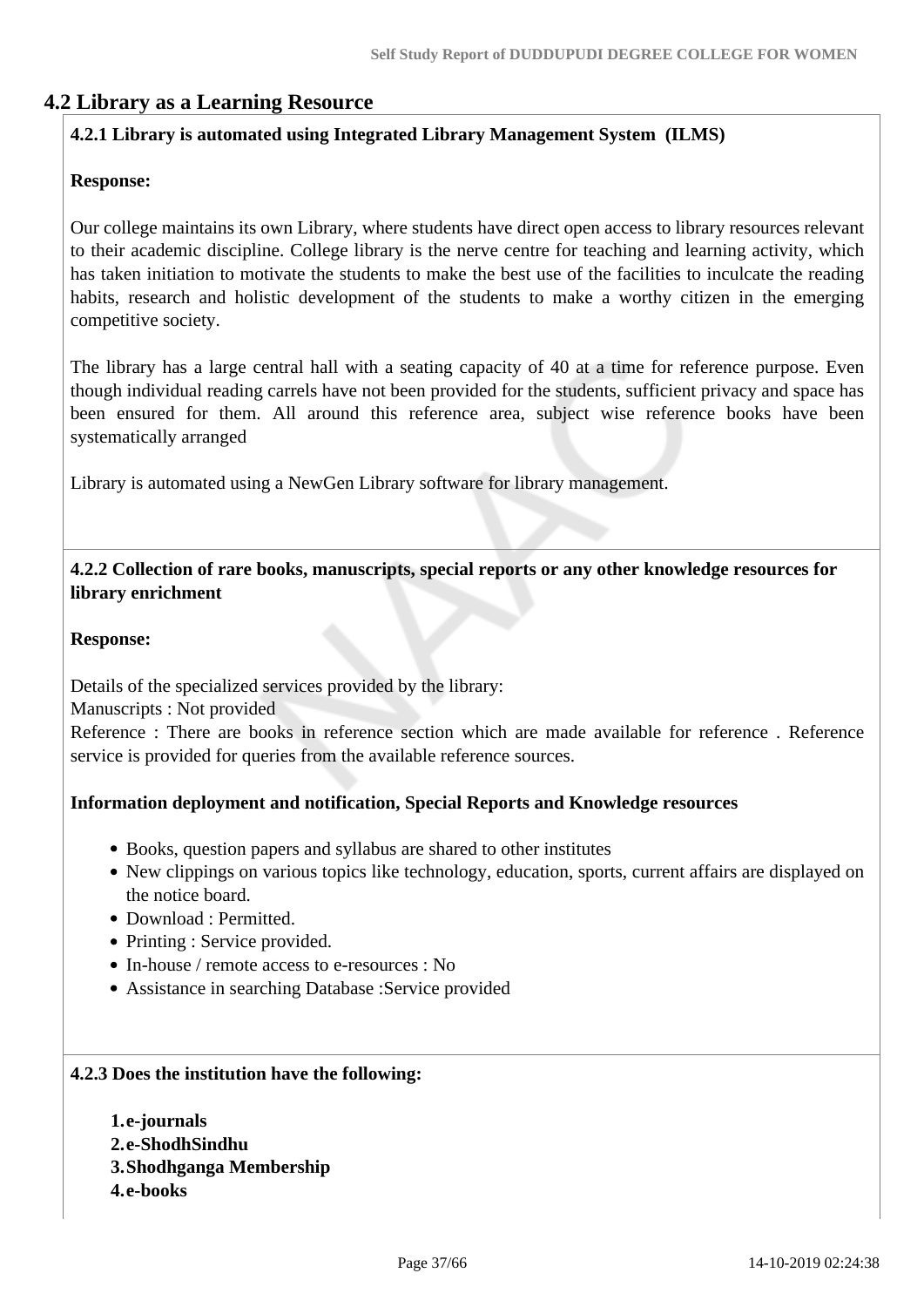## 4.2 Library as a Learning Resource

**4.2.1 Library is automated using Integrated Library Management System (ILMS)**

**Response:**

Our college maintains its own Library, where students have direct open access to library resources relevant to their academic discipline. College library is the nerve centre for teaching and learning activity, which has taken initiation to motivate the students to make the best use of the facilities to inculcate the reading habits, research and holistic development of the students to make a worthy citizen in the emerging competitive society.

The library has a large central hall with a seating capacity of 40 at a time for reference purpose. Even though individual reading carrels have not been provided for the students, sufficient privacy and space has been ensured for them. All around this reference area, subject wise reference books have been systematically arranged

Library is automated using a NewGen Library software for library management.

**4.2.2 Collection of rare books, manuscripts, special reports or any other knowledge resources for library enrichment**

**Response:**

Details of the specialized services provided by the library:
Manuscripts : Not provided
Reference : There are books in reference section which are made available for reference . Reference service is provided for queries from the available reference sources.

**Information deployment and notification, Special Reports and Knowledge resources**

- Books, question papers and syllabus are shared to other institutes
- New clippings on various topics like technology, education, sports, current affairs are displayed on the notice board.
- Download : Permitted.
- Printing : Service provided.
- In-house / remote access to e-resources : No
- Assistance in searching Database :Service provided

**4.2.3 Does the institution have the following:**

1. **e-journals**
2. **e-ShodhSindhu**
3. **Shodhganga Membership**
4. **e-books**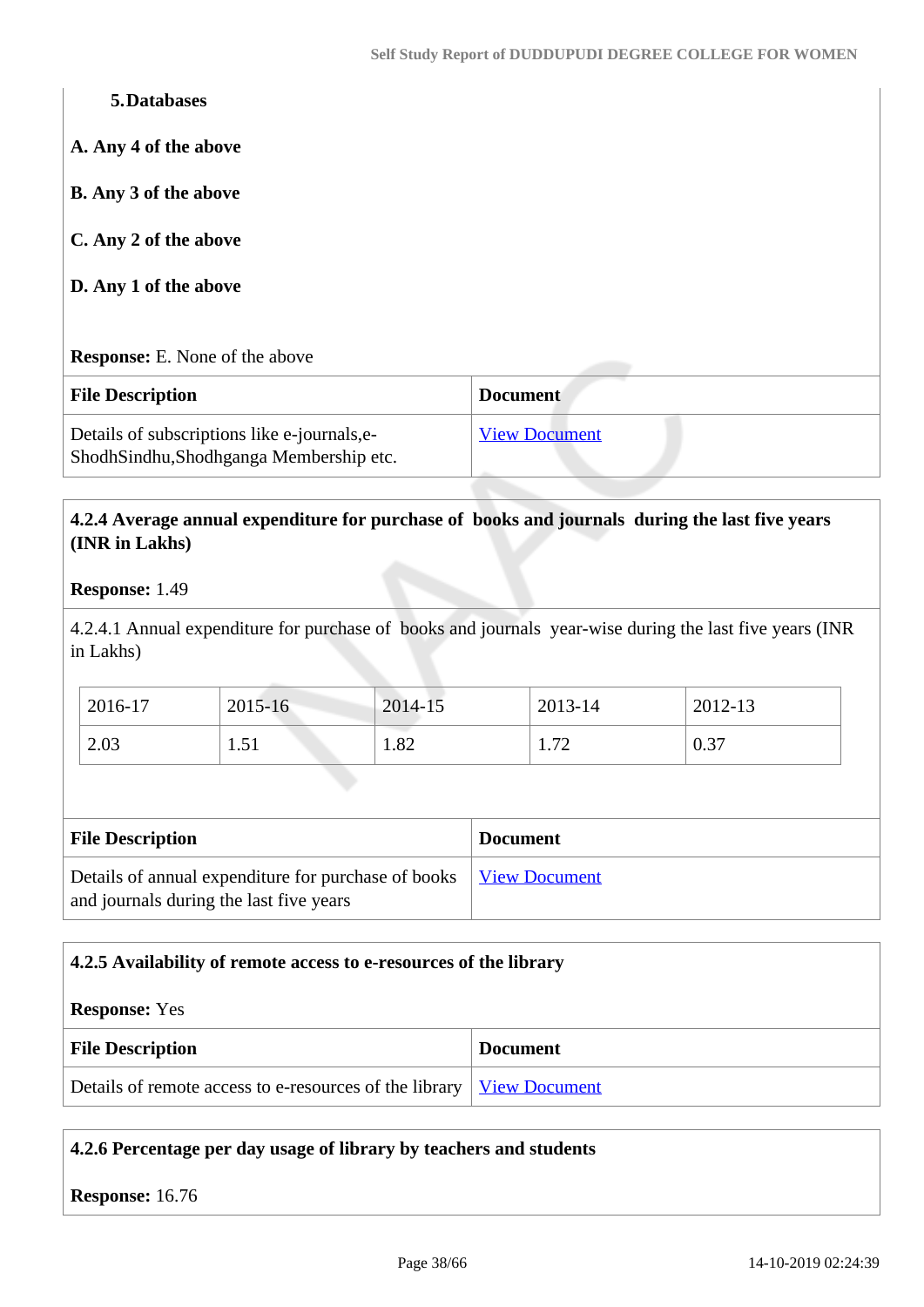5. **Databases**

**A. Any 4 of the above**

**B. Any 3 of the above**

**C. Any 2 of the above**

**D. Any 1 of the above**

**Response:** E. None of the above

| File Description | Document |
|---|---|
| Details of subscriptions like e-journals,e-ShodhSindhu,Shodhganga Membership etc. | View Document |

**4.2.4 Average annual expenditure for purchase of books and journals during the last five years (INR in Lakhs)**

**Response:** 1.49

4.2.4.1 Annual expenditure for purchase of books and journals year-wise during the last five years (INR in Lakhs)

| 2016-17 | 2015-16 | 2014-15 | 2013-14 | 2012-13 |
|---|---|---|---|---|
| 2.03 | 1.51 | 1.82 | 1.72 | 0.37 |

| File Description | Document |
|---|---|
| Details of annual expenditure for purchase of books and journals during the last five years | View Document |

**4.2.5 Availability of remote access to e-resources of the library**

**Response:** Yes

| File Description | Document |
|---|---|
| Details of remote access to e-resources of the library | View Document |

**4.2.6 Percentage per day usage of library by teachers and students**

**Response:** 16.76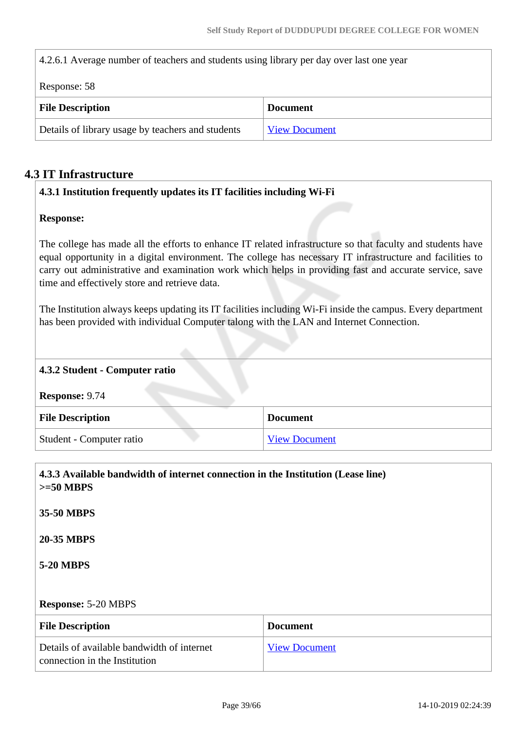4.2.6.1 Average number of teachers and students using library per day over last one year

Response: 58

| File Description | Document |
|---|---|
| Details of library usage by teachers and students | View Document |

## 4.3 IT Infrastructure

**4.3.1 Institution frequently updates its IT facilities including Wi-Fi**

**Response:**

The college has made all the efforts to enhance IT related infrastructure so that faculty and students have equal opportunity in a digital environment. The college has necessary IT infrastructure and facilities to carry out administrative and examination work which helps in providing fast and accurate service, save time and effectively store and retrieve data.

The Institution always keeps updating its IT facilities including Wi-Fi inside the campus. Every department has been provided with individual Computer talong with the LAN and Internet Connection.

**4.3.2 Student - Computer ratio**

**Response:** 9.74

| File Description | Document |
|---|---|
| Student - Computer ratio | View Document |

**4.3.3 Available bandwidth of internet connection in the Institution (Lease line)**
**>=50 MBPS**

**35-50 MBPS**

**20-35 MBPS**

**5-20 MBPS**

**Response:** 5-20 MBPS

| File Description | Document |
|---|---|
| Details of available bandwidth of internet connection in the Institution | View Document |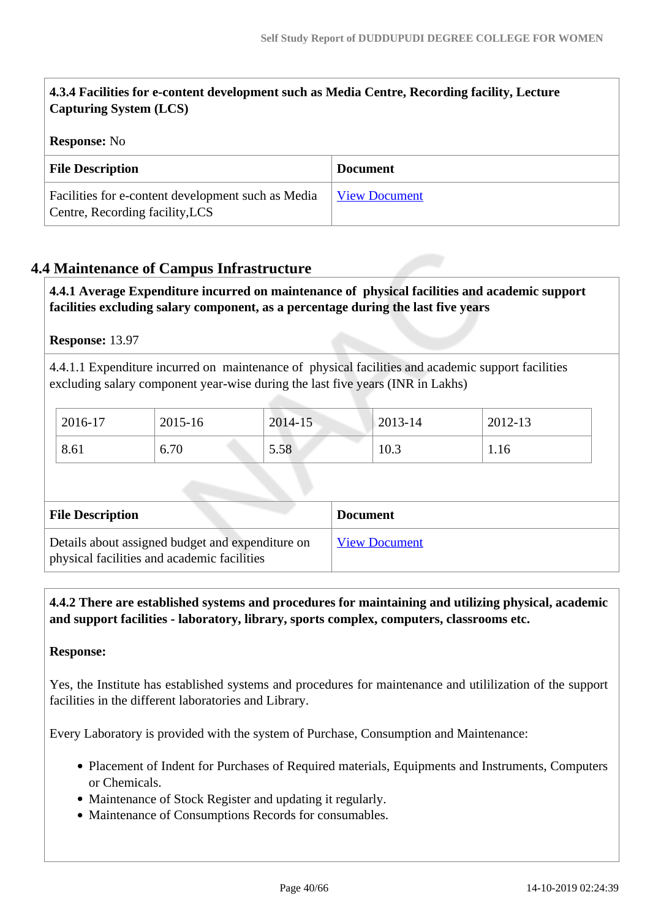**4.3.4 Facilities for e-content development such as Media Centre, Recording facility, Lecture Capturing System (LCS)**

**Response:** No

| File Description | Document |
|---|---|
| Facilities for e-content development such as Media Centre, Recording facility,LCS | View Document |

## 4.4 Maintenance of Campus Infrastructure

**4.4.1 Average Expenditure incurred on maintenance of physical facilities and academic support facilities excluding salary component, as a percentage during the last five years**

**Response:** 13.97

4.4.1.1 Expenditure incurred on maintenance of physical facilities and academic support facilities excluding salary component year-wise during the last five years (INR in Lakhs)

| 2016-17 | 2015-16 | 2014-15 | 2013-14 | 2012-13 |
|---|---|---|---|---|
| 8.61 | 6.70 | 5.58 | 10.3 | 1.16 |

| File Description | Document |
|---|---|
| Details about assigned budget and expenditure on physical facilities and academic facilities | View Document |

**4.4.2 There are established systems and procedures for maintaining and utilizing physical, academic and support facilities - laboratory, library, sports complex, computers, classrooms etc.**

**Response:**

Yes, the Institute has established systems and procedures for maintenance and utililization of the support facilities in the different laboratories and Library.

Every Laboratory is provided with the system of Purchase, Consumption and Maintenance:

- Placement of Indent for Purchases of Required materials, Equipments and Instruments, Computers or Chemicals.
- Maintenance of Stock Register and updating it regularly.
- Maintenance of Consumptions Records for consumables.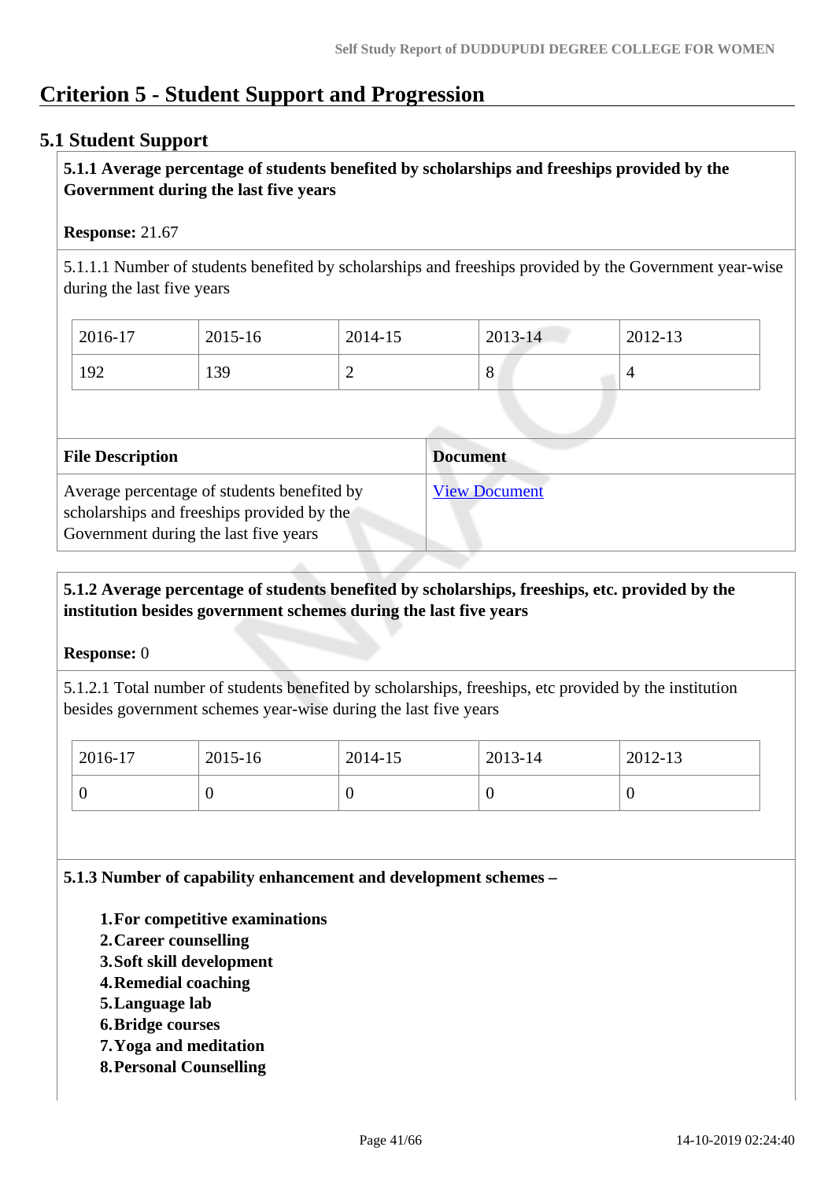# Criterion 5 - Student Support and Progression

## 5.1 Student Support

**5.1.1 Average percentage of students benefited by scholarships and freeships provided by the Government during the last five years**

**Response:** 21.67

5.1.1.1 Number of students benefited by scholarships and freeships provided by the Government year-wise during the last five years

| 2016-17 | 2015-16 | 2014-15 | 2013-14 | 2012-13 |
|---|---|---|---|---|
| 192 | 139 | 2 | 8 | 4 |

| File Description | Document |
|---|---|
| Average percentage of students benefited by scholarships and freeships provided by the Government during the last five years | View Document |

**5.1.2 Average percentage of students benefited by scholarships, freeships, etc. provided by the institution besides government schemes during the last five years**

**Response:** 0

5.1.2.1 Total number of students benefited by scholarships, freeships, etc provided by the institution besides government schemes year-wise during the last five years

| 2016-17 | 2015-16 | 2014-15 | 2013-14 | 2012-13 |
|---|---|---|---|---|
| 0 | 0 | 0 | 0 | 0 |

**5.1.3 Number of capability enhancement and development schemes –**

1. **For competitive examinations**
2. **Career counselling**
3. **Soft skill development**
4. **Remedial coaching**
5. **Language lab**
6. **Bridge courses**
7. **Yoga and meditation**
8. **Personal Counselling**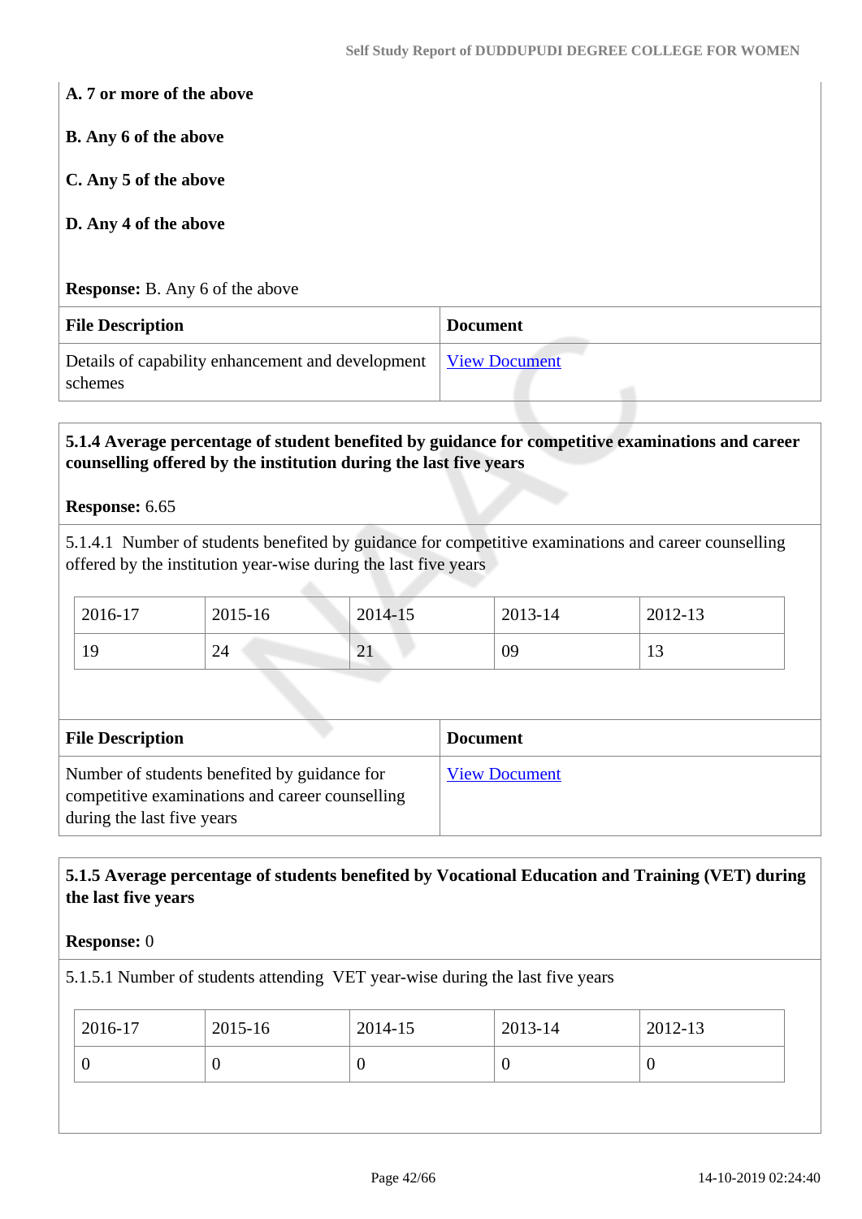**A. 7 or more of the above**

**B. Any 6 of the above**

**C. Any 5 of the above**

**D. Any 4 of the above**

**Response:** B. Any 6 of the above

| File Description | Document |
|---|---|
| Details of capability enhancement and development schemes | View Document |

**5.1.4 Average percentage of student benefited by guidance for competitive examinations and career counselling offered by the institution during the last five years**

**Response:** 6.65

5.1.4.1 Number of students benefited by guidance for competitive examinations and career counselling offered by the institution year-wise during the last five years

| 2016-17 | 2015-16 | 2014-15 | 2013-14 | 2012-13 |
|---|---|---|---|---|
| 19 | 24 | 21 | 09 | 13 |

| File Description | Document |
|---|---|
| Number of students benefited by guidance for competitive examinations and career counselling during the last five years | View Document |

**5.1.5 Average percentage of students benefited by Vocational Education and Training (VET) during the last five years**

**Response:** 0

5.1.5.1 Number of students attending VET year-wise during the last five years

| 2016-17 | 2015-16 | 2014-15 | 2013-14 | 2012-13 |
|---|---|---|---|---|
| 0 | 0 | 0 | 0 | 0 |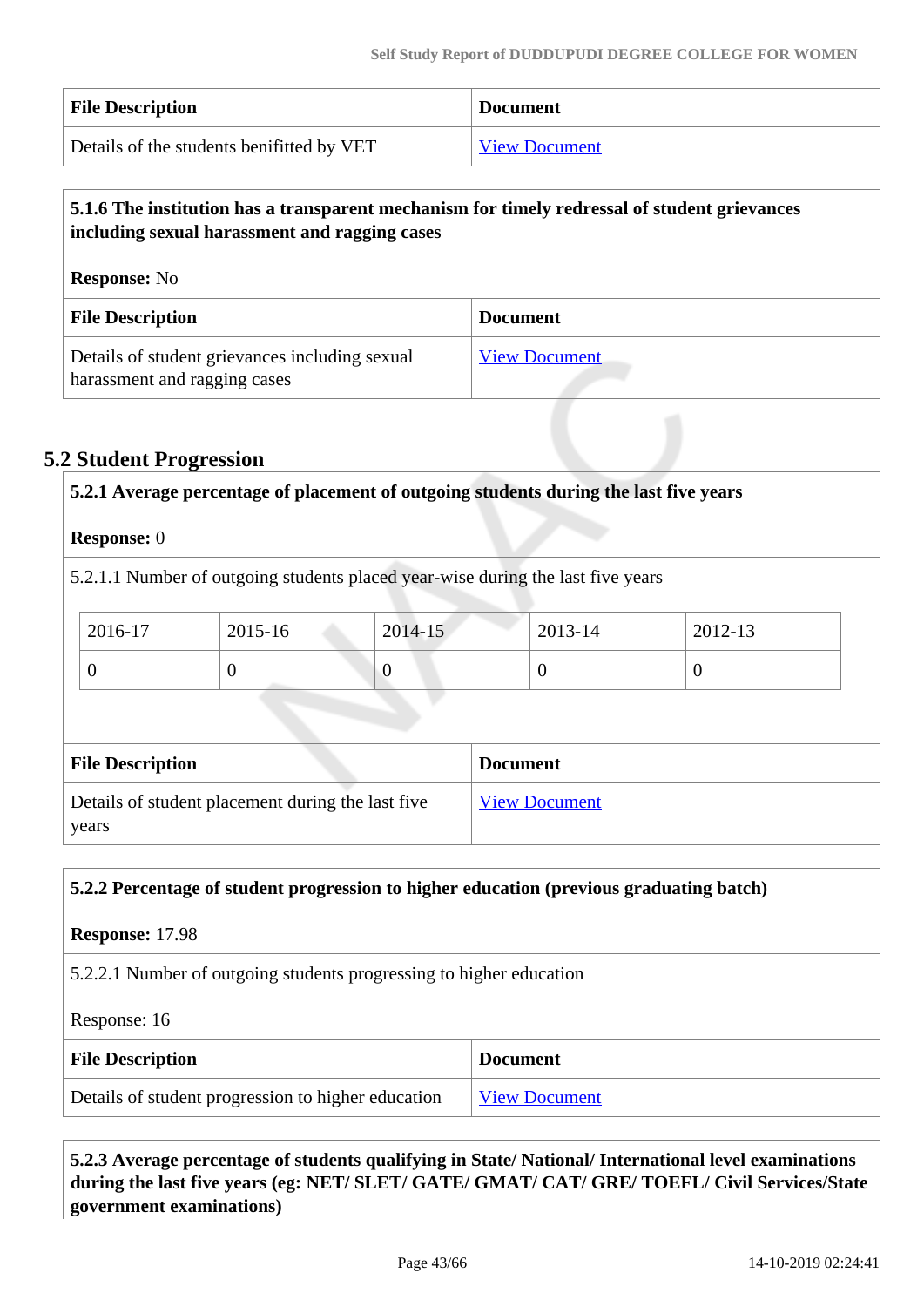| File Description | Document |
|---|---|
| Details of the students benifitted by VET | View Document |

**5.1.6 The institution has a transparent mechanism for timely redressal of student grievances including sexual harassment and ragging cases**

**Response:** No

| File Description | Document |
|---|---|
| Details of student grievances including sexual harassment and ragging cases | View Document |

## 5.2 Student Progression

**5.2.1 Average percentage of placement of outgoing students during the last five years**

**Response:** 0

5.2.1.1 Number of outgoing students placed year-wise during the last five years

| 2016-17 | 2015-16 | 2014-15 | 2013-14 | 2012-13 |
|---|---|---|---|---|
| 0 | 0 | 0 | 0 | 0 |

| File Description | Document |
|---|---|
| Details of student placement during the last five years | View Document |

**5.2.2 Percentage of student progression to higher education (previous graduating batch)**

**Response:** 17.98

5.2.2.1 Number of outgoing students progressing to higher education

Response: 16

| File Description | Document |
|---|---|
| Details of student progression to higher education | View Document |

**5.2.3 Average percentage of students qualifying in State/ National/ International level examinations during the last five years (eg: NET/ SLET/ GATE/ GMAT/ CAT/ GRE/ TOEFL/ Civil Services/State government examinations)**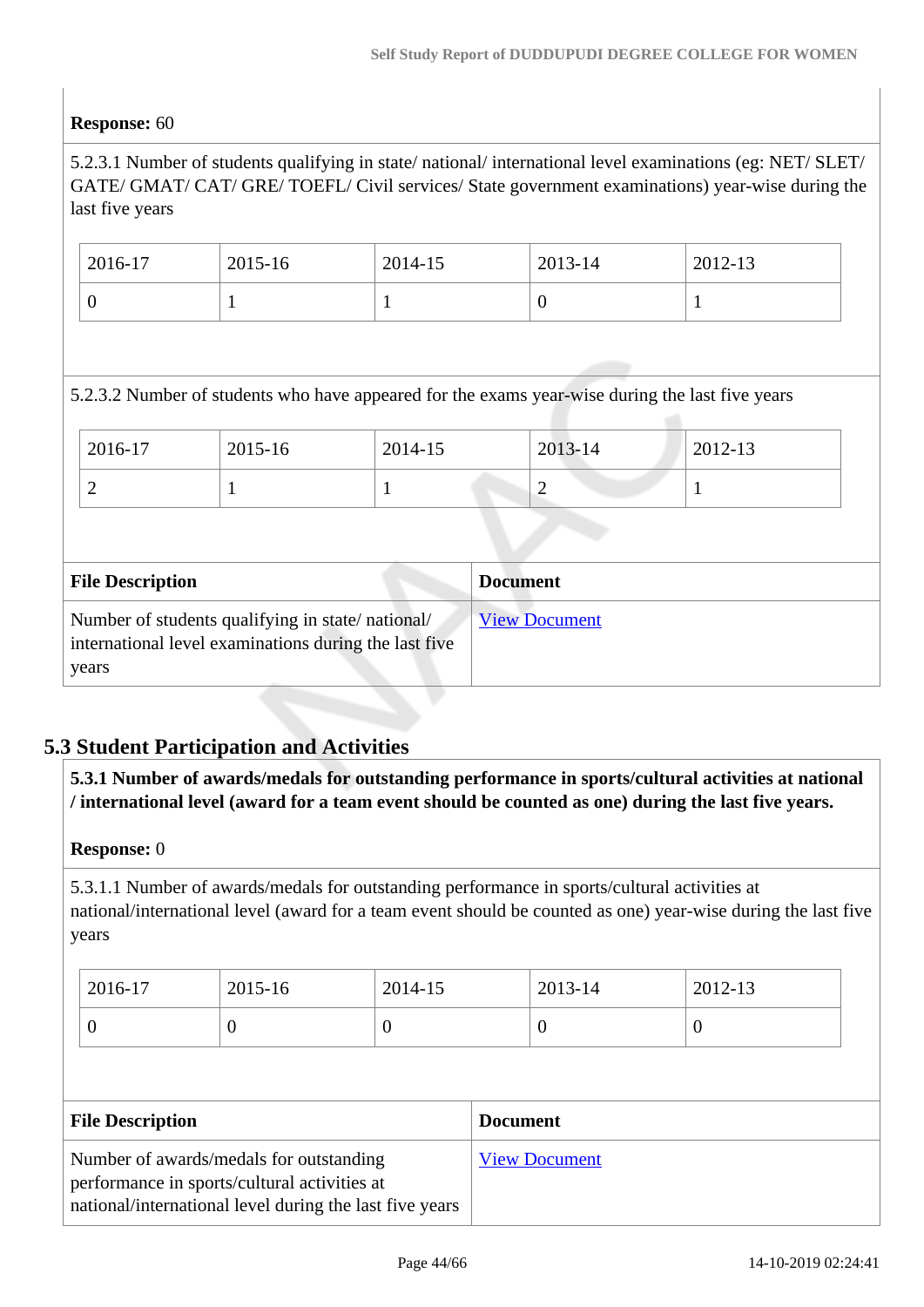**Response:** 60

5.2.3.1 Number of students qualifying in state/ national/ international level examinations (eg: NET/ SLET/ GATE/ GMAT/ CAT/ GRE/ TOEFL/ Civil services/ State government examinations) year-wise during the last five years

| 2016-17 | 2015-16 | 2014-15 | 2013-14 | 2012-13 |
|---|---|---|---|---|
| 0 | 1 | 1 | 0 | 1 |

5.2.3.2 Number of students who have appeared for the exams year-wise during the last five years

| 2016-17 | 2015-16 | 2014-15 | 2013-14 | 2012-13 |
|---|---|---|---|---|
| 2 | 1 | 1 | 2 | 1 |

| File Description | Document |
|---|---|
| Number of students qualifying in state/ national/ international level examinations during the last five years | View Document |

## 5.3 Student Participation and Activities

**5.3.1 Number of awards/medals for outstanding performance in sports/cultural activities at national / international level (award for a team event should be counted as one) during the last five years.**

**Response:** 0

5.3.1.1 Number of awards/medals for outstanding performance in sports/cultural activities at national/international level (award for a team event should be counted as one) year-wise during the last five years

| 2016-17 | 2015-16 | 2014-15 | 2013-14 | 2012-13 |
|---|---|---|---|---|
| 0 | 0 | 0 | 0 | 0 |

| File Description | Document |
|---|---|
| Number of awards/medals for outstanding performance in sports/cultural activities at national/international level during the last five years | View Document |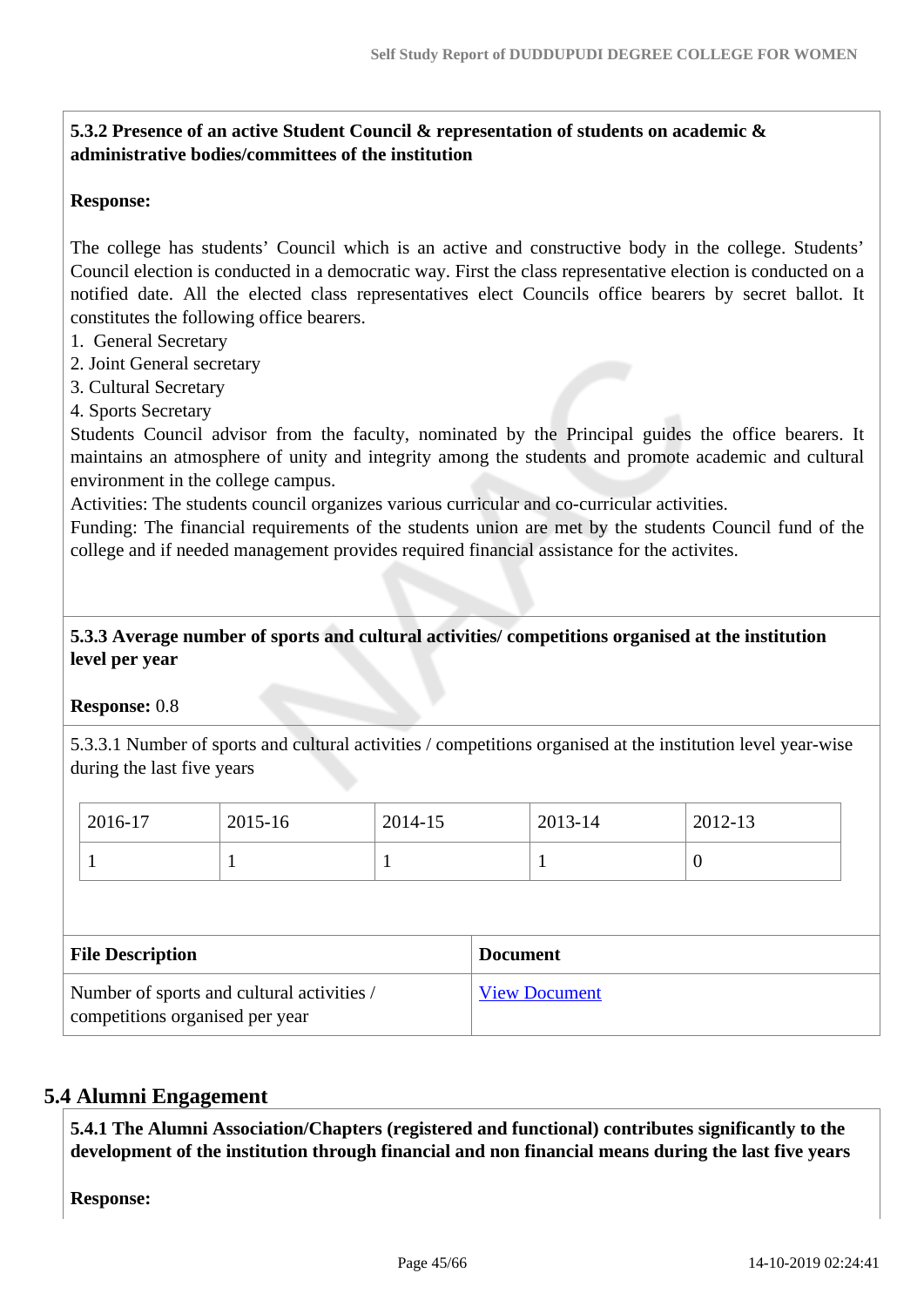**5.3.2 Presence of an active Student Council & representation of students on academic & administrative bodies/committees of the institution**

**Response:**

The college has students' Council which is an active and constructive body in the college. Students' Council election is conducted in a democratic way. First the class representative election is conducted on a notified date. All the elected class representatives elect Councils office bearers by secret ballot. It constitutes the following office bearers.

1. General Secretary
2. Joint General secretary
3. Cultural Secretary
4. Sports Secretary

Students Council advisor from the faculty, nominated by the Principal guides the office bearers. It maintains an atmosphere of unity and integrity among the students and promote academic and cultural environment in the college campus.

Activities: The students council organizes various curricular and co-curricular activities.

Funding: The financial requirements of the students union are met by the students Council fund of the college and if needed management provides required financial assistance for the activites.

**5.3.3 Average number of sports and cultural activities/ competitions organised at the institution level per year**

**Response:** 0.8

5.3.3.1 Number of sports and cultural activities / competitions organised at the institution level year-wise during the last five years

| 2016-17 | 2015-16 | 2014-15 | 2013-14 | 2012-13 |
|---|---|---|---|---|
| 1 | 1 | 1 | 1 | 0 |

| File Description | Document |
|---|---|
| Number of sports and cultural activities / competitions organised per year | View Document |

## 5.4 Alumni Engagement

**5.4.1 The Alumni Association/Chapters (registered and functional) contributes significantly to the development of the institution through financial and non financial means during the last five years**

**Response:**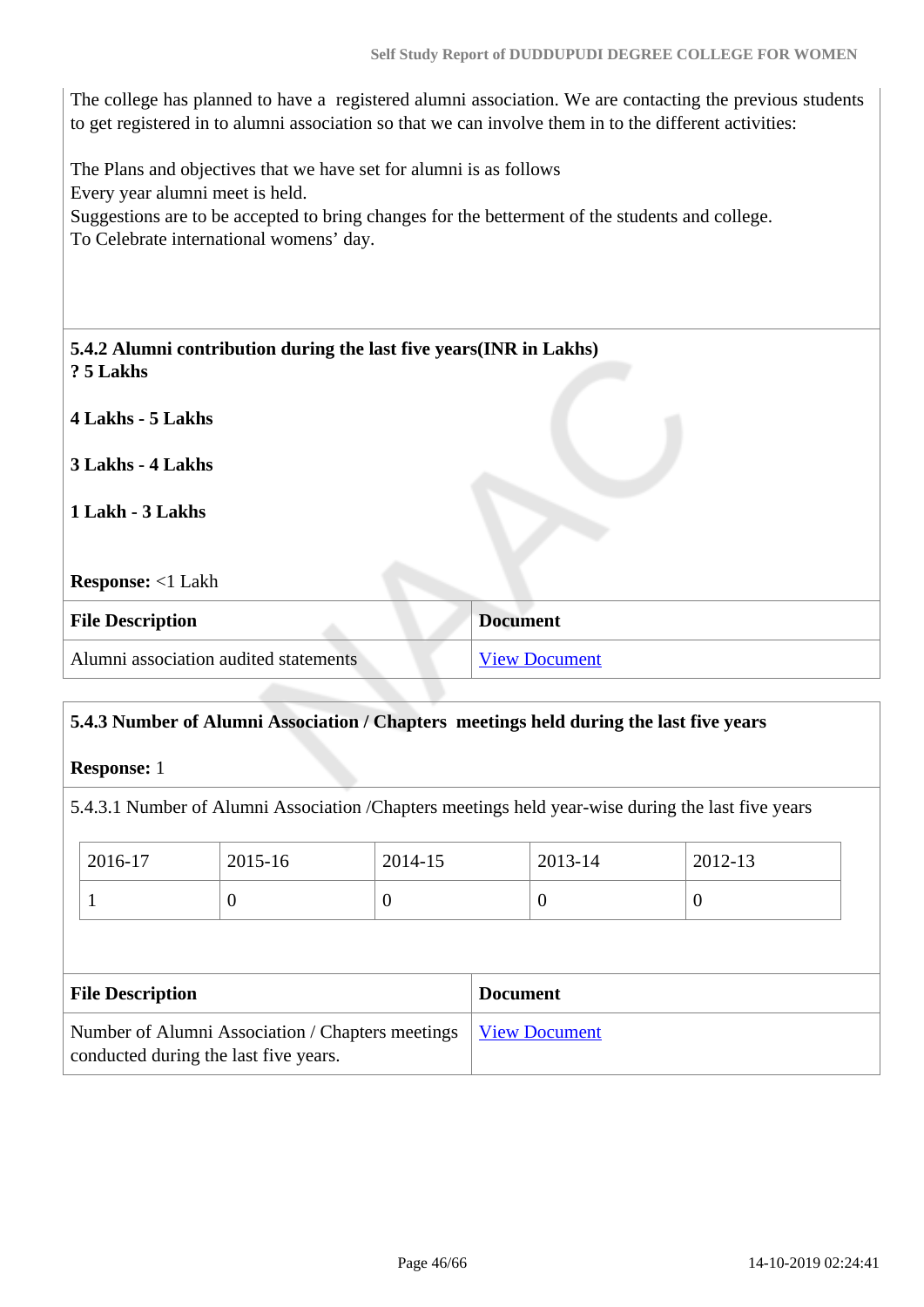The college has planned to have a registered alumni association. We are contacting the previous students to get registered in to alumni association so that we can involve them in to the different activities:

The Plans and objectives that we have set for alumni is as follows
Every year alumni meet is held.
Suggestions are to be accepted to bring changes for the betterment of the students and college.
To Celebrate international womens' day.

**5.4.2 Alumni contribution during the last five years(INR in Lakhs)**
**? 5 Lakhs**

**4 Lakhs - 5 Lakhs**

**3 Lakhs - 4 Lakhs**

**1 Lakh - 3 Lakhs**

**Response:** <1 Lakh

| File Description | Document |
|---|---|
| Alumni association audited statements | View Document |

**5.4.3 Number of Alumni Association / Chapters meetings held during the last five years**

**Response:** 1

5.4.3.1 Number of Alumni Association /Chapters meetings held year-wise during the last five years

| 2016-17 | 2015-16 | 2014-15 | 2013-14 | 2012-13 |
|---|---|---|---|---|
| 1 | 0 | 0 | 0 | 0 |

| File Description | Document |
|---|---|
| Number of Alumni Association / Chapters meetings conducted during the last five years. | View Document |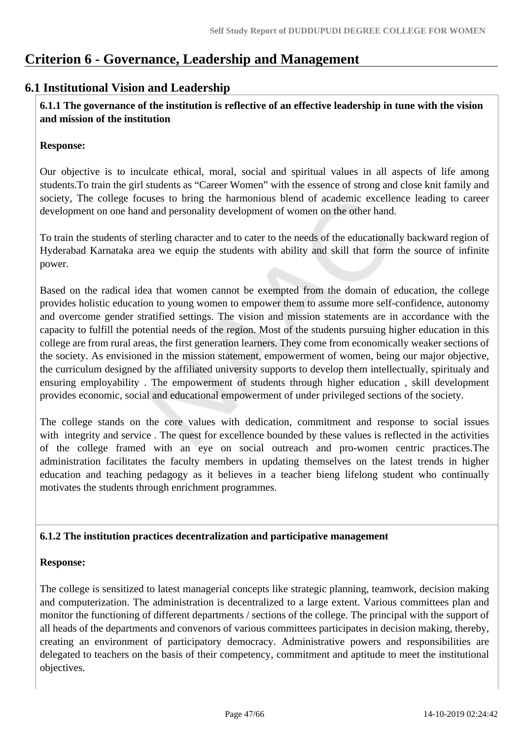# Criterion 6 - Governance, Leadership and Management

## 6.1 Institutional Vision and Leadership

**6.1.1 The governance of the institution is reflective of an effective leadership in tune with the vision and mission of the institution**

**Response:**

Our objective is to inculcate ethical, moral, social and spiritual values in all aspects of life among students.To train the girl students as “Career Women” with the essence of strong and close knit family and society, The college focuses to bring the harmonious blend of academic excellence leading to career development on one hand and personality development of women on the other hand.

To train the students of sterling character and to cater to the needs of the educationally backward region of Hyderabad Karnataka area we equip the students with ability and skill that form the source of infinite power.

Based on the radical idea that women cannot be exempted from the domain of education, the college provides holistic education to young women to empower them to assume more self-confidence, autonomy and overcome gender stratified settings. The vision and mission statements are in accordance with the capacity to fulfill the potential needs of the region. Most of the students pursuing higher education in this college are from rural areas, the first generation learners. They come from economically weaker sections of the society. As envisioned in the mission statement, empowerment of women, being our major objective, the curriculum designed by the affiliated university supports to develop them intellectually, spiritualy and ensuring employability . The empowerment of students through higher education , skill development provides economic, social and educational empowerment of under privileged sections of the society.

The college stands on the core values with dedication, commitment and response to social issues with integrity and service . The quest for excellence bounded by these values is reflected in the activities of the college framed with an eye on social outreach and pro-women centric practices.The administration facilitates the faculty members in updating themselves on the latest trends in higher education and teaching pedagogy as it believes in a teacher bieng lifelong student who continually motivates the students through enrichment programmes.

**6.1.2 The institution practices decentralization and participative management**

**Response:**

The college is sensitized to latest managerial concepts like strategic planning, teamwork, decision making and computerization. The administration is decentralized to a large extent. Various committees plan and monitor the functioning of different departments / sections of the college. The principal with the support of all heads of the departments and convenors of various committees participates in decision making, thereby, creating an environment of participatory democracy. Administrative powers and responsibilities are delegated to teachers on the basis of their competency, commitment and aptitude to meet the institutional objectives.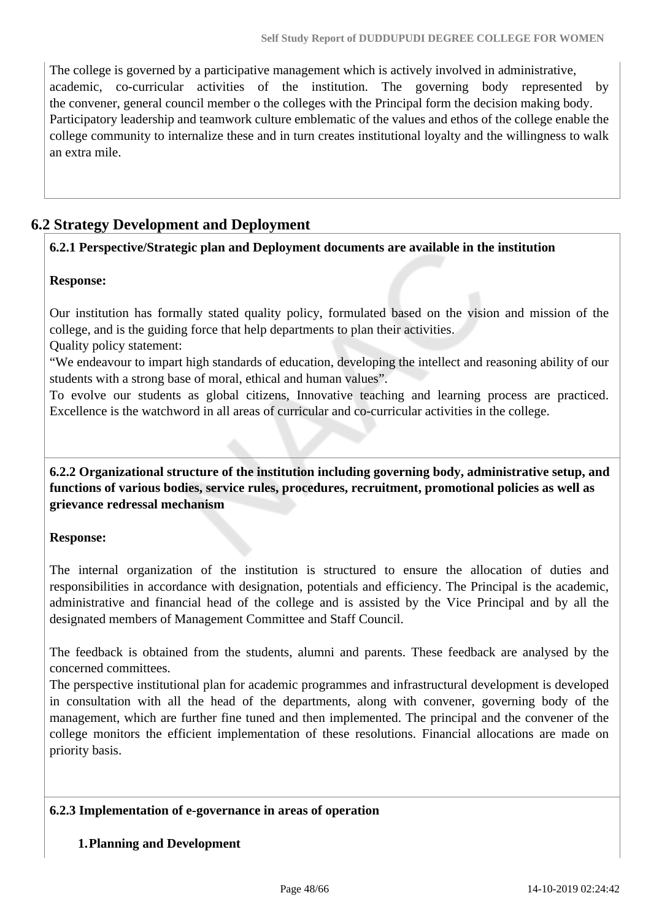The college is governed by a participative management which is actively involved in administrative, academic, co-curricular activities of the institution. The governing body represented by the convener, general council member o the colleges with the Principal form the decision making body. Participatory leadership and teamwork culture emblematic of the values and ethos of the college enable the college community to internalize these and in turn creates institutional loyalty and the willingness to walk an extra mile.

## 6.2 Strategy Development and Deployment

**6.2.1 Perspective/Strategic plan and Deployment documents are available in the institution**

**Response:**

Our institution has formally stated quality policy, formulated based on the vision and mission of the college, and is the guiding force that help departments to plan their activities.
Quality policy statement:
"We endeavour to impart high standards of education, developing the intellect and reasoning ability of our students with a strong base of moral, ethical and human values".
To evolve our students as global citizens, Innovative teaching and learning process are practiced. Excellence is the watchword in all areas of curricular and co-curricular activities in the college.

**6.2.2 Organizational structure of the institution including governing body, administrative setup, and functions of various bodies, service rules, procedures, recruitment, promotional policies as well as grievance redressal mechanism**

**Response:**

The internal organization of the institution is structured to ensure the allocation of duties and responsibilities in accordance with designation, potentials and efficiency. The Principal is the academic, administrative and financial head of the college and is assisted by the Vice Principal and by all the designated members of Management Committee and Staff Council.

The feedback is obtained from the students, alumni and parents. These feedback are analysed by the concerned committees.
The perspective institutional plan for academic programmes and infrastructural development is developed in consultation with all the head of the departments, along with convener, governing body of the management, which are further fine tuned and then implemented. The principal and the convener of the college monitors the efficient implementation of these resolutions. Financial allocations are made on priority basis.

**6.2.3 Implementation of e-governance in areas of operation**

1. **Planning and Development**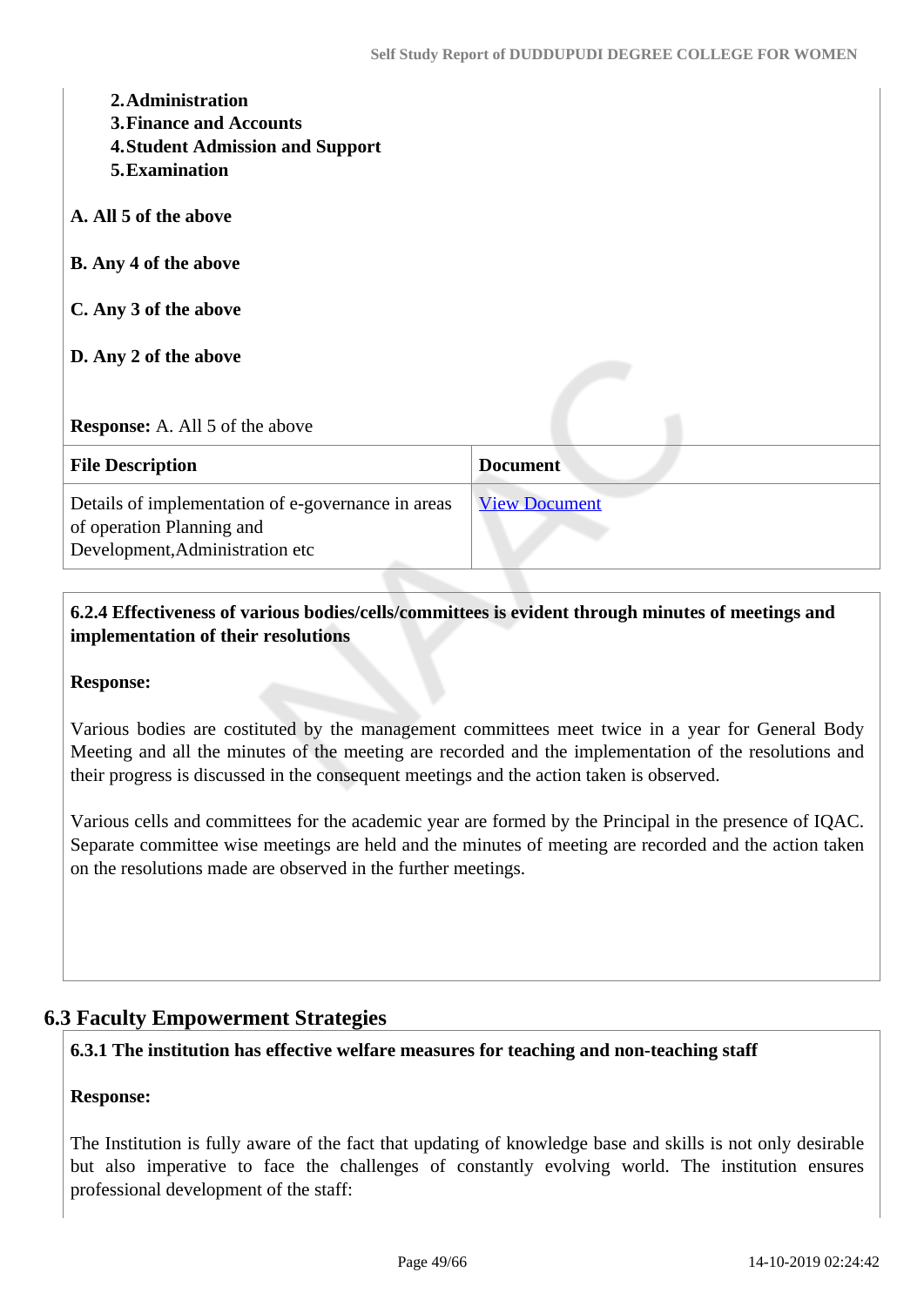2. **Administration**
3. **Finance and Accounts**
4. **Student Admission and Support**
5. **Examination**

**A. All 5 of the above**

**B. Any 4 of the above**

**C. Any 3 of the above**

**D. Any 2 of the above**

**Response:** A. All 5 of the above

| File Description | Document |
|---|---|
| Details of implementation of e-governance in areas of operation Planning and Development,Administration etc | View Document |

**6.2.4 Effectiveness of various bodies/cells/committees is evident through minutes of meetings and implementation of their resolutions**

**Response:**

Various bodies are costituted by the management committees meet twice in a year for General Body Meeting and all the minutes of the meeting are recorded and the implementation of the resolutions and their progress is discussed in the consequent meetings and the action taken is observed.

Various cells and committees for the academic year are formed by the Principal in the presence of IQAC. Separate committee wise meetings are held and the minutes of meeting are recorded and the action taken on the resolutions made are observed in the further meetings.

## 6.3 Faculty Empowerment Strategies

**6.3.1 The institution has effective welfare measures for teaching and non-teaching staff**

**Response:**

The Institution is fully aware of the fact that updating of knowledge base and skills is not only desirable but also imperative to face the challenges of constantly evolving world. The institution ensures professional development of the staff: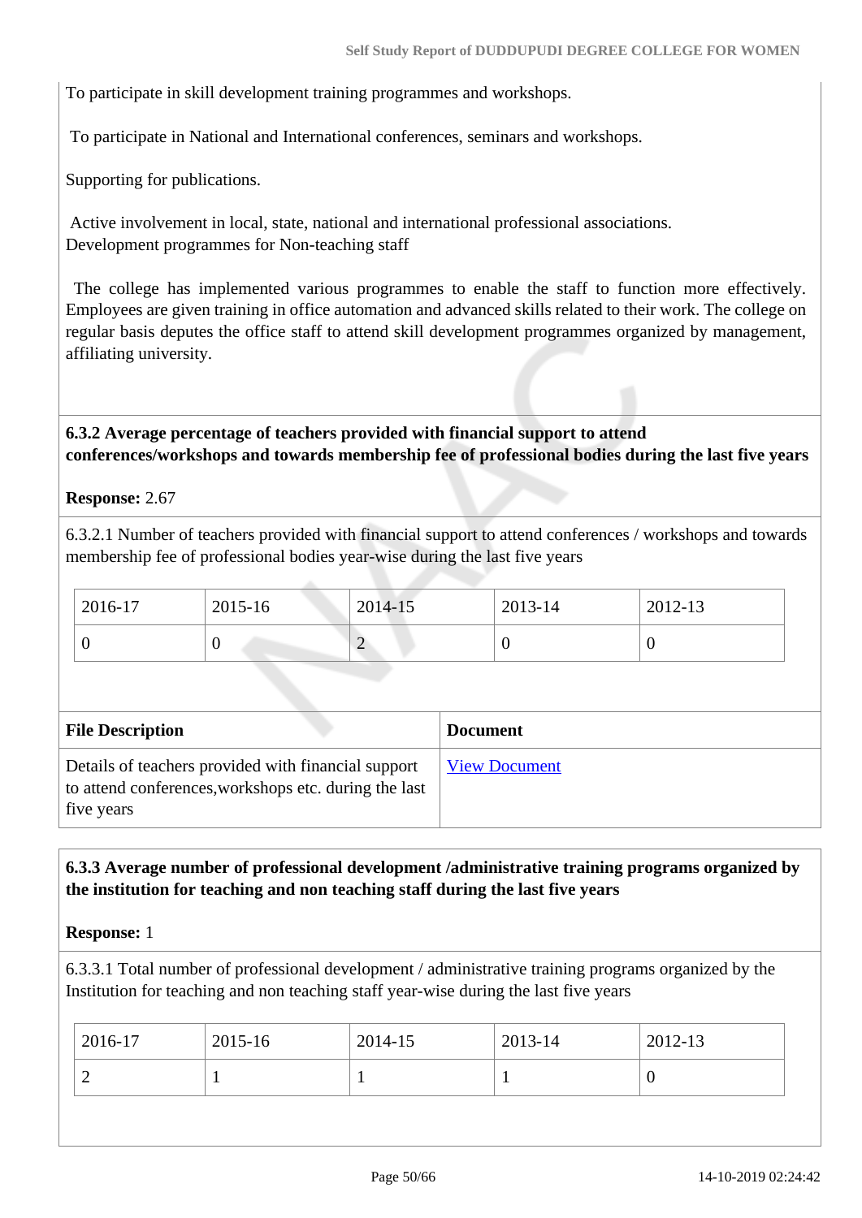To participate in skill development training programmes and workshops.

To participate in National and International conferences, seminars and workshops.

Supporting for publications.

Active involvement in local, state, national and international professional associations.
Development programmes for Non-teaching staff

The college has implemented various programmes to enable the staff to function more effectively. Employees are given training in office automation and advanced skills related to their work. The college on regular basis deputes the office staff to attend skill development programmes organized by management, affiliating university.

**6.3.2 Average percentage of teachers provided with financial support to attend conferences/workshops and towards membership fee of professional bodies during the last five years**

**Response:** 2.67

6.3.2.1 Number of teachers provided with financial support to attend conferences / workshops and towards membership fee of professional bodies year-wise during the last five years

| 2016-17 | 2015-16 | 2014-15 | 2013-14 | 2012-13 |
|---|---|---|---|---|
| 0 | 0 | 2 | 0 | 0 |

| File Description | Document |
|---|---|
| Details of teachers provided with financial support to attend conferences,workshops etc. during the last five years | View Document |

**6.3.3 Average number of professional development /administrative training programs organized by the institution for teaching and non teaching staff during the last five years**

**Response:** 1

6.3.3.1 Total number of professional development / administrative training programs organized by the Institution for teaching and non teaching staff year-wise during the last five years

| 2016-17 | 2015-16 | 2014-15 | 2013-14 | 2012-13 |
|---|---|---|---|---|
| 2 | 1 | 1 | 1 | 0 |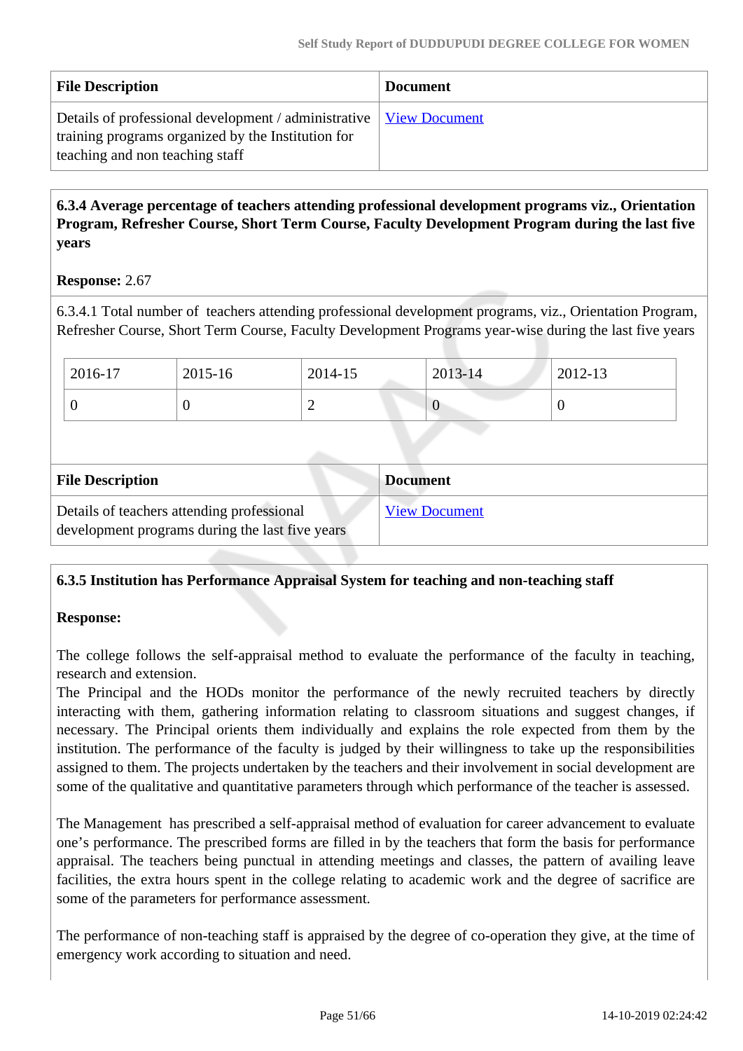| File Description | Document |
|---|---|
| Details of professional development / administrative training programs organized by the Institution for teaching and non teaching staff | View Document |

**6.3.4 Average percentage of teachers attending professional development programs viz., Orientation Program, Refresher Course, Short Term Course, Faculty Development Program during the last five years**

**Response:** 2.67

6.3.4.1 Total number of teachers attending professional development programs, viz., Orientation Program, Refresher Course, Short Term Course, Faculty Development Programs year-wise during the last five years

| 2016-17 | 2015-16 | 2014-15 | 2013-14 | 2012-13 |
|---|---|---|---|---|
| 0 | 0 | 2 | 0 | 0 |

| File Description | Document |
|---|---|
| Details of teachers attending professional development programs during the last five years | View Document |

**6.3.5 Institution has Performance Appraisal System for teaching and non-teaching staff**

**Response:**

The college follows the self-appraisal method to evaluate the performance of the faculty in teaching, research and extension.
The Principal and the HODs monitor the performance of the newly recruited teachers by directly interacting with them, gathering information relating to classroom situations and suggest changes, if necessary. The Principal orients them individually and explains the role expected from them by the institution. The performance of the faculty is judged by their willingness to take up the responsibilities assigned to them. The projects undertaken by the teachers and their involvement in social development are some of the qualitative and quantitative parameters through which performance of the teacher is assessed.

The Management has prescribed a self-appraisal method of evaluation for career advancement to evaluate one's performance. The prescribed forms are filled in by the teachers that form the basis for performance appraisal. The teachers being punctual in attending meetings and classes, the pattern of availing leave facilities, the extra hours spent in the college relating to academic work and the degree of sacrifice are some of the parameters for performance assessment.

The performance of non-teaching staff is appraised by the degree of co-operation they give, at the time of emergency work according to situation and need.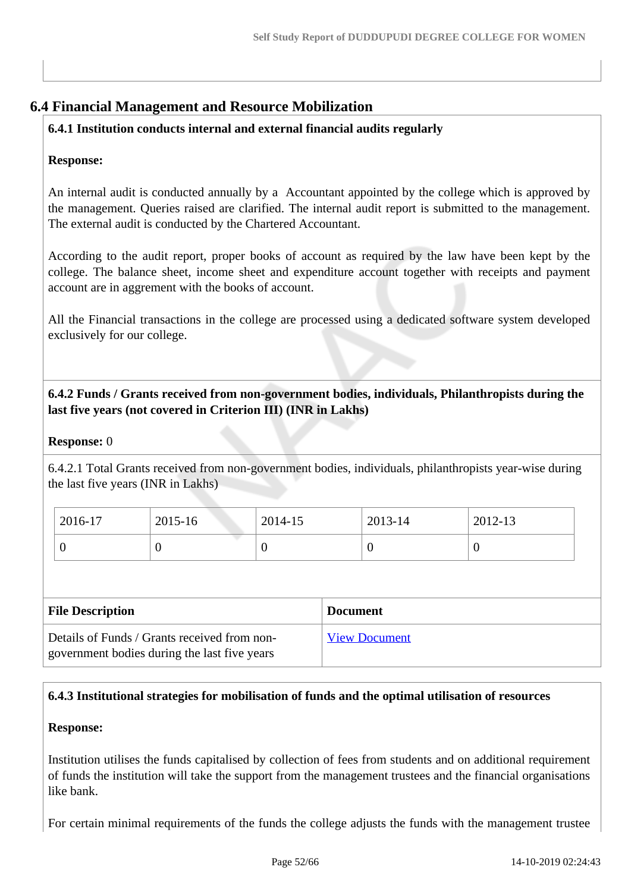## 6.4 Financial Management and Resource Mobilization

**6.4.1 Institution conducts internal and external financial audits regularly**

**Response:**

An internal audit is conducted annually by a Accountant appointed by the college which is approved by the management. Queries raised are clarified. The internal audit report is submitted to the management. The external audit is conducted by the Chartered Accountant.

According to the audit report, proper books of account as required by the law have been kept by the college. The balance sheet, income sheet and expenditure account together with receipts and payment account are in aggrement with the books of account.

All the Financial transactions in the college are processed using a dedicated software system developed exclusively for our college.

**6.4.2 Funds / Grants received from non-government bodies, individuals, Philanthropists during the last five years (not covered in Criterion III) (INR in Lakhs)**

**Response:** 0

6.4.2.1 Total Grants received from non-government bodies, individuals, philanthropists year-wise during the last five years (INR in Lakhs)

| 2016-17 | 2015-16 | 2014-15 | 2013-14 | 2012-13 |
|---|---|---|---|---|
| 0 | 0 | 0 | 0 | 0 |

| File Description | Document |
|---|---|
| Details of Funds / Grants received from non-government bodies during the last five years | View Document |

**6.4.3 Institutional strategies for mobilisation of funds and the optimal utilisation of resources**

**Response:**

Institution utilises the funds capitalised by collection of fees from students and on additional requirement of funds the institution will take the support from the management trustees and the financial organisations like bank.

For certain minimal requirements of the funds the college adjusts the funds with the management trustee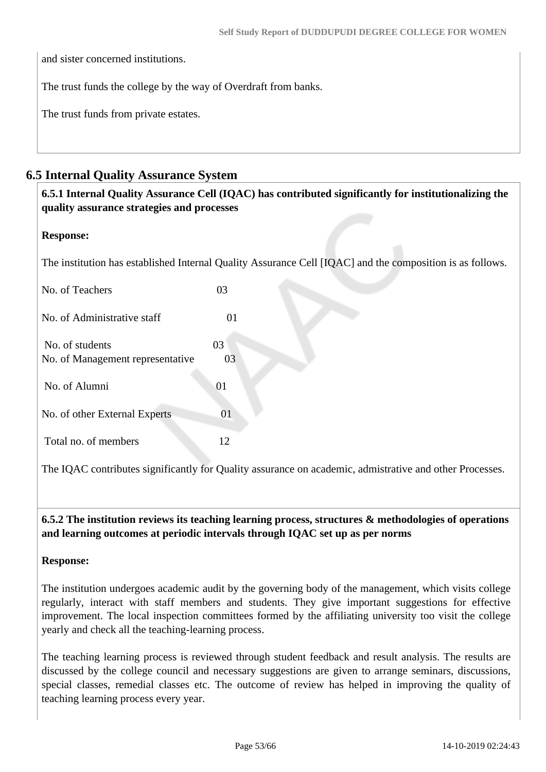and sister concerned institutions.

The trust funds the college by the way of Overdraft from banks.

The trust funds from private estates.

## 6.5 Internal Quality Assurance System

**6.5.1 Internal Quality Assurance Cell (IQAC) has contributed significantly for institutionalizing the quality assurance strategies and processes**

**Response:**

The institution has established Internal Quality Assurance Cell [IQAC] and the composition is as follows.

| | |
|---|---|
| No. of Teachers | 03 |
| No. of Administrative staff | 01 |
| No. of students | 03 |
| No. of Management representative | 03 |
| No. of Alumni | 01 |
| No. of other External Experts | 01 |
| Total no. of members | 12 |

The IQAC contributes significantly for Quality assurance on academic, admistrative and other Processes.

**6.5.2 The institution reviews its teaching learning process, structures & methodologies of operations and learning outcomes at periodic intervals through IQAC set up as per norms**

**Response:**

The institution undergoes academic audit by the governing body of the management, which visits college regularly, interact with staff members and students. They give important suggestions for effective improvement. The local inspection committees formed by the affiliating university too visit the college yearly and check all the teaching-learning process.

The teaching learning process is reviewed through student feedback and result analysis. The results are discussed by the college council and necessary suggestions are given to arrange seminars, discussions, special classes, remedial classes etc. The outcome of review has helped in improving the quality of teaching learning process every year.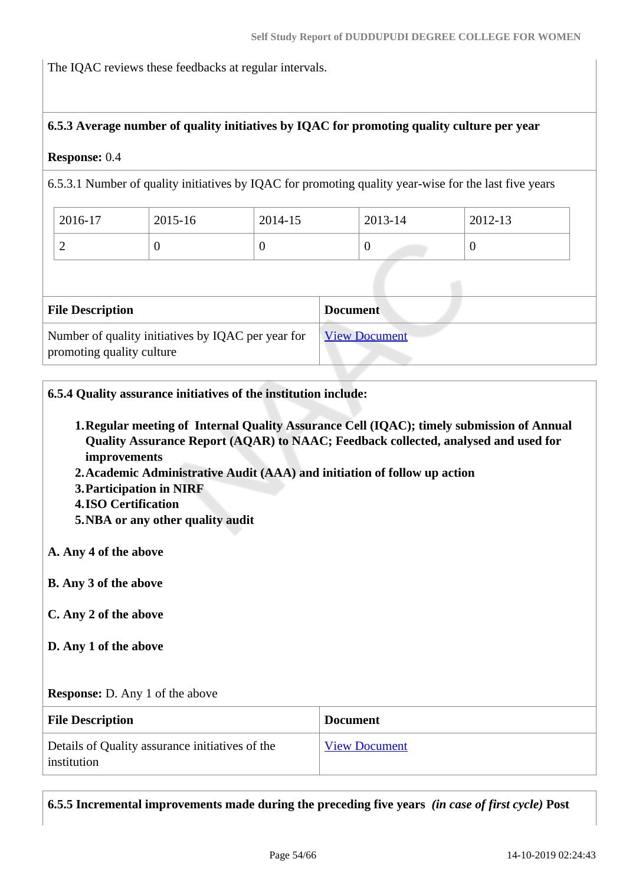The IQAC reviews these feedbacks at regular intervals.

**6.5.3 Average number of quality initiatives by IQAC for promoting quality culture per year**

**Response:** 0.4

6.5.3.1 Number of quality initiatives by IQAC for promoting quality year-wise for the last five years

| 2016-17 | 2015-16 | 2014-15 | 2013-14 | 2012-13 |
|---|---|---|---|---|
| 2 | 0 | 0 | 0 | 0 |

| File Description | Document |
|---|---|
| Number of quality initiatives by IQAC per year for promoting quality culture | View Document |

**6.5.4 Quality assurance initiatives of the institution include:**

1. **Regular meeting of Internal Quality Assurance Cell (IQAC); timely submission of Annual Quality Assurance Report (AQAR) to NAAC; Feedback collected, analysed and used for improvements**
2. **Academic Administrative Audit (AAA) and initiation of follow up action**
3. **Participation in NIRF**
4. **ISO Certification**
5. **NBA or any other quality audit**

**A. Any 4 of the above**

**B. Any 3 of the above**

**C. Any 2 of the above**

**D. Any 1 of the above**

**Response:** D. Any 1 of the above

| File Description | Document |
|---|---|
| Details of Quality assurance initiatives of the institution | View Document |

**6.5.5 Incremental improvements made during the preceding five years** ***(in case of first cycle)*** **Post**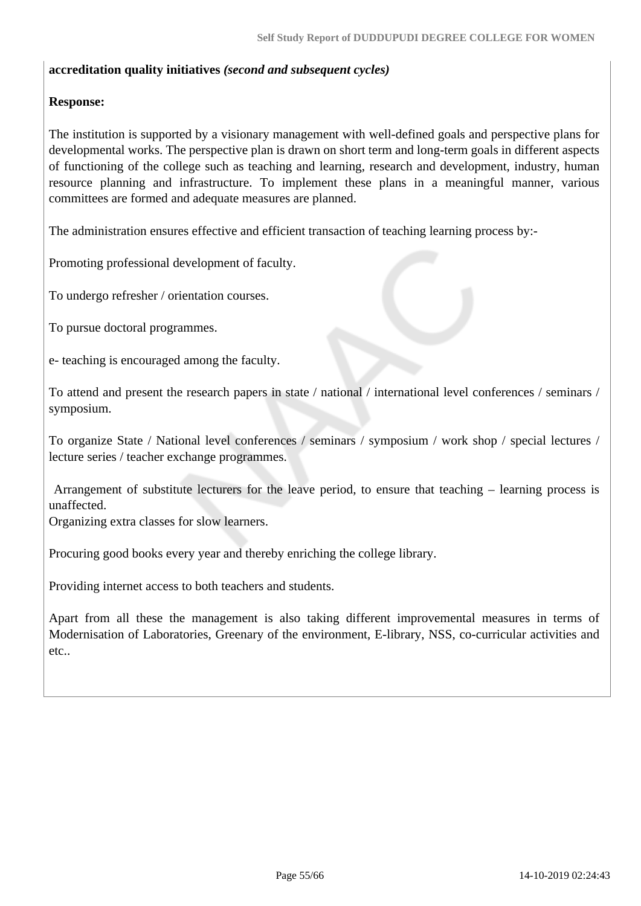**accreditation quality initiatives** ***(second and subsequent cycles)***

**Response:**

The institution is supported by a visionary management with well-defined goals and perspective plans for developmental works. The perspective plan is drawn on short term and long-term goals in different aspects of functioning of the college such as teaching and learning, research and development, industry, human resource planning and infrastructure. To implement these plans in a meaningful manner, various committees are formed and adequate measures are planned.

The administration ensures effective and efficient transaction of teaching learning process by:-

Promoting professional development of faculty.

To undergo refresher / orientation courses.

To pursue doctoral programmes.

e- teaching is encouraged among the faculty.

To attend and present the research papers in state / national / international level conferences / seminars / symposium.

To organize State / National level conferences / seminars / symposium / work shop / special lectures / lecture series / teacher exchange programmes.

Arrangement of substitute lecturers for the leave period, to ensure that teaching – learning process is unaffected.
Organizing extra classes for slow learners.

Procuring good books every year and thereby enriching the college library.

Providing internet access to both teachers and students.

Apart from all these the management is also taking different improvemental measures in terms of Modernisation of Laboratories, Greenary of the environment, E-library, NSS, co-curricular activities and etc..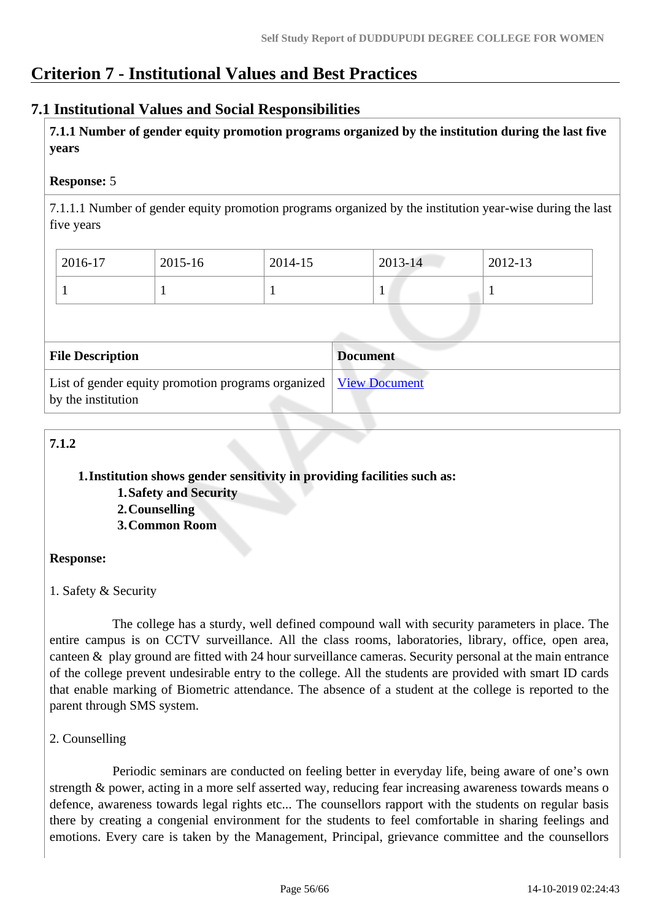# Criterion 7 - Institutional Values and Best Practices

## 7.1 Institutional Values and Social Responsibilities

**7.1.1 Number of gender equity promotion programs organized by the institution during the last five years**

**Response:** 5

7.1.1.1 Number of gender equity promotion programs organized by the institution year-wise during the last five years

| 2016-17 | 2015-16 | 2014-15 | 2013-14 | 2012-13 |
|---|---|---|---|---|
| 1 | 1 | 1 | 1 | 1 |

| File Description | Document |
|---|---|
| List of gender equity promotion programs organized by the institution | View Document |

**7.1.2**

1. **Institution shows gender sensitivity in providing facilities such as:**
   1. **Safety and Security**
   2. **Counselling**
   3. **Common Room**

**Response:**

1. Safety & Security

The college has a sturdy, well defined compound wall with security parameters in place. The entire campus is on CCTV surveillance. All the class rooms, laboratories, library, office, open area, canteen & play ground are fitted with 24 hour surveillance cameras. Security personal at the main entrance of the college prevent undesirable entry to the college. All the students are provided with smart ID cards that enable marking of Biometric attendance. The absence of a student at the college is reported to the parent through SMS system.

2. Counselling

Periodic seminars are conducted on feeling better in everyday life, being aware of one's own strength & power, acting in a more self asserted way, reducing fear increasing awareness towards means o defence, awareness towards legal rights etc... The counsellors rapport with the students on regular basis there by creating a congenial environment for the students to feel comfortable in sharing feelings and emotions. Every care is taken by the Management, Principal, grievance committee and the counsellors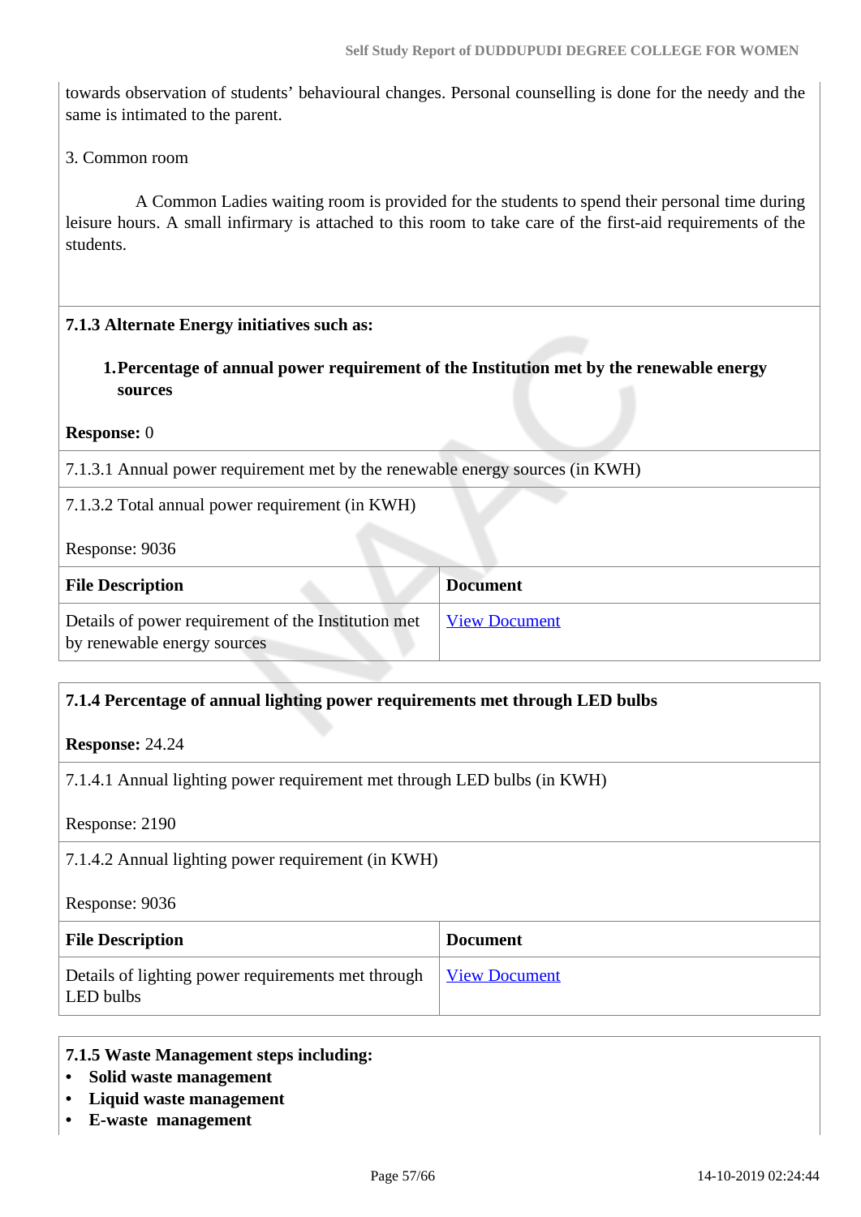towards observation of students' behavioural changes. Personal counselling is done for the needy and the same is intimated to the parent.

3. Common room

A Common Ladies waiting room is provided for the students to spend their personal time during leisure hours. A small infirmary is attached to this room to take care of the first-aid requirements of the students.

**7.1.3 Alternate Energy initiatives such as:**

1. **Percentage of annual power requirement of the Institution met by the renewable energy sources**

**Response:** 0

7.1.3.1 Annual power requirement met by the renewable energy sources (in KWH)

7.1.3.2 Total annual power requirement (in KWH)

Response: 9036

| File Description | Document |
|---|---|
| Details of power requirement of the Institution met by renewable energy sources | View Document |

**7.1.4 Percentage of annual lighting power requirements met through LED bulbs**

**Response:** 24.24

7.1.4.1 Annual lighting power requirement met through LED bulbs (in KWH)

Response: 2190

7.1.4.2 Annual lighting power requirement (in KWH)

Response: 9036

| File Description | Document |
|---|---|
| Details of lighting power requirements met through LED bulbs | View Document |

**7.1.5 Waste Management steps including:**

- **Solid waste management**
- **Liquid waste management**
- **E-waste management**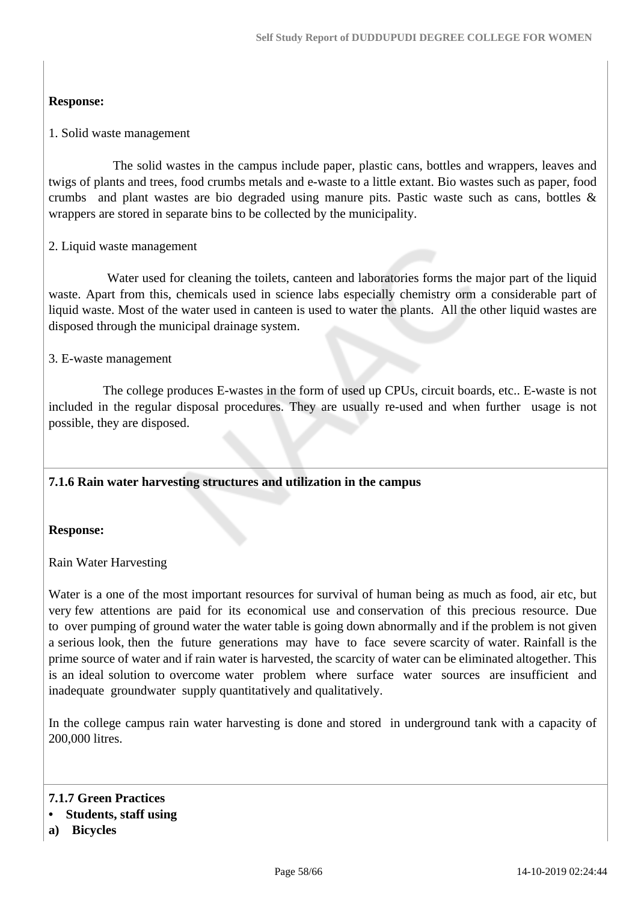**Response:**

1. Solid waste management

The solid wastes in the campus include paper, plastic cans, bottles and wrappers, leaves and twigs of plants and trees, food crumbs metals and e-waste to a little extant. Bio wastes such as paper, food crumbs and plant wastes are bio degraded using manure pits. Pastic waste such as cans, bottles & wrappers are stored in separate bins to be collected by the municipality.

2. Liquid waste management

Water used for cleaning the toilets, canteen and laboratories forms the major part of the liquid waste. Apart from this, chemicals used in science labs especially chemistry orm a considerable part of liquid waste. Most of the water used in canteen is used to water the plants. All the other liquid wastes are disposed through the municipal drainage system.

3. E-waste management

The college produces E-wastes in the form of used up CPUs, circuit boards, etc.. E-waste is not included in the regular disposal procedures. They are usually re-used and when further usage is not possible, they are disposed.

**7.1.6 Rain water harvesting structures and utilization in the campus**

**Response:**

Rain Water Harvesting

Water is a one of the most important resources for survival of human being as much as food, air etc, but very few attentions are paid for its economical use and conservation of this precious resource. Due to over pumping of ground water the water table is going down abnormally and if the problem is not given a serious look, then the future generations may have to face severe scarcity of water. Rainfall is the prime source of water and if rain water is harvested, the scarcity of water can be eliminated altogether. This is an ideal solution to overcome water problem where surface water sources are insufficient and inadequate groundwater supply quantitatively and qualitatively.

In the college campus rain water harvesting is done and stored in underground tank with a capacity of 200,000 litres.

**7.1.7 Green Practices**

- **Students, staff using**

**a) Bicycles**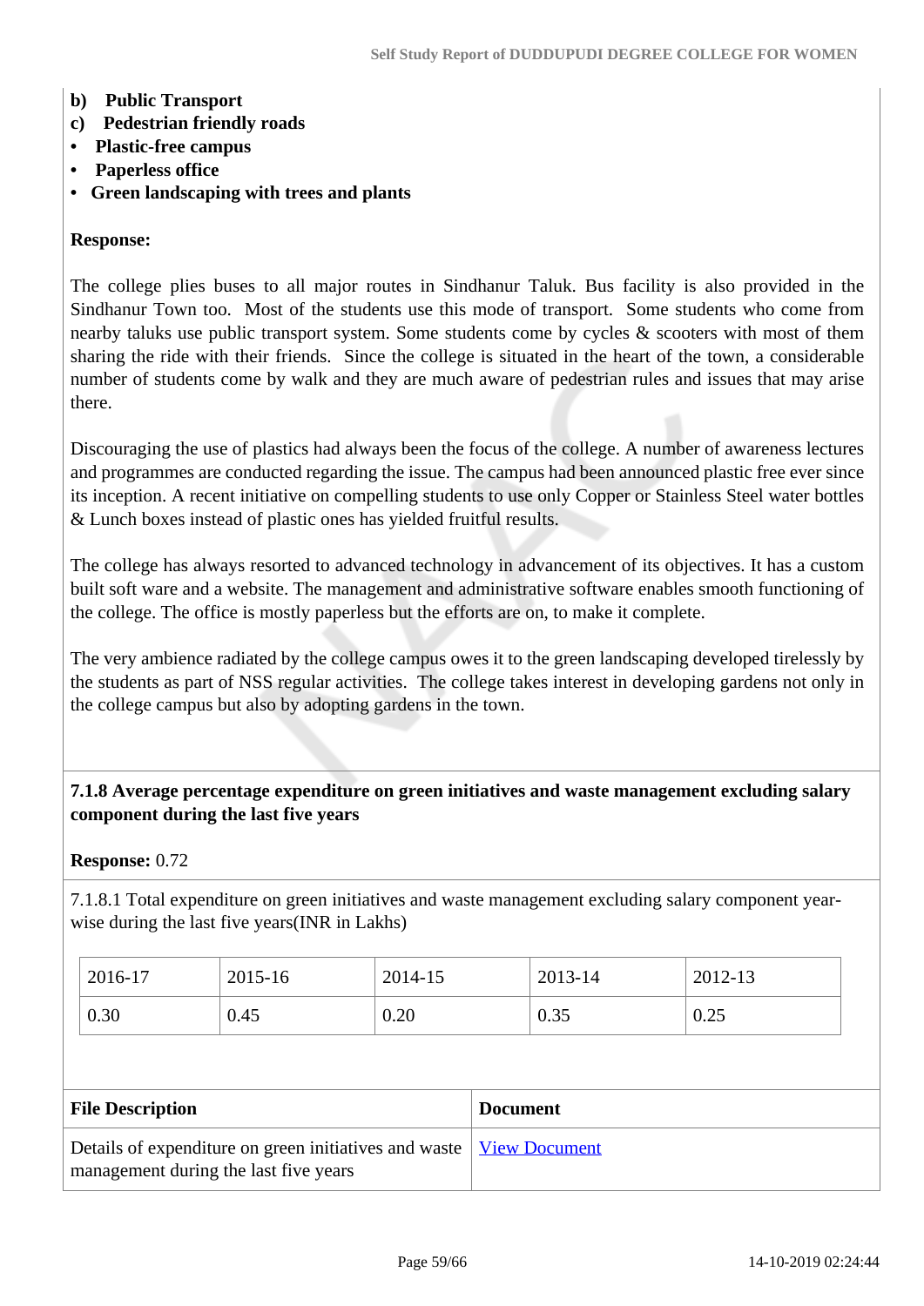**b) Public Transport**

**c) Pedestrian friendly roads**

- **Plastic-free campus**
- **Paperless office**
- **Green landscaping with trees and plants**

**Response:**

The college plies buses to all major routes in Sindhanur Taluk. Bus facility is also provided in the Sindhanur Town too. Most of the students use this mode of transport. Some students who come from nearby taluks use public transport system. Some students come by cycles & scooters with most of them sharing the ride with their friends. Since the college is situated in the heart of the town, a considerable number of students come by walk and they are much aware of pedestrian rules and issues that may arise there.

Discouraging the use of plastics had always been the focus of the college. A number of awareness lectures and programmes are conducted regarding the issue. The campus had been announced plastic free ever since its inception. A recent initiative on compelling students to use only Copper or Stainless Steel water bottles & Lunch boxes instead of plastic ones has yielded fruitful results.

The college has always resorted to advanced technology in advancement of its objectives. It has a custom built soft ware and a website. The management and administrative software enables smooth functioning of the college. The office is mostly paperless but the efforts are on, to make it complete.

The very ambience radiated by the college campus owes it to the green landscaping developed tirelessly by the students as part of NSS regular activities. The college takes interest in developing gardens not only in the college campus but also by adopting gardens in the town.

**7.1.8 Average percentage expenditure on green initiatives and waste management excluding salary component during the last five years**

**Response:** 0.72

7.1.8.1 Total expenditure on green initiatives and waste management excluding salary component year-wise during the last five years(INR in Lakhs)

| 2016-17 | 2015-16 | 2014-15 | 2013-14 | 2012-13 |
|---|---|---|---|---|
| 0.30 | 0.45 | 0.20 | 0.35 | 0.25 |

| File Description | Document |
|---|---|
| Details of expenditure on green initiatives and waste management during the last five years | View Document |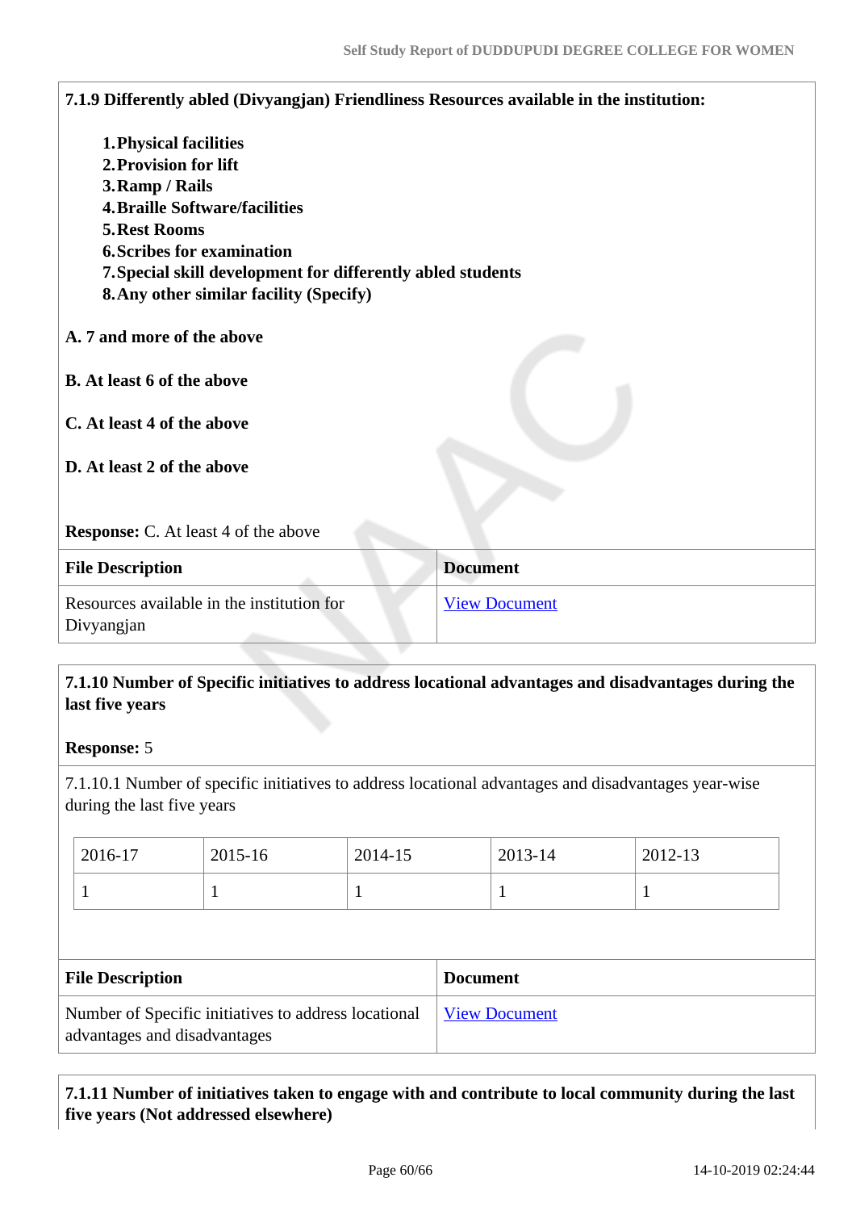**7.1.9 Differently abled (Divyangjan) Friendliness Resources available in the institution:**

1. **Physical facilities**
2. **Provision for lift**
3. **Ramp / Rails**
4. **Braille Software/facilities**
5. **Rest Rooms**
6. **Scribes for examination**
7. **Special skill development for differently abled students**
8. **Any other similar facility (Specify)**

**A. 7 and more of the above**

**B. At least 6 of the above**

**C. At least 4 of the above**

**D. At least 2 of the above**

**Response:** C. At least 4 of the above

| File Description | Document |
|---|---|
| Resources available in the institution for Divyangjan | View Document |

**7.1.10 Number of Specific initiatives to address locational advantages and disadvantages during the last five years**

**Response:** 5

7.1.10.1 Number of specific initiatives to address locational advantages and disadvantages year-wise during the last five years

| 2016-17 | 2015-16 | 2014-15 | 2013-14 | 2012-13 |
|---|---|---|---|---|
| 1 | 1 | 1 | 1 | 1 |

| File Description | Document |
|---|---|
| Number of Specific initiatives to address locational advantages and disadvantages | View Document |

**7.1.11 Number of initiatives taken to engage with and contribute to local community during the last five years (Not addressed elsewhere)**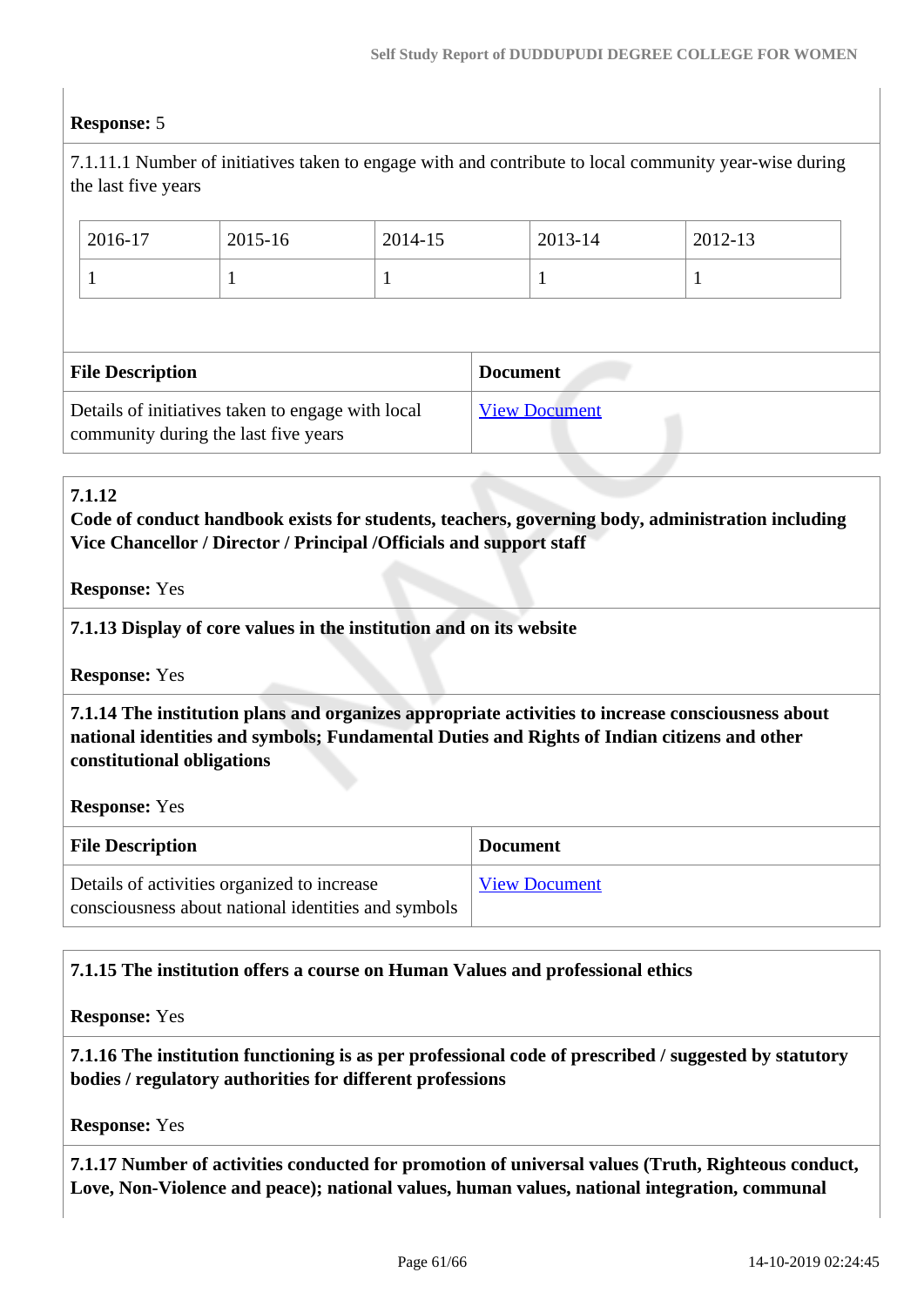**Response:** 5

7.1.11.1 Number of initiatives taken to engage with and contribute to local community year-wise during the last five years

| 2016-17 | 2015-16 | 2014-15 | 2013-14 | 2012-13 |
|---|---|---|---|---|
| 1 | 1 | 1 | 1 | 1 |

| File Description | Document |
|---|---|
| Details of initiatives taken to engage with local community during the last five years | View Document |

**7.1.12**
**Code of conduct handbook exists for students, teachers, governing body, administration including Vice Chancellor / Director / Principal /Officials and support staff**

**Response:** Yes

**7.1.13 Display of core values in the institution and on its website**

**Response:** Yes

**7.1.14 The institution plans and organizes appropriate activities to increase consciousness about national identities and symbols; Fundamental Duties and Rights of Indian citizens and other constitutional obligations**

**Response:** Yes

| File Description | Document |
|---|---|
| Details of activities organized to increase consciousness about national identities and symbols | View Document |

**7.1.15 The institution offers a course on Human Values and professional ethics**

**Response:** Yes

**7.1.16 The institution functioning is as per professional code of prescribed / suggested by statutory bodies / regulatory authorities for different professions**

**Response:** Yes

**7.1.17 Number of activities conducted for promotion of universal values (Truth, Righteous conduct, Love, Non-Violence and peace); national values, human values, national integration, communal**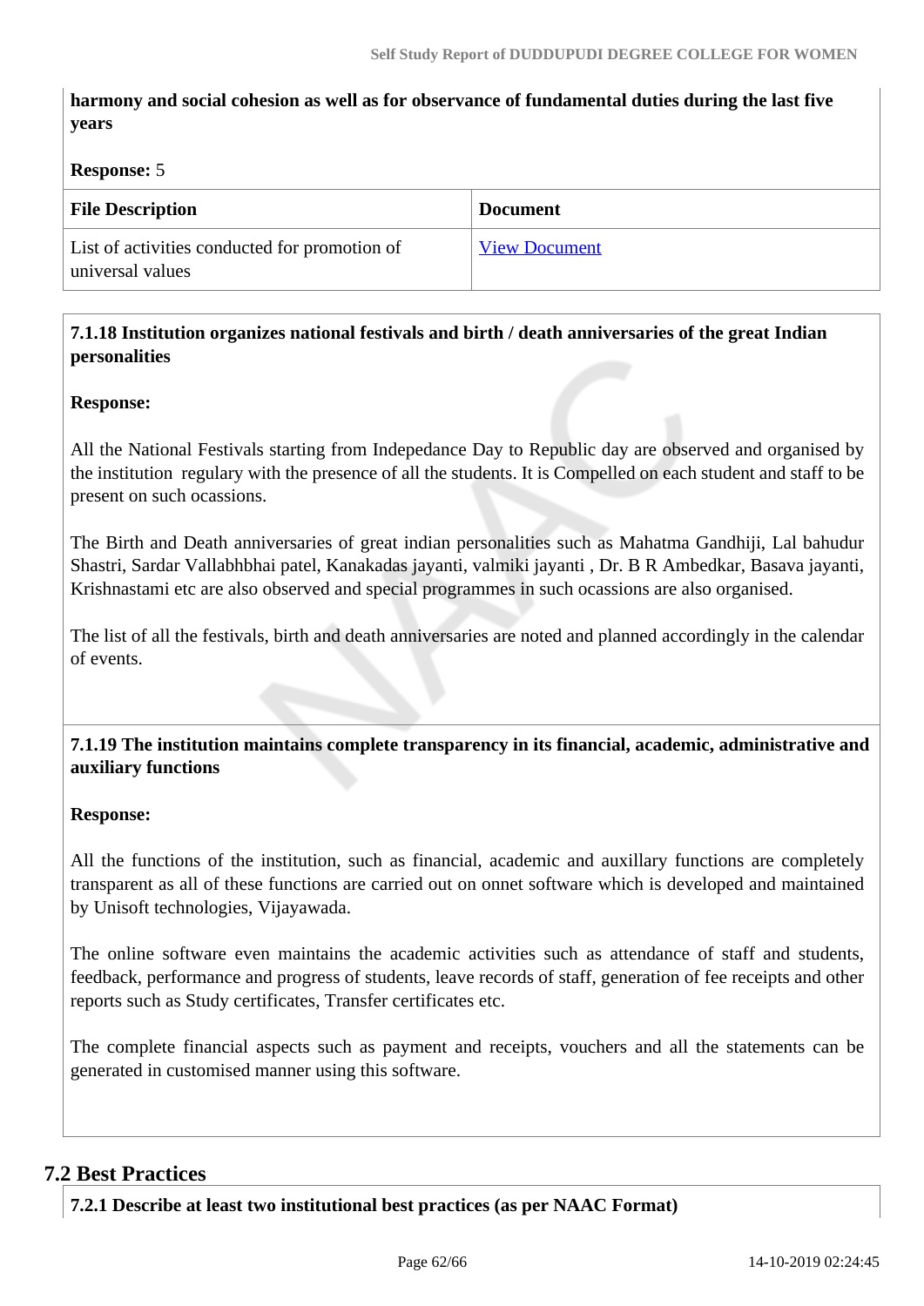**harmony and social cohesion as well as for observance of fundamental duties during the last five years**

**Response:** 5

| File Description | Document |
|---|---|
| List of activities conducted for promotion of universal values | View Document |

**7.1.18 Institution organizes national festivals and birth / death anniversaries of the great Indian personalities**

**Response:**

All the National Festivals starting from Indepedance Day to Republic day are observed and organised by the institution regulary with the presence of all the students. It is Compelled on each student and staff to be present on such ocassions.

The Birth and Death anniversaries of great indian personalities such as Mahatma Gandhiji, Lal bahudur Shastri, Sardar Vallabhbhai patel, Kanakadas jayanti, valmiki jayanti , Dr. B R Ambedkar, Basava jayanti, Krishnastami etc are also observed and special programmes in such ocassions are also organised.

The list of all the festivals, birth and death anniversaries are noted and planned accordingly in the calendar of events.

**7.1.19 The institution maintains complete transparency in its financial, academic, administrative and auxiliary functions**

**Response:**

All the functions of the institution, such as financial, academic and auxillary functions are completely transparent as all of these functions are carried out on onnet software which is developed and maintained by Unisoft technologies, Vijayawada.

The online software even maintains the academic activities such as attendance of staff and students, feedback, performance and progress of students, leave records of staff, generation of fee receipts and other reports such as Study certificates, Transfer certificates etc.

The complete financial aspects such as payment and receipts, vouchers and all the statements can be generated in customised manner using this software.

## 7.2 Best Practices

**7.2.1 Describe at least two institutional best practices (as per NAAC Format)**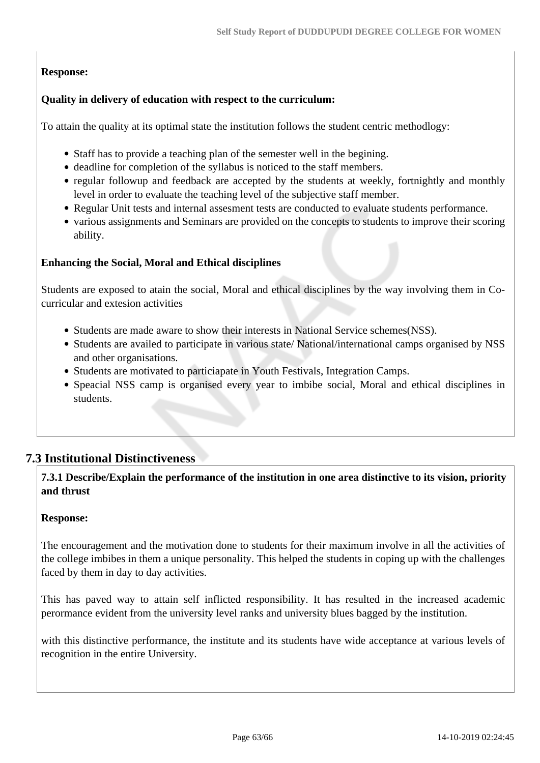**Response:**

**Quality in delivery of education with respect to the curriculum:**

To attain the quality at its optimal state the institution follows the student centric methodlogy:

- Staff has to provide a teaching plan of the semester well in the begining.
- deadline for completion of the syllabus is noticed to the staff members.
- regular followup and feedback are accepted by the students at weekly, fortnightly and monthly level in order to evaluate the teaching level of the subjective staff member.
- Regular Unit tests and internal assesment tests are conducted to evaluate students performance.
- various assignments and Seminars are provided on the concepts to students to improve their scoring ability.

**Enhancing the Social, Moral and Ethical disciplines**

Students are exposed to atain the social, Moral and ethical disciplines by the way involving them in Co-curricular and extesion activities

- Students are made aware to show their interests in National Service schemes(NSS).
- Students are availed to participate in various state/ National/international camps organised by NSS and other organisations.
- Students are motivated to particiapate in Youth Festivals, Integration Camps.
- Speacial NSS camp is organised every year to imbibe social, Moral and ethical disciplines in students.

## 7.3 Institutional Distinctiveness

**7.3.1 Describe/Explain the performance of the institution in one area distinctive to its vision, priority and thrust**

**Response:**

The encouragement and the motivation done to students for their maximum involve in all the activities of the college imbibes in them a unique personality. This helped the students in coping up with the challenges faced by them in day to day activities.

This has paved way to attain self inflicted responsibility. It has resulted in the increased academic perormance evident from the university level ranks and university blues bagged by the institution.

with this distinctive performance, the institute and its students have wide acceptance at various levels of recognition in the entire University.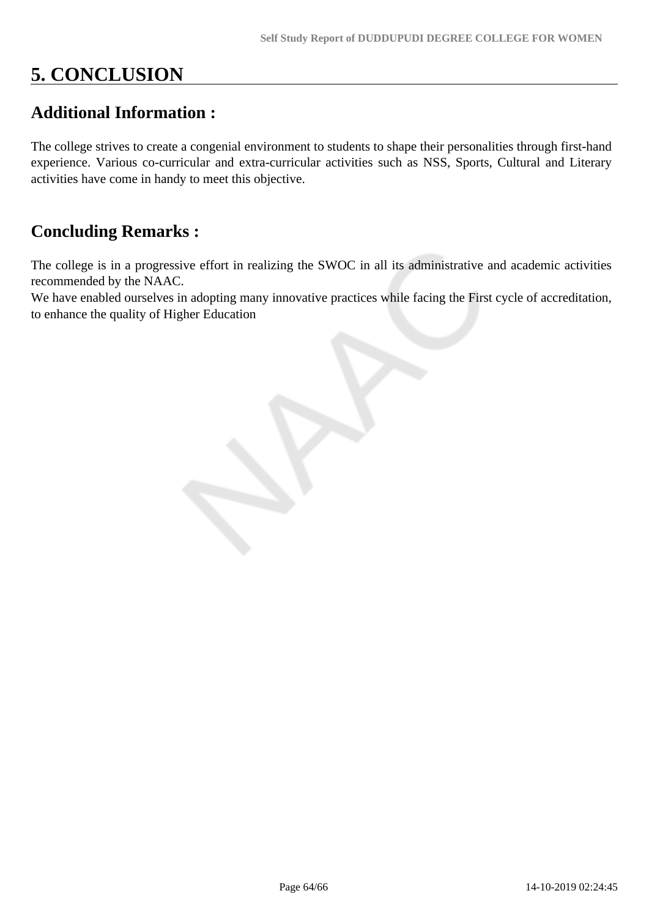# 5. CONCLUSION

## Additional Information :

The college strives to create a congenial environment to students to shape their personalities through first-hand experience. Various co-curricular and extra-curricular activities such as NSS, Sports, Cultural and Literary activities have come in handy to meet this objective.

## Concluding Remarks :

The college is in a progressive effort in realizing the SWOC in all its administrative and academic activities recommended by the NAAC.
We have enabled ourselves in adopting many innovative practices while facing the First cycle of accreditation, to enhance the quality of Higher Education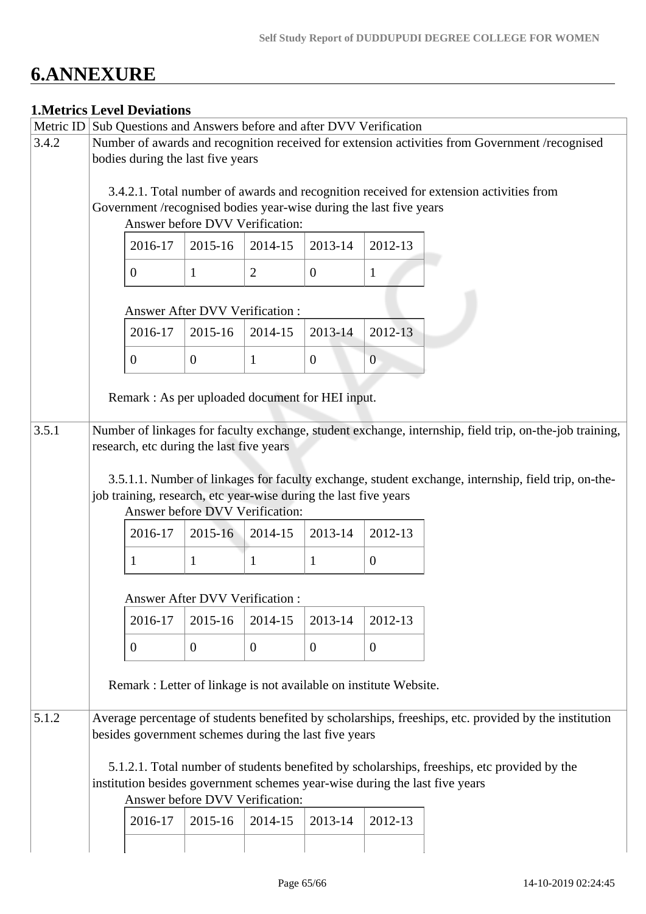# 6.ANNEXURE

## 1.Metrics Level Deviations

| Metric ID | Sub Questions and Answers before and after DVV Verification |
|---|---|
| 3.4.2 | Number of awards and recognition received for extension activities from Government /recognised bodies during the last five years |
| 3.5.1 | Number of linkages for faculty exchange, student exchange, internship, field trip, on-the-job training, research, etc during the last five years |
| 5.1.2 | Average percentage of students benefited by scholarships, freeships, etc. provided by the institution besides government schemes during the last five years |

### 3.4.2

Number of awards and recognition received for extension activities from Government /recognised bodies during the last five years

3.4.2.1. Total number of awards and recognition received for extension activities from Government /recognised bodies year-wise during the last five years

Answer before DVV Verification:

| 2016-17 | 2015-16 | 2014-15 | 2013-14 | 2012-13 |
|---|---|---|---|---|
| 0 | 1 | 2 | 0 | 1 |

Answer After DVV Verification :

| 2016-17 | 2015-16 | 2014-15 | 2013-14 | 2012-13 |
|---|---|---|---|---|
| 0 | 0 | 1 | 0 | 0 |

Remark : As per uploaded document for HEI input.

### 3.5.1

Number of linkages for faculty exchange, student exchange, internship, field trip, on-the-job training, research, etc during the last five years

3.5.1.1. Number of linkages for faculty exchange, student exchange, internship, field trip, on-the-job training, research, etc year-wise during the last five years

Answer before DVV Verification:

| 2016-17 | 2015-16 | 2014-15 | 2013-14 | 2012-13 |
|---|---|---|---|---|
| 1 | 1 | 1 | 1 | 0 |

Answer After DVV Verification :

| 2016-17 | 2015-16 | 2014-15 | 2013-14 | 2012-13 |
|---|---|---|---|---|
| 0 | 0 | 0 | 0 | 0 |

Remark : Letter of linkage is not available on institute Website.

### 5.1.2

Average percentage of students benefited by scholarships, freeships, etc. provided by the institution besides government schemes during the last five years

5.1.2.1. Total number of students benefited by scholarships, freeships, etc provided by the institution besides government schemes year-wise during the last five years

Answer before DVV Verification:

| 2016-17 | 2015-16 | 2014-15 | 2013-14 | 2012-13 |
|---|---|---|---|---|
| | | | | |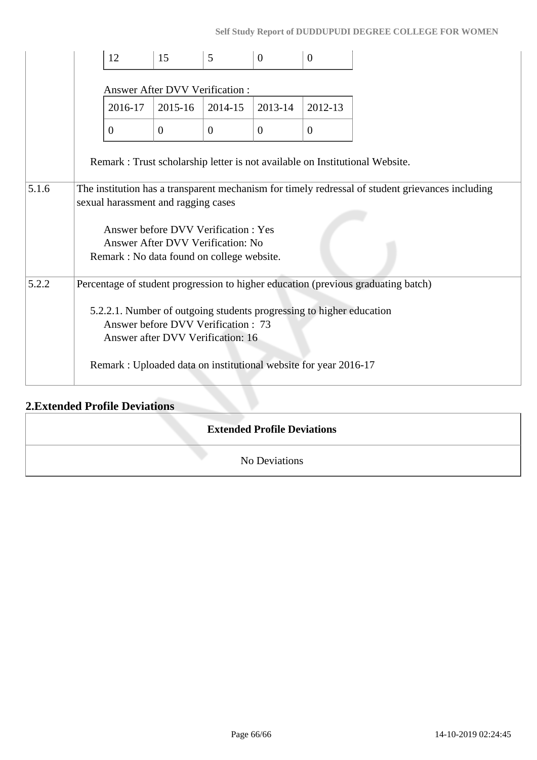| | |
|---|---|
| | \| 12 \| 15 \| 5 \| 0 \| 0 \|<br><br>Answer After DVV Verification :<br><br>\| 2016-17 \| 2015-16 \| 2014-15 \| 2013-14 \| 2012-13 \|<br>\| 0 \| 0 \| 0 \| 0 \| 0 \|<br><br>Remark : Trust scholarship letter is not available on Institutional Website. |
| 5.1.6 | The institution has a transparent mechanism for timely redressal of student grievances including sexual harassment and ragging cases<br><br>Answer before DVV Verification : Yes<br>Answer After DVV Verification: No<br>Remark : No data found on college website. |
| 5.2.2 | Percentage of student progression to higher education (previous graduating batch)<br><br>5.2.2.1. Number of outgoing students progressing to higher education<br>Answer before DVV Verification : 73<br>Answer after DVV Verification: 16<br><br>Remark : Uploaded data on institutional website for year 2016-17 |

## 2.Extended Profile Deviations

| Extended Profile Deviations |
|---|
| No Deviations |